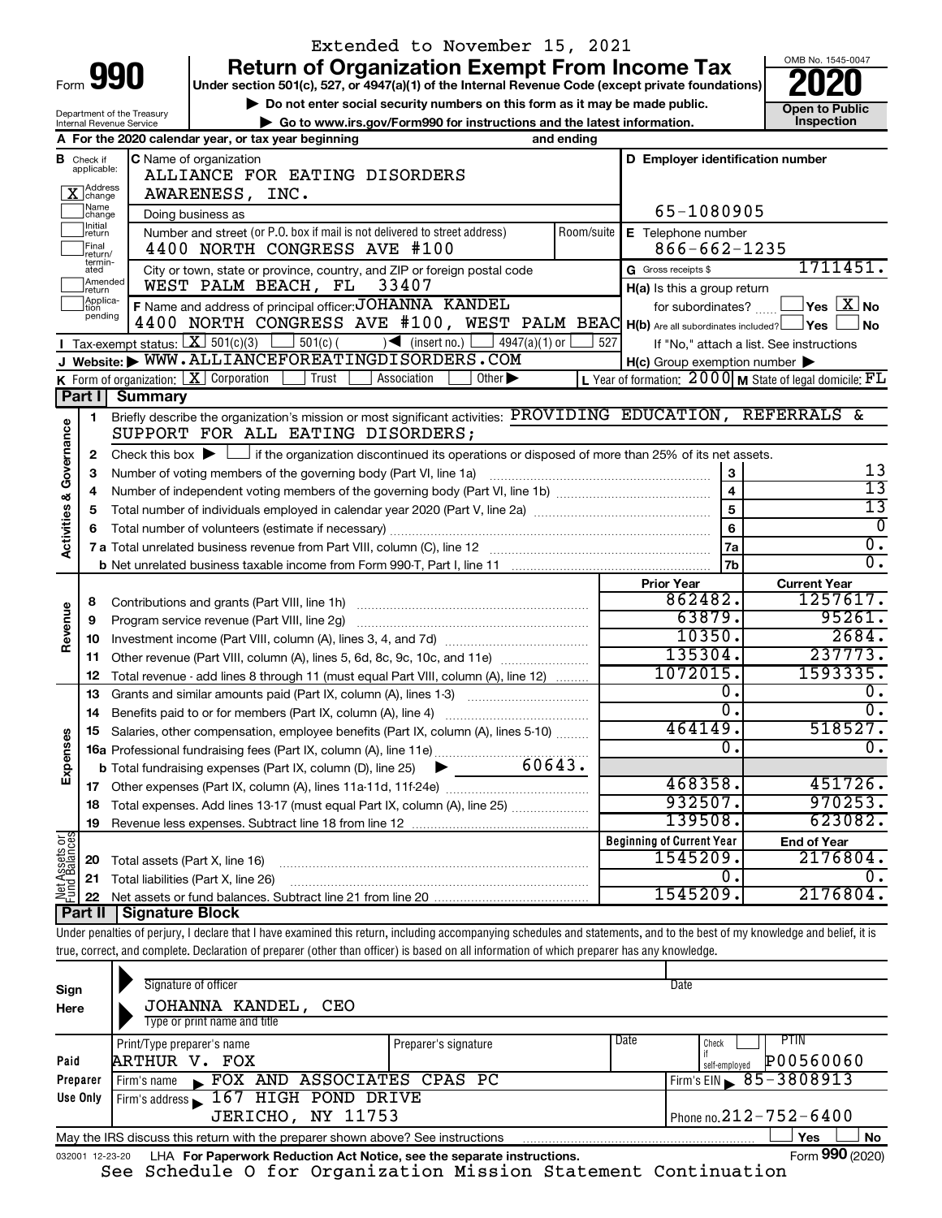Extended to November 15, 2021

# Form 990 — Return of Organization Exempt From Income Tax — 2020

Under section 501(c), 527, or 4947(a)(1) of the Internal Revenue Code (except private foundations)

▶ Do not enter social security numbers on this form as it may be made public.

▶ Go to www.irs.gov/Form990 for instructions and the latest information.

Department of the Treasury
Internal Revenue Service

OMB No. 1545-0047

**Open to Public Inspection**

**A** For the 2020 calendar year, or tax year beginning and ending

**B** Check if applicable:
- [X] Address change
- [ ] Name change
- [ ] Initial return
- [ ] Final return/terminated
- [ ] Amended return
- [ ] Application pending

**C** Name of organization: ALLIANCE FOR EATING DISORDERS AWARENESS, INC.

Doing business as

Number and street (or P.O. box if mail is not delivered to street address): 4400 NORTH CONGRESS AVE #100 — Room/suite

City or town, state or province, country, and ZIP or foreign postal code: WEST PALM BEACH, FL 33407

**D** Employer identification number: 65-1080905

**E** Telephone number: 866-662-1235

**G** Gross receipts $ 1711451.

**F** Name and address of principal officer: JOHANNA KANDEL
4400 NORTH CONGRESS AVE #100, WEST PALM BEAC

**H(a)** Is this a group return for subordinates? [ ] Yes [X] No

**H(b)** Are all subordinates included? [ ] Yes [ ] No
If "No," attach a list. See instructions

**H(c)** Group exemption number ▶

**I** Tax-exempt status: [X] 501(c)(3) [ ] 501(c) ( ) ◀ (insert no.) [ ] 4947(a)(1) or [ ] 527

**J** Website: ▶ WWW.ALLIANCEFOREATINGDISORDERS.COM

**K** Form of organization: [X] Corporation [ ] Trust [ ] Association [ ] Other ▶

**L** Year of formation: 2000 **M** State of legal domicile: FL

## Part I Summary

**Activities & Governance**

1. Briefly describe the organization's mission or most significant activities: PROVIDING EDUCATION, REFERRALS & SUPPORT FOR ALL EATING DISORDERS;
2. Check this box ▶ [ ] if the organization discontinued its operations or disposed of more than 25% of its net assets.

| Line | Description | | Value |
|---|---|---|---|
| 3 | Number of voting members of the governing body (Part VI, line 1a) | 3 | 13 |
| 4 | Number of independent voting members of the governing body (Part VI, line 1b) | 4 | 13 |
| 5 | Total number of individuals employed in calendar year 2020 (Part V, line 2a) | 5 | 13 |
| 6 | Total number of volunteers (estimate if necessary) | 6 | 0 |
| 7a | Total unrelated business revenue from Part VIII, column (C), line 12 | 7a | 0. |
| 7b | Net unrelated business taxable income from Form 990-T, Part I, line 11 | 7b | 0. |

**Revenue**

| Line | Description | Prior Year | Current Year |
|---|---|---|---|
| 8 | Contributions and grants (Part VIII, line 1h) | 862482. | 1257617. |
| 9 | Program service revenue (Part VIII, line 2g) | 63879. | 95261. |
| 10 | Investment income (Part VIII, column (A), lines 3, 4, and 7d) | 10350. | 2684. |
| 11 | Other revenue (Part VIII, column (A), lines 5, 6d, 8c, 9c, 10c, and 11e) | 135304. | 237773. |
| 12 | Total revenue - add lines 8 through 11 (must equal Part VIII, column (A), line 12) | 1072015. | 1593335. |

**Expenses**

| Line | Description | Prior Year | Current Year |
|---|---|---|---|
| 13 | Grants and similar amounts paid (Part IX, column (A), lines 1-3) | 0. | 0. |
| 14 | Benefits paid to or for members (Part IX, column (A), line 4) | 0. | 0. |
| 15 | Salaries, other compensation, employee benefits (Part IX, column (A), lines 5-10) | 464149. | 518527. |
| 16a | Professional fundraising fees (Part IX, column (A), line 11e) | 0. | 0. |
| b | Total fundraising expenses (Part IX, column (D), line 25) ▶ 60643. | | |
| 17 | Other expenses (Part IX, column (A), lines 11a-11d, 11f-24e) | 468358. | 451726. |
| 18 | Total expenses. Add lines 13-17 (must equal Part IX, column (A), line 25) | 932507. | 970253. |
| 19 | Revenue less expenses. Subtract line 18 from line 12 | 139508. | 623082. |

**Net Assets or Fund Balances**

| Line | Description | Beginning of Current Year | End of Year |
|---|---|---|---|
| 20 | Total assets (Part X, line 16) | 1545209. | 2176804. |
| 21 | Total liabilities (Part X, line 26) | 0. | 0. |
| 22 | Net assets or fund balances. Subtract line 21 from line 20 | 1545209. | 2176804. |

## Part II Signature Block

Under penalties of perjury, I declare that I have examined this return, including accompanying schedules and statements, and to the best of my knowledge and belief, it is true, correct, and complete. Declaration of preparer (other than officer) is based on all information of which preparer has any knowledge.

**Sign Here**

Signature of officer — Date

JOHANNA KANDEL, CEO
Type or print name and title

**Paid Preparer Use Only**

| Print/Type preparer's name | Preparer's signature | Date | Check if self-employed | PTIN |
|---|---|---|---|---|
| ARTHUR V. FOX | | | [ ] | P00560060 |

Firm's name ▶ FOX AND ASSOCIATES CPAS PC — Firm's EIN ▶ 85-3808913

Firm's address ▶ 167 HIGH POND DRIVE, JERICHO, NY 11753 — Phone no. 212-752-6400

May the IRS discuss this return with the preparer shown above? See instructions [ ] Yes [ ] No

032001 12-23-20 LHA For Paperwork Reduction Act Notice, see the separate instructions. Form **990** (2020)

See Schedule O for Organization Mission Statement Continuation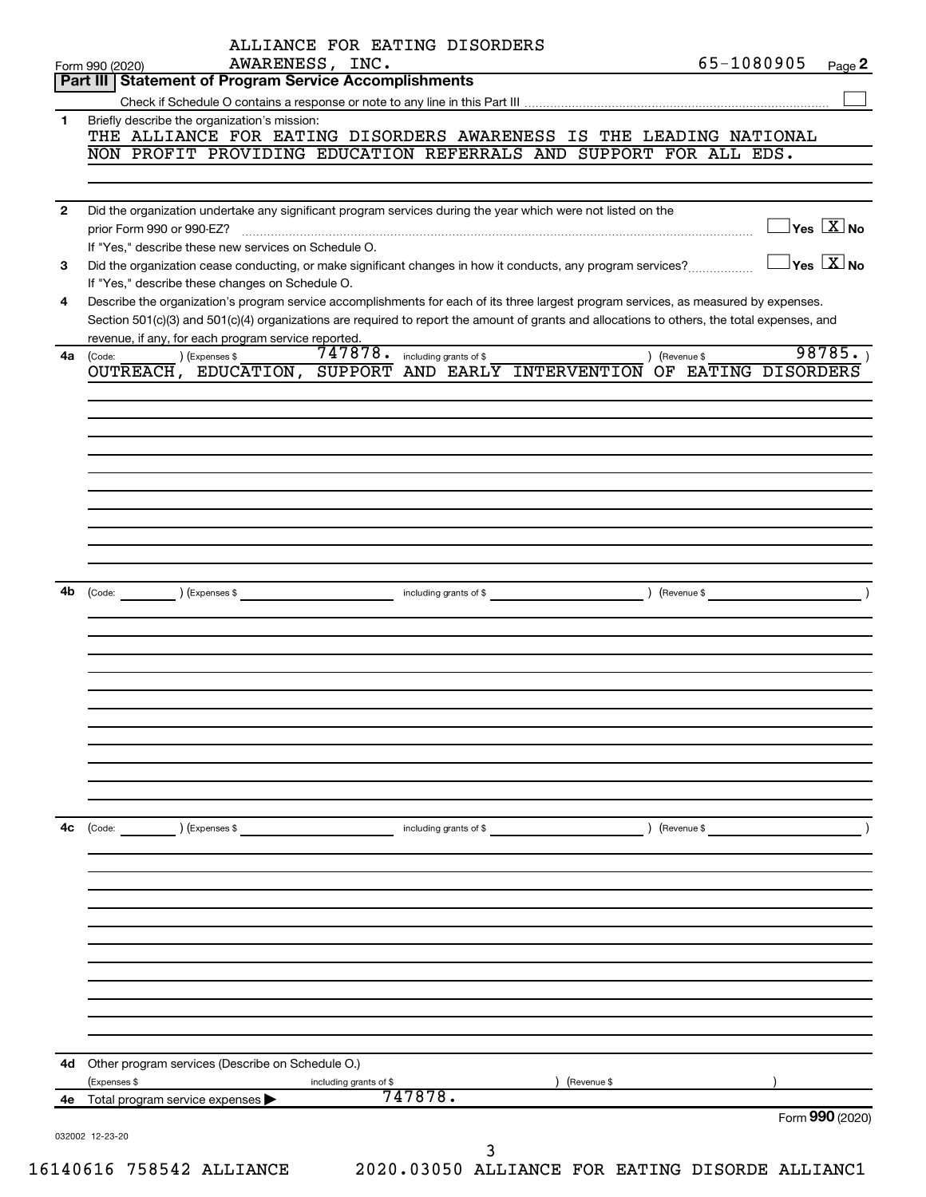ALLIANCE FOR EATING DISORDERS AWARENESS, INC. 65-1080905

Form 990 (2020) Page **2**

## Part III Statement of Program Service Accomplishments

Check if Schedule O contains a response or note to any line in this Part III ☐

**1** Briefly describe the organization's mission:

THE ALLIANCE FOR EATING DISORDERS AWARENESS IS THE LEADING NATIONAL NON PROFIT PROVIDING EDUCATION REFERRALS AND SUPPORT FOR ALL EDS.

**2** Did the organization undertake any significant program services during the year which were not listed on the prior Form 990 or 990-EZ? ☐ Yes ☒ No

If "Yes," describe these new services on Schedule O.

**3** Did the organization cease conducting, or make significant changes in how it conducts, any program services? ☐ Yes ☒ No

If "Yes," describe these changes on Schedule O.

**4** Describe the organization's program service accomplishments for each of its three largest program services, as measured by expenses. Section 501(c)(3) and 501(c)(4) organizations are required to report the amount of grants and allocations to others, the total expenses, and revenue, if any, for each program service reported.

**4a** (Code: ) (Expenses $ 747878. including grants of $ ) (Revenue $ 98785. )

OUTREACH, EDUCATION, SUPPORT AND EARLY INTERVENTION OF EATING DISORDERS

**4b** (Code: ) (Expenses $ including grants of $ ) (Revenue $ )

**4c** (Code: ) (Expenses $ including grants of $ ) (Revenue $ )

**4d** Other program services (Describe on Schedule O.)

(Expenses $ including grants of $ ) (Revenue $ )

**4e** Total program service expenses ▶ 747878.

Form **990** (2020)

032002 12-23-20

16140616 758542 ALLIANCE 2020.03050 ALLIANCE FOR EATING DISORDE ALLIANC1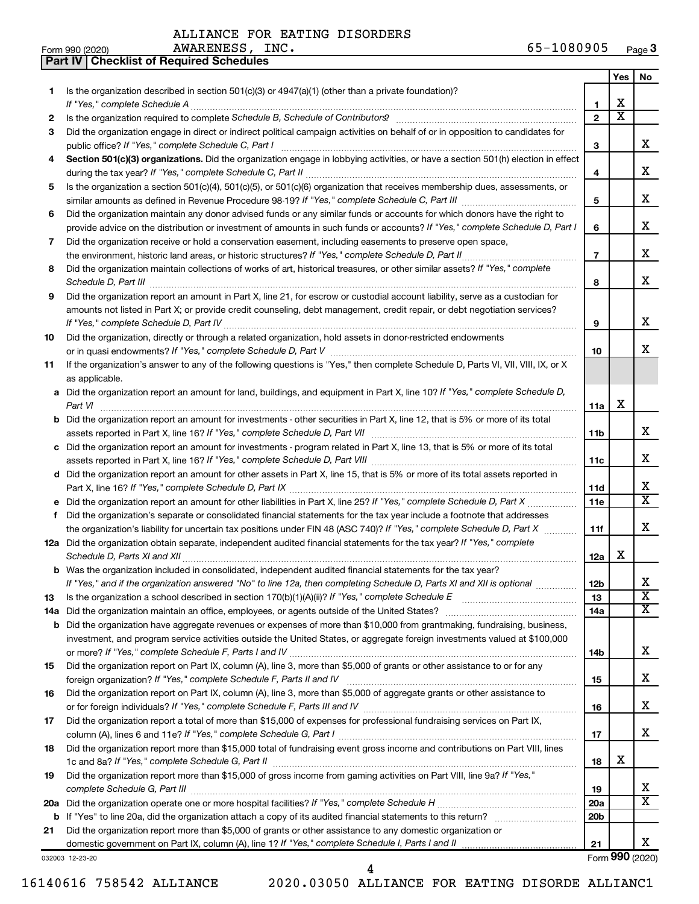ALLIANCE FOR EATING DISORDERS AWARENESS, INC. 65-1080905

Form 990 (2020)

## Part IV | Checklist of Required Schedules

| | | | Yes | No |
|---|---|---|---|---|
| 1 | Is the organization described in section 501(c)(3) or 4947(a)(1) (other than a private foundation)? *If "Yes," complete Schedule A* | 1 | X | |
| 2 | Is the organization required to complete *Schedule B, Schedule of Contributors*? | 2 | X | |
| 3 | Did the organization engage in direct or indirect political campaign activities on behalf of or in opposition to candidates for public office? *If "Yes," complete Schedule C, Part I* | 3 | | X |
| 4 | **Section 501(c)(3) organizations.** Did the organization engage in lobbying activities, or have a section 501(h) election in effect during the tax year? *If "Yes," complete Schedule C, Part II* | 4 | | X |
| 5 | Is the organization a section 501(c)(4), 501(c)(5), or 501(c)(6) organization that receives membership dues, assessments, or similar amounts as defined in Revenue Procedure 98-19? *If "Yes," complete Schedule C, Part III* | 5 | | X |
| 6 | Did the organization maintain any donor advised funds or any similar funds or accounts for which donors have the right to provide advice on the distribution or investment of amounts in such funds or accounts? *If "Yes," complete Schedule D, Part I* | 6 | | X |
| 7 | Did the organization receive or hold a conservation easement, including easements to preserve open space, the environment, historic land areas, or historic structures? *If "Yes," complete Schedule D, Part II* | 7 | | X |
| 8 | Did the organization maintain collections of works of art, historical treasures, or other similar assets? *If "Yes," complete Schedule D, Part III* | 8 | | X |
| 9 | Did the organization report an amount in Part X, line 21, for escrow or custodial account liability, serve as a custodian for amounts not listed in Part X; or provide credit counseling, debt management, credit repair, or debt negotiation services? *If "Yes," complete Schedule D, Part IV* | 9 | | X |
| 10 | Did the organization, directly or through a related organization, hold assets in donor-restricted endowments or in quasi endowments? *If "Yes," complete Schedule D, Part V* | 10 | | X |
| 11 | If the organization's answer to any of the following questions is "Yes," then complete Schedule D, Parts VI, VII, VIII, IX, or X as applicable. | | | |
| a | Did the organization report an amount for land, buildings, and equipment in Part X, line 10? *If "Yes," complete Schedule D, Part VI* | 11a | X | |
| b | Did the organization report an amount for investments - other securities in Part X, line 12, that is 5% or more of its total assets reported in Part X, line 16? *If "Yes," complete Schedule D, Part VII* | 11b | | X |
| c | Did the organization report an amount for investments - program related in Part X, line 13, that is 5% or more of its total assets reported in Part X, line 16? *If "Yes," complete Schedule D, Part VIII* | 11c | | X |
| d | Did the organization report an amount for other assets in Part X, line 15, that is 5% or more of its total assets reported in Part X, line 16? *If "Yes," complete Schedule D, Part IX* | 11d | | X |
| e | Did the organization report an amount for other liabilities in Part X, line 25? *If "Yes," complete Schedule D, Part X* | 11e | | X |
| f | Did the organization's separate or consolidated financial statements for the tax year include a footnote that addresses the organization's liability for uncertain tax positions under FIN 48 (ASC 740)? *If "Yes," complete Schedule D, Part X* | 11f | | X |
| 12a | Did the organization obtain separate, independent audited financial statements for the tax year? *If "Yes," complete Schedule D, Parts XI and XII* | 12a | X | |
| b | Was the organization included in consolidated, independent audited financial statements for the tax year? *If "Yes," and if the organization answered "No" to line 12a, then completing Schedule D, Parts XI and XII is optional* | 12b | | X |
| 13 | Is the organization a school described in section 170(b)(1)(A)(ii)? *If "Yes," complete Schedule E* | 13 | | X |
| 14a | Did the organization maintain an office, employees, or agents outside of the United States? | 14a | | X |
| b | Did the organization have aggregate revenues or expenses of more than $10,000 from grantmaking, fundraising, business, investment, and program service activities outside the United States, or aggregate foreign investments valued at $100,000 or more? *If "Yes," complete Schedule F, Parts I and IV* | 14b | | X |
| 15 | Did the organization report on Part IX, column (A), line 3, more than $5,000 of grants or other assistance to or for any foreign organization? *If "Yes," complete Schedule F, Parts II and IV* | 15 | | X |
| 16 | Did the organization report on Part IX, column (A), line 3, more than $5,000 of aggregate grants or other assistance to or for foreign individuals? *If "Yes," complete Schedule F, Parts III and IV* | 16 | | X |
| 17 | Did the organization report a total of more than $15,000 of expenses for professional fundraising services on Part IX, column (A), lines 6 and 11e? *If "Yes," complete Schedule G, Part I* | 17 | | X |
| 18 | Did the organization report more than $15,000 total of fundraising event gross income and contributions on Part VIII, lines 1c and 8a? *If "Yes," complete Schedule G, Part II* | 18 | X | |
| 19 | Did the organization report more than $15,000 of gross income from gaming activities on Part VIII, line 9a? *If "Yes," complete Schedule G, Part III* | 19 | | X |
| 20a | Did the organization operate one or more hospital facilities? *If "Yes," complete Schedule H* | 20a | | X |
| b | If "Yes" to line 20a, did the organization attach a copy of its audited financial statements to this return? | 20b | | |
| 21 | Did the organization report more than $5,000 of grants or other assistance to any domestic organization or domestic government on Part IX, column (A), line 1? *If "Yes," complete Schedule I, Parts I and II* | 21 | | X |

032003 12-23-20

Form **990** (2020)

16140616 758542 ALLIANCE 2020.03050 ALLIANCE FOR EATING DISORDE ALLIANC1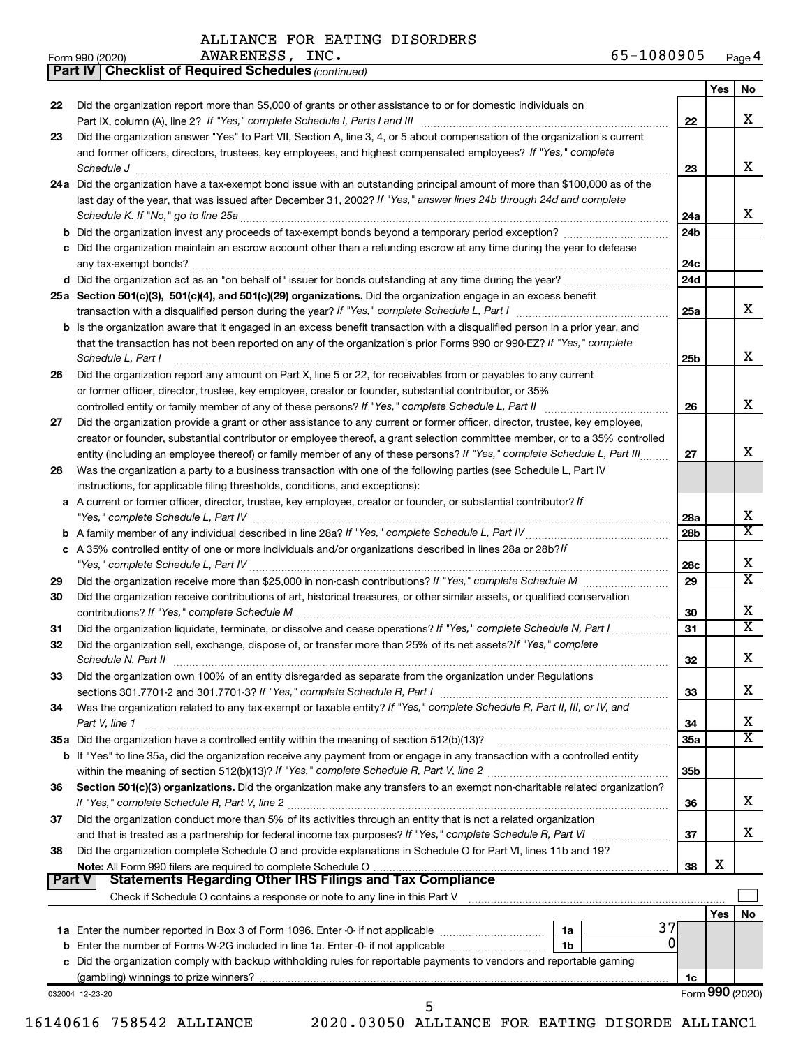ALLIANCE FOR EATING DISORDERS AWARENESS, INC. 65-1080905

Form 990 (2020) Page 4

**Part IV Checklist of Required Schedules** *(continued)*

| | | | Yes | No |
|---|---|---|---|---|
| 22 | Did the organization report more than $5,000 of grants or other assistance to or for domestic individuals on Part IX, column (A), line 2? *If "Yes," complete Schedule I, Parts I and III* | 22 | | X |
| 23 | Did the organization answer "Yes" to Part VII, Section A, line 3, 4, or 5 about compensation of the organization's current and former officers, directors, trustees, key employees, and highest compensated employees? *If "Yes," complete Schedule J* | 23 | | X |
| 24a | Did the organization have a tax-exempt bond issue with an outstanding principal amount of more than $100,000 as of the last day of the year, that was issued after December 31, 2002? *If "Yes," answer lines 24b through 24d and complete Schedule K. If "No," go to line 25a* | 24a | | X |
| b | Did the organization invest any proceeds of tax-exempt bonds beyond a temporary period exception? | 24b | | |
| c | Did the organization maintain an escrow account other than a refunding escrow at any time during the year to defease any tax-exempt bonds? | 24c | | |
| d | Did the organization act as an "on behalf of" issuer for bonds outstanding at any time during the year? | 24d | | |
| 25a | **Section 501(c)(3), 501(c)(4), and 501(c)(29) organizations.** Did the organization engage in an excess benefit transaction with a disqualified person during the year? *If "Yes," complete Schedule L, Part I* | 25a | | X |
| b | Is the organization aware that it engaged in an excess benefit transaction with a disqualified person in a prior year, and that the transaction has not been reported on any of the organization's prior Forms 990 or 990-EZ? *If "Yes," complete Schedule L, Part I* | 25b | | X |
| 26 | Did the organization report any amount on Part X, line 5 or 22, for receivables from or payables to any current or former officer, director, trustee, key employee, creator or founder, substantial contributor, or 35% controlled entity or family member of any of these persons? *If "Yes," complete Schedule L, Part II* | 26 | | X |
| 27 | Did the organization provide a grant or other assistance to any current or former officer, director, trustee, key employee, creator or founder, substantial contributor or employee thereof, a grant selection committee member, or to a 35% controlled entity (including an employee thereof) or family member of any of these persons? *If "Yes," complete Schedule L, Part III* | 27 | | X |
| 28 | Was the organization a party to a business transaction with one of the following parties (see Schedule L, Part IV instructions, for applicable filing thresholds, conditions, and exceptions): | | | |
| a | A current or former officer, director, trustee, key employee, creator or founder, or substantial contributor? *If "Yes," complete Schedule L, Part IV* | 28a | | X |
| b | A family member of any individual described in line 28a? *If "Yes," complete Schedule L, Part IV* | 28b | | X |
| c | A 35% controlled entity of one or more individuals and/or organizations described in lines 28a or 28b? *If "Yes," complete Schedule L, Part IV* | 28c | | X |
| 29 | Did the organization receive more than $25,000 in non-cash contributions? *If "Yes," complete Schedule M* | 29 | | X |
| 30 | Did the organization receive contributions of art, historical treasures, or other similar assets, or qualified conservation contributions? *If "Yes," complete Schedule M* | 30 | | X |
| 31 | Did the organization liquidate, terminate, or dissolve and cease operations? *If "Yes," complete Schedule N, Part I* | 31 | | X |
| 32 | Did the organization sell, exchange, dispose of, or transfer more than 25% of its net assets? *If "Yes," complete Schedule N, Part II* | 32 | | X |
| 33 | Did the organization own 100% of an entity disregarded as separate from the organization under Regulations sections 301.7701-2 and 301.7701-3? *If "Yes," complete Schedule R, Part I* | 33 | | X |
| 34 | Was the organization related to any tax-exempt or taxable entity? *If "Yes," complete Schedule R, Part II, III, or IV, and Part V, line 1* | 34 | | X |
| 35a | Did the organization have a controlled entity within the meaning of section 512(b)(13)? | 35a | | X |
| b | If "Yes" to line 35a, did the organization receive any payment from or engage in any transaction with a controlled entity within the meaning of section 512(b)(13)? *If "Yes," complete Schedule R, Part V, line 2* | 35b | | |
| 36 | **Section 501(c)(3) organizations.** Did the organization make any transfers to an exempt non-charitable related organization? *If "Yes," complete Schedule R, Part V, line 2* | 36 | | X |
| 37 | Did the organization conduct more than 5% of its activities through an entity that is not a related organization and that is treated as a partnership for federal income tax purposes? *If "Yes," complete Schedule R, Part VI* | 37 | | X |
| 38 | Did the organization complete Schedule O and provide explanations in Schedule O for Part VI, lines 11b and 19? **Note:** All Form 990 filers are required to complete Schedule O | 38 | X | |

**Part V Statements Regarding Other IRS Filings and Tax Compliance**

Check if Schedule O contains a response or note to any line in this Part V

| | | | | | Yes | No |
|---|---|---|---|---|---|---|
| 1a | Enter the number reported in Box 3 of Form 1096. Enter -0- if not applicable | 1a | 37 | | | |
| b | Enter the number of Forms W-2G included in line 1a. Enter -0- if not applicable | 1b | 0 | | | |
| c | Did the organization comply with backup withholding rules for reportable payments to vendors and reportable gaming (gambling) winnings to prize winners? | | | 1c | | |

032004 12-23-20

Form **990** (2020)

16140616 758542 ALLIANCE 2020.03050 ALLIANCE FOR EATING DISORDE ALLIANC1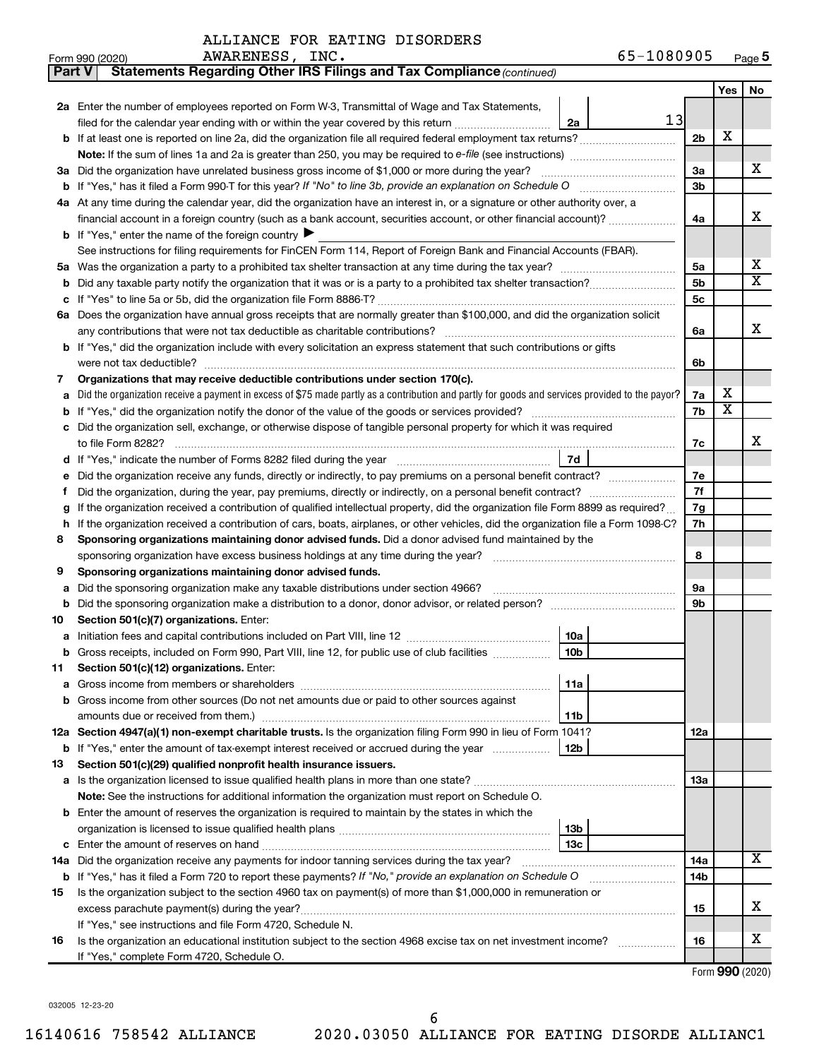ALLIANCE FOR EATING DISORDERS AWARENESS, INC. 65-1080905

Form 990 (2020) Page 5

**Part V Statements Regarding Other IRS Filings and Tax Compliance** *(continued)*

| | | | | | Yes | No |
|---|---|---|---|---|---|---|
| **2a** | Enter the number of employees reported on Form W-3, Transmittal of Wage and Tax Statements, filed for the calendar year ending with or within the year covered by this return | 2a | 13 | | | |
| **b** | If at least one is reported on line 2a, did the organization file all required federal employment tax returns? | | | 2b | X | |
| | **Note:** If the sum of lines 1a and 2a is greater than 250, you may be required to *e-file* (see instructions) | | | | | |
| **3a** | Did the organization have unrelated business gross income of $1,000 or more during the year? | | | 3a | | X |
| **b** | If "Yes," has it filed a Form 990-T for this year? *If "No" to line 3b, provide an explanation on Schedule O* | | | 3b | | |
| **4a** | At any time during the calendar year, did the organization have an interest in, or a signature or other authority over, a financial account in a foreign country (such as a bank account, securities account, or other financial account)? | | | 4a | | X |
| **b** | If "Yes," enter the name of the foreign country ▶ | | | | | |
| | See instructions for filing requirements for FinCEN Form 114, Report of Foreign Bank and Financial Accounts (FBAR). | | | | | |
| **5a** | Was the organization a party to a prohibited tax shelter transaction at any time during the tax year? | | | 5a | | X |
| **b** | Did any taxable party notify the organization that it was or is a party to a prohibited tax shelter transaction? | | | 5b | | X |
| **c** | If "Yes" to line 5a or 5b, did the organization file Form 8886-T? | | | 5c | | |
| **6a** | Does the organization have annual gross receipts that are normally greater than $100,000, and did the organization solicit any contributions that were not tax deductible as charitable contributions? | | | 6a | | X |
| **b** | If "Yes," did the organization include with every solicitation an express statement that such contributions or gifts were not tax deductible? | | | 6b | | |
| **7** | **Organizations that may receive deductible contributions under section 170(c).** | | | | | |
| **a** | Did the organization receive a payment in excess of $75 made partly as a contribution and partly for goods and services provided to the payor? | | | 7a | X | |
| **b** | If "Yes," did the organization notify the donor of the value of the goods or services provided? | | | 7b | X | |
| **c** | Did the organization sell, exchange, or otherwise dispose of tangible personal property for which it was required to file Form 8282? | | | 7c | | X |
| **d** | If "Yes," indicate the number of Forms 8282 filed during the year | 7d | | | | |
| **e** | Did the organization receive any funds, directly or indirectly, to pay premiums on a personal benefit contract? | | | 7e | | |
| **f** | Did the organization, during the year, pay premiums, directly or indirectly, on a personal benefit contract? | | | 7f | | |
| **g** | If the organization received a contribution of qualified intellectual property, did the organization file Form 8899 as required? | | | 7g | | |
| **h** | If the organization received a contribution of cars, boats, airplanes, or other vehicles, did the organization file a Form 1098-C? | | | 7h | | |
| **8** | **Sponsoring organizations maintaining donor advised funds.** Did a donor advised fund maintained by the sponsoring organization have excess business holdings at any time during the year? | | | 8 | | |
| **9** | **Sponsoring organizations maintaining donor advised funds.** | | | | | |
| **a** | Did the sponsoring organization make any taxable distributions under section 4966? | | | 9a | | |
| **b** | Did the sponsoring organization make a distribution to a donor, donor advisor, or related person? | | | 9b | | |
| **10** | **Section 501(c)(7) organizations.** Enter: | | | | | |
| **a** | Initiation fees and capital contributions included on Part VIII, line 12 | 10a | | | | |
| **b** | Gross receipts, included on Form 990, Part VIII, line 12, for public use of club facilities | 10b | | | | |
| **11** | **Section 501(c)(12) organizations.** Enter: | | | | | |
| **a** | Gross income from members or shareholders | 11a | | | | |
| **b** | Gross income from other sources (Do not net amounts due or paid to other sources against amounts due or received from them.) | 11b | | | | |
| **12a** | **Section 4947(a)(1) non-exempt charitable trusts.** Is the organization filing Form 990 in lieu of Form 1041? | | | 12a | | |
| **b** | If "Yes," enter the amount of tax-exempt interest received or accrued during the year | 12b | | | | |
| **13** | **Section 501(c)(29) qualified nonprofit health insurance issuers.** | | | | | |
| **a** | Is the organization licensed to issue qualified health plans in more than one state? | | | 13a | | |
| | **Note:** See the instructions for additional information the organization must report on Schedule O. | | | | | |
| **b** | Enter the amount of reserves the organization is required to maintain by the states in which the organization is licensed to issue qualified health plans | 13b | | | | |
| **c** | Enter the amount of reserves on hand | 13c | | | | |
| **14a** | Did the organization receive any payments for indoor tanning services during the tax year? | | | 14a | | X |
| **b** | If "Yes," has it filed a Form 720 to report these payments? *If "No," provide an explanation on Schedule O* | | | 14b | | |
| **15** | Is the organization subject to the section 4960 tax on payment(s) of more than $1,000,000 in remuneration or excess parachute payment(s) during the year? | | | 15 | | X |
| | If "Yes," see instructions and file Form 4720, Schedule N. | | | | | |
| **16** | Is the organization an educational institution subject to the section 4968 excise tax on net investment income? | | | 16 | | X |
| | If "Yes," complete Form 4720, Schedule O. | | | | | |

Form **990** (2020)

032005 12-23-20

16140616 758542 ALLIANCE 2020.03050 ALLIANCE FOR EATING DISORDE ALLIANC1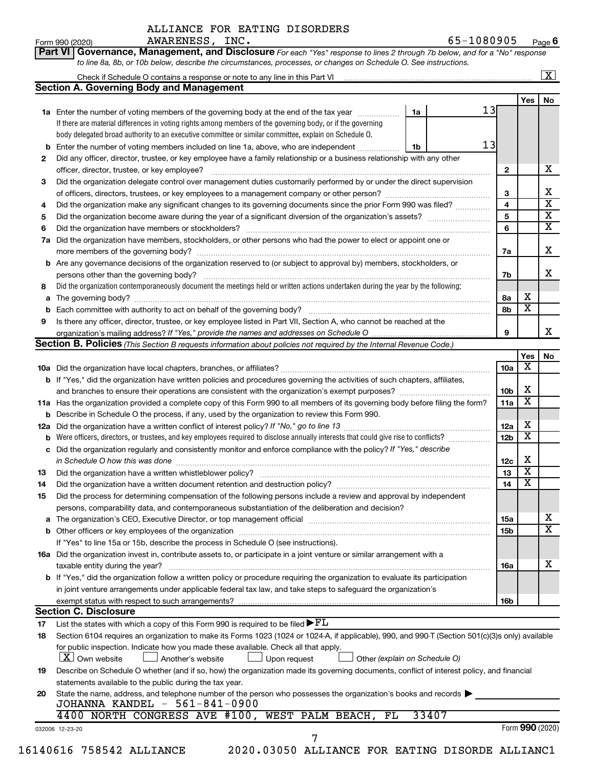ALLIANCE FOR EATING DISORDERS AWARENESS, INC. 65-1080905

Form 990 (2020) Page 6

**Part VI Governance, Management, and Disclosure** *For each "Yes" response to lines 2 through 7b below, and for a "No" response to line 8a, 8b, or 10b below, describe the circumstances, processes, or changes on Schedule O. See instructions.*

Check if Schedule O contains a response or note to any line in this Part VI ... [X]

## Section A. Governing Body and Management

| | | | | Yes | No |
|---|---|---|---|---|---|
| **1a** | Enter the number of voting members of the governing body at the end of the tax year ... **1a** 13. If there are material differences in voting rights among members of the governing body, or if the governing body delegated broad authority to an executive committee or similar committee, explain on Schedule O. | | | | |
| **b** | Enter the number of voting members included on line 1a, above, who are independent ... **1b** 13 | | | | |
| **2** | Did any officer, director, trustee, or key employee have a family relationship or a business relationship with any other officer, director, trustee, or key employee? | **2** | | | X |
| **3** | Did the organization delegate control over management duties customarily performed by or under the direct supervision of officers, directors, trustees, or key employees to a management company or other person? | **3** | | | X |
| **4** | Did the organization make any significant changes to its governing documents since the prior Form 990 was filed? | **4** | | | X |
| **5** | Did the organization become aware during the year of a significant diversion of the organization's assets? | **5** | | | X |
| **6** | Did the organization have members or stockholders? | **6** | | | X |
| **7a** | Did the organization have members, stockholders, or other persons who had the power to elect or appoint one or more members of the governing body? | **7a** | | | X |
| **b** | Are any governance decisions of the organization reserved to (or subject to approval by) members, stockholders, or persons other than the governing body? | **7b** | | | X |
| **8** | Did the organization contemporaneously document the meetings held or written actions undertaken during the year by the following: | | | | |
| **a** | The governing body? | **8a** | | X | |
| **b** | Each committee with authority to act on behalf of the governing body? | **8b** | | X | |
| **9** | Is there any officer, director, trustee, or key employee listed in Part VII, Section A, who cannot be reached at the organization's mailing address? *If "Yes," provide the names and addresses on Schedule O* | **9** | | | X |

## Section B. Policies *(This Section B requests information about policies not required by the Internal Revenue Code.)*

| | | | Yes | No |
|---|---|---|---|---|
| **10a** | Did the organization have local chapters, branches, or affiliates? | **10a** | X | |
| **b** | If "Yes," did the organization have written policies and procedures governing the activities of such chapters, affiliates, and branches to ensure their operations are consistent with the organization's exempt purposes? | **10b** | X | |
| **11a** | Has the organization provided a complete copy of this Form 990 to all members of its governing body before filing the form? | **11a** | X | |
| **b** | Describe in Schedule O the process, if any, used by the organization to review this Form 990. | | | |
| **12a** | Did the organization have a written conflict of interest policy? *If "No," go to line 13* | **12a** | X | |
| **b** | Were officers, directors, or trustees, and key employees required to disclose annually interests that could give rise to conflicts? | **12b** | X | |
| **c** | Did the organization regularly and consistently monitor and enforce compliance with the policy? *If "Yes," describe in Schedule O how this was done* | **12c** | X | |
| **13** | Did the organization have a written whistleblower policy? | **13** | X | |
| **14** | Did the organization have a written document retention and destruction policy? | **14** | X | |
| **15** | Did the process for determining compensation of the following persons include a review and approval by independent persons, comparability data, and contemporaneous substantiation of the deliberation and decision? | | | |
| **a** | The organization's CEO, Executive Director, or top management official | **15a** | | X |
| **b** | Other officers or key employees of the organization | **15b** | | X |
| | If "Yes" to line 15a or 15b, describe the process in Schedule O (see instructions). | | | |
| **16a** | Did the organization invest in, contribute assets to, or participate in a joint venture or similar arrangement with a taxable entity during the year? | **16a** | | X |
| **b** | If "Yes," did the organization follow a written policy or procedure requiring the organization to evaluate its participation in joint venture arrangements under applicable federal tax law, and take steps to safeguard the organization's exempt status with respect to such arrangements? | **16b** | | |

## Section C. Disclosure

**17** List the states with which a copy of this Form 990 is required to be filed ▶ FL

**18** Section 6104 requires an organization to make its Forms 1023 (1024 or 1024-A, if applicable), 990, and 990-T (Section 501(c)(3)s only) available for public inspection. Indicate how you made these available. Check all that apply.

[X] Own website [ ] Another's website [ ] Upon request [ ] Other *(explain on Schedule O)*

**19** Describe on Schedule O whether (and if so, how) the organization made its governing documents, conflict of interest policy, and financial statements available to the public during the tax year.

**20** State the name, address, and telephone number of the person who possesses the organization's books and records ▶

JOHANNA KANDEL - 561-841-0900
4400 NORTH CONGRESS AVE #100, WEST PALM BEACH, FL 33407

032006 12-23-20 Form **990** (2020)

16140616 758542 ALLIANCE 2020.03050 ALLIANCE FOR EATING DISORDE ALLIANC1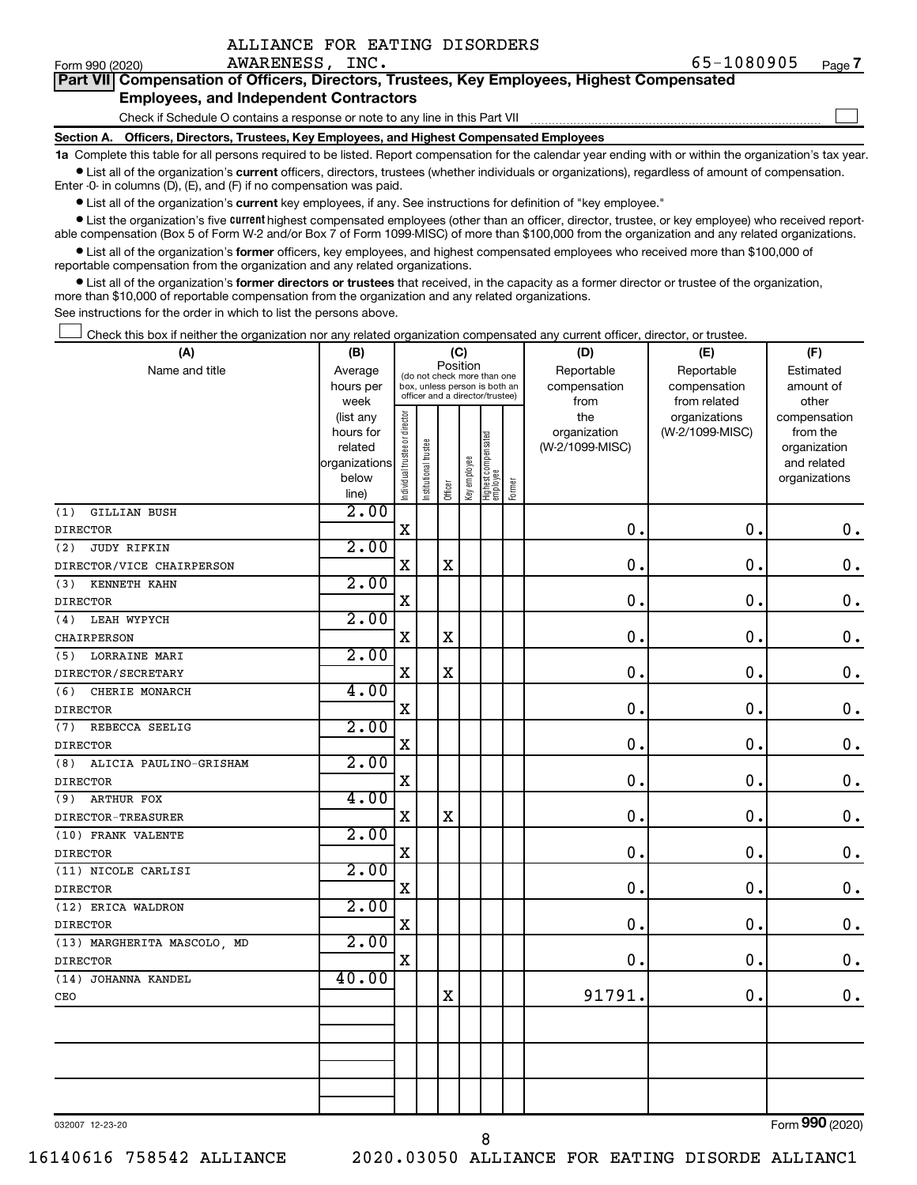ALLIANCE FOR EATING DISORDERS AWARENESS, INC. 65-1080905

Form 990 (2020)

## Part VII Compensation of Officers, Directors, Trustees, Key Employees, Highest Compensated Employees, and Independent Contractors

Check if Schedule O contains a response or note to any line in this Part VII

### Section A. Officers, Directors, Trustees, Key Employees, and Highest Compensated Employees

**1a** Complete this table for all persons required to be listed. Report compensation for the calendar year ending with or within the organization's tax year.

- List all of the organization's **current** officers, directors, trustees (whether individuals or organizations), regardless of amount of compensation. Enter -0- in columns (D), (E), and (F) if no compensation was paid.
- List all of the organization's **current** key employees, if any. See instructions for definition of "key employee."
- List the organization's five **current** highest compensated employees (other than an officer, director, trustee, or key employee) who received reportable compensation (Box 5 of Form W-2 and/or Box 7 of Form 1099-MISC) of more than $100,000 from the organization and any related organizations.
- List all of the organization's **former** officers, key employees, and highest compensated employees who received more than $100,000 of reportable compensation from the organization and any related organizations.
- List all of the organization's **former directors or trustees** that received, in the capacity as a former director or trustee of the organization, more than $10,000 of reportable compensation from the organization and any related organizations.

See instructions for the order in which to list the persons above.

Check this box if neither the organization nor any related organization compensated any current officer, director, or trustee.

| (A) Name and title | (B) Average hours per week (list any hours for related organizations below line) | (C) Position: Individual trustee or director | Institutional trustee | Officer | Key employee | Highest compensated employee | Former | (D) Reportable compensation from the organization (W-2/1099-MISC) | (E) Reportable compensation from related organizations (W-2/1099-MISC) | (F) Estimated amount of other compensation from the organization and related organizations |
|---|---|---|---|---|---|---|---|---|---|---|
| (1) GILLIAN BUSH<br>DIRECTOR | 2.00 | X | | | | | | 0. | 0. | 0. |
| (2) JUDY RIFKIN<br>DIRECTOR/VICE CHAIRPERSON | 2.00 | X | | X | | | | 0. | 0. | 0. |
| (3) KENNETH KAHN<br>DIRECTOR | 2.00 | X | | | | | | 0. | 0. | 0. |
| (4) LEAH WYPYCH<br>CHAIRPERSON | 2.00 | X | | X | | | | 0. | 0. | 0. |
| (5) LORRAINE MARI<br>DIRECTOR/SECRETARY | 2.00 | X | | X | | | | 0. | 0. | 0. |
| (6) CHERIE MONARCH<br>DIRECTOR | 4.00 | X | | | | | | 0. | 0. | 0. |
| (7) REBECCA SEELIG<br>DIRECTOR | 2.00 | X | | | | | | 0. | 0. | 0. |
| (8) ALICIA PAULINO-GRISHAM<br>DIRECTOR | 2.00 | X | | | | | | 0. | 0. | 0. |
| (9) ARTHUR FOX<br>DIRECTOR-TREASURER | 4.00 | X | | X | | | | 0. | 0. | 0. |
| (10) FRANK VALENTE<br>DIRECTOR | 2.00 | X | | | | | | 0. | 0. | 0. |
| (11) NICOLE CARLISI<br>DIRECTOR | 2.00 | X | | | | | | 0. | 0. | 0. |
| (12) ERICA WALDRON<br>DIRECTOR | 2.00 | X | | | | | | 0. | 0. | 0. |
| (13) MARGHERITA MASCOLO, MD<br>DIRECTOR | 2.00 | X | | | | | | 0. | 0. | 0. |
| (14) JOHANNA KANDEL<br>CEO | 40.00 | | | X | | | | 91791. | 0. | 0. |
| | | | | | | | | | | |
| | | | | | | | | | | |
| | | | | | | | | | | |

032007 12-23-20

Form 990 (2020)

16140616 758542 ALLIANCE 2020.03050 ALLIANCE FOR EATING DISORDE ALLIANC1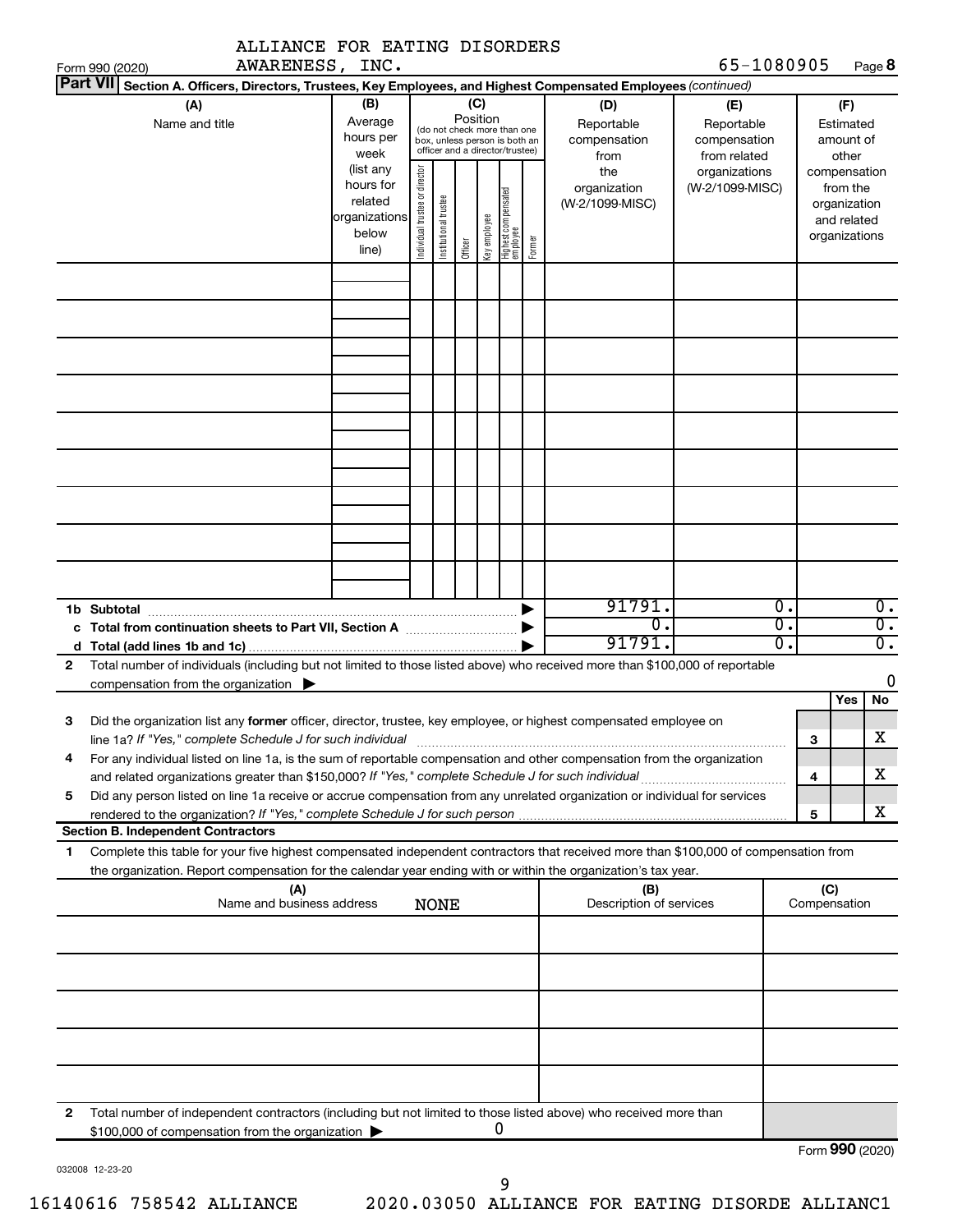ALLIANCE FOR EATING DISORDERS AWARENESS, INC.

Form 990 (2020) 65-1080905 Page **8**

**Part VII** Section A. Officers, Directors, Trustees, Key Employees, and Highest Compensated Employees *(continued)*

| (A) Name and title | (B) Average hours per week (list any hours for related organizations below line) | (C) Position (do not check more than one box, unless person is both an officer and a director/trustee): Individual trustee or director | Institutional trustee | Officer | Key employee | Highest compensated employee | Former | (D) Reportable compensation from the organization (W-2/1099-MISC) | (E) Reportable compensation from related organizations (W-2/1099-MISC) | (F) Estimated amount of other compensation from the organization and related organizations |
|---|---|---|---|---|---|---|---|---|---|---|
| | | | | | | | | | | |
| | | | | | | | | | | |
| | | | | | | | | | | |
| | | | | | | | | | | |
| | | | | | | | | | | |
| | | | | | | | | | | |
| | | | | | | | | | | |
| | | | | | | | | | | |
| | | | | | | | | | | |
| **1b Subtotal** | | | | | | | ▶ | 91791. | 0. | 0. |
| **c Total from continuation sheets to Part VII, Section A** | | | | | | | ▶ | 0. | 0. | 0. |
| **d Total (add lines 1b and 1c)** | | | | | | | ▶ | 91791. | 0. | 0. |

**2** Total number of individuals (including but not limited to those listed above) who received more than $100,000 of reportable compensation from the organization ▶ 0

| | | | Yes | No |
|---|---|---|---|---|
| **3** | Did the organization list any **former** officer, director, trustee, key employee, or highest compensated employee on line 1a? *If "Yes," complete Schedule J for such individual* | 3 | | X |
| **4** | For any individual listed on line 1a, is the sum of reportable compensation and other compensation from the organization and related organizations greater than $150,000? *If "Yes," complete Schedule J for such individual* | 4 | | X |
| **5** | Did any person listed on line 1a receive or accrue compensation from any unrelated organization or individual for services rendered to the organization? *If "Yes," complete Schedule J for such person* | 5 | | X |

**Section B. Independent Contractors**

**1** Complete this table for your five highest compensated independent contractors that received more than $100,000 of compensation from the organization. Report compensation for the calendar year ending with or within the organization's tax year.

| (A) Name and business address NONE | (B) Description of services | (C) Compensation |
|---|---|---|
| | | |
| | | |
| | | |
| | | |
| | | |

**2** Total number of independent contractors (including but not limited to those listed above) who received more than $100,000 of compensation from the organization ▶ 0

Form **990** (2020)

032008 12-23-20

16140616 758542 ALLIANCE 2020.03050 ALLIANCE FOR EATING DISORDE ALLIANC1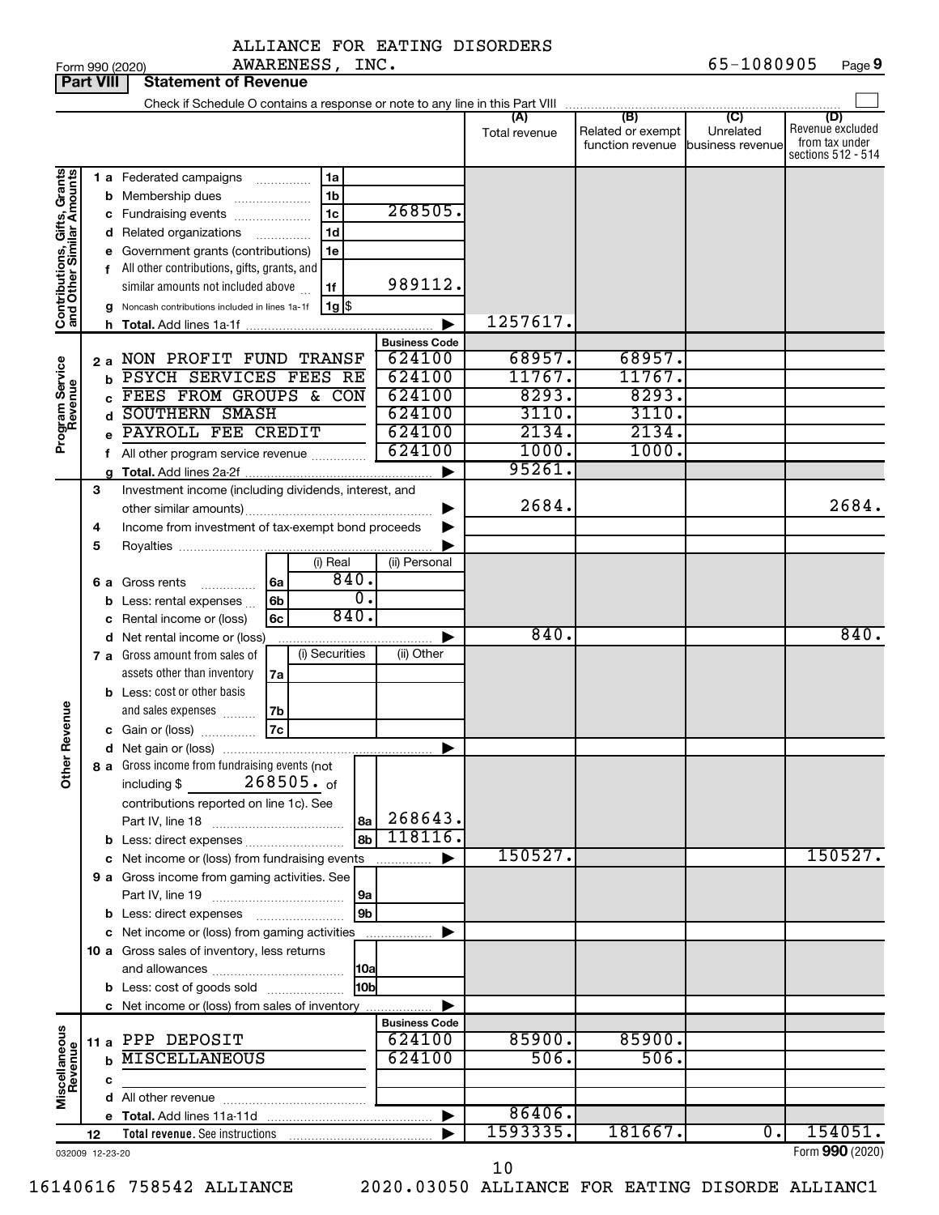ALLIANCE FOR EATING DISORDERS AWARENESS, INC. 65-1080905

Form 990 (2020) Page 9

**Part VIII Statement of Revenue**

Check if Schedule O contains a response or note to any line in this Part VIII

| | | | | (A) Total revenue | (B) Related or exempt function revenue | (C) Unrelated business revenue | (D) Revenue excluded from tax under sections 512 - 514 |
|---|---|---|---|---|---|---|---|
| **Contributions, Gifts, Grants and Other Similar Amounts** | 1 a Federated campaigns | 1a | | | | | |
| | b Membership dues | 1b | | | | | |
| | c Fundraising events | 1c | 268505. | | | | |
| | d Related organizations | 1d | | | | | |
| | e Government grants (contributions) | 1e | | | | | |
| | f All other contributions, gifts, grants, and similar amounts not included above | 1f | 989112. | | | | |
| | g Noncash contributions included in lines 1a-1f | 1g $ | | | | | |
| | h Total. Add lines 1a-1f | | | 1257617. | | | |
| | | | **Business Code** | | | | |
| **Program Service Revenue** | 2 a NON PROFIT FUND TRANSF | | 624100 | 68957. | 68957. | | |
| | b PSYCH SERVICES FEES RE | | 624100 | 11767. | 11767. | | |
| | c FEES FROM GROUPS & CON | | 624100 | 8293. | 8293. | | |
| | d SOUTHERN SMASH | | 624100 | 3110. | 3110. | | |
| | e PAYROLL FEE CREDIT | | 624100 | 2134. | 2134. | | |
| | f All other program service revenue | | 624100 | 1000. | 1000. | | |
| | g Total. Add lines 2a-2f | | | 95261. | | | |
| **Other Revenue** | 3 Investment income (including dividends, interest, and other similar amounts) | | | 2684. | | | 2684. |
| | 4 Income from investment of tax-exempt bond proceeds | | | | | | |
| | 5 Royalties | | | | | | |
| | | | (i) Real / (ii) Personal | | | | |
| | 6 a Gross rents | 6a | 840. / | | | | |
| | b Less: rental expenses | 6b | 0. / | | | | |
| | c Rental income or (loss) | 6c | 840. / | | | | |
| | d Net rental income or (loss) | | | 840. | | | 840. |
| | | | (i) Securities / (ii) Other | | | | |
| | 7 a Gross amount from sales of assets other than inventory | 7a | | | | | |
| | b Less: cost or other basis and sales expenses | 7b | | | | | |
| | c Gain or (loss) | 7c | | | | | |
| | d Net gain or (loss) | | | | | | |
| | 8 a Gross income from fundraising events (not including $ 268505. of contributions reported on line 1c). See Part IV, line 18 | 8a | 268643. | | | | |
| | b Less: direct expenses | 8b | 118116. | | | | |
| | c Net income or (loss) from fundraising events | | | 150527. | | | 150527. |
| | 9 a Gross income from gaming activities. See Part IV, line 19 | 9a | | | | | |
| | b Less: direct expenses | 9b | | | | | |
| | c Net income or (loss) from gaming activities | | | | | | |
| | 10 a Gross sales of inventory, less returns and allowances | 10a | | | | | |
| | b Less: cost of goods sold | 10b | | | | | |
| | c Net income or (loss) from sales of inventory | | | | | | |
| | | | **Business Code** | | | | |
| **Miscellaneous Revenue** | 11 a PPP DEPOSIT | | 624100 | 85900. | 85900. | | |
| | b MISCELLANEOUS | | 624100 | 506. | 506. | | |
| | c | | | | | | |
| | d All other revenue | | | | | | |
| | e Total. Add lines 11a-11d | | | 86406. | | | |
| | 12 Total revenue. See instructions | | | 1593335. | 181667. | 0. | 154051. |

032009 12-23-20 Form 990 (2020)

16140616 758542 ALLIANCE 2020.03050 ALLIANCE FOR EATING DISORDE ALLIANC1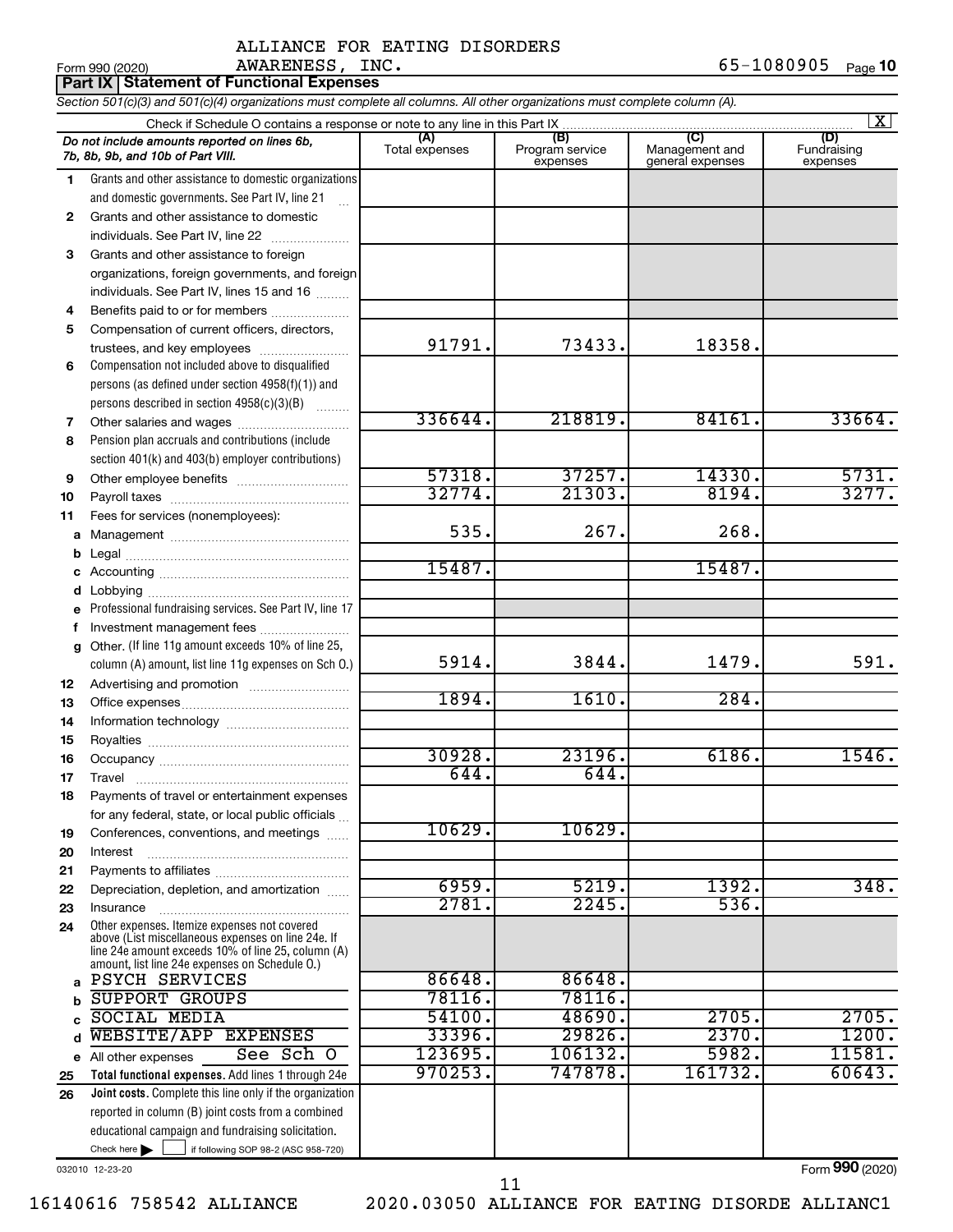ALLIANCE FOR EATING DISORDERS AWARENESS, INC.

Form 990 (2020) 65-1080905 Page **10**

**Part IX Statement of Functional Expenses**

*Section 501(c)(3) and 501(c)(4) organizations must complete all columns. All other organizations must complete column (A).*

Check if Schedule O contains a response or note to any line in this Part IX [X]

| | *Do not include amounts reported on lines 6b, 7b, 8b, 9b, and 10b of Part VIII.* | (A) Total expenses | (B) Program service expenses | (C) Management and general expenses | (D) Fundraising expenses |
|---|---|---|---|---|---|
| 1 | Grants and other assistance to domestic organizations and domestic governments. See Part IV, line 21 | | | | |
| 2 | Grants and other assistance to domestic individuals. See Part IV, line 22 | | | | |
| 3 | Grants and other assistance to foreign organizations, foreign governments, and foreign individuals. See Part IV, lines 15 and 16 | | | | |
| 4 | Benefits paid to or for members | | | | |
| 5 | Compensation of current officers, directors, trustees, and key employees | 91791. | 73433. | 18358. | |
| 6 | Compensation not included above to disqualified persons (as defined under section 4958(f)(1)) and persons described in section 4958(c)(3)(B) | | | | |
| 7 | Other salaries and wages | 336644. | 218819. | 84161. | 33664. |
| 8 | Pension plan accruals and contributions (include section 401(k) and 403(b) employer contributions) | | | | |
| 9 | Other employee benefits | 57318. | 37257. | 14330. | 5731. |
| 10 | Payroll taxes | 32774. | 21303. | 8194. | 3277. |
| 11 | Fees for services (nonemployees): | | | | |
| a | Management | 535. | 267. | 268. | |
| b | Legal | | | | |
| c | Accounting | 15487. | | 15487. | |
| d | Lobbying | | | | |
| e | Professional fundraising services. See Part IV, line 17 | | | | |
| f | Investment management fees | | | | |
| g | Other. (If line 11g amount exceeds 10% of line 25, column (A) amount, list line 11g expenses on Sch O.) | 5914. | 3844. | 1479. | 591. |
| 12 | Advertising and promotion | | | | |
| 13 | Office expenses | 1894. | 1610. | 284. | |
| 14 | Information technology | | | | |
| 15 | Royalties | | | | |
| 16 | Occupancy | 30928. | 23196. | 6186. | 1546. |
| 17 | Travel | 644. | 644. | | |
| 18 | Payments of travel or entertainment expenses for any federal, state, or local public officials | | | | |
| 19 | Conferences, conventions, and meetings | 10629. | 10629. | | |
| 20 | Interest | | | | |
| 21 | Payments to affiliates | | | | |
| 22 | Depreciation, depletion, and amortization | 6959. | 5219. | 1392. | 348. |
| 23 | Insurance | 2781. | 2245. | 536. | |
| 24 | Other expenses. Itemize expenses not covered above (List miscellaneous expenses on line 24e. If line 24e amount exceeds 10% of line 25, column (A) amount, list line 24e expenses on Schedule O.) | | | | |
| a | PSYCH SERVICES | 86648. | 86648. | | |
| b | SUPPORT GROUPS | 78116. | 78116. | | |
| c | SOCIAL MEDIA | 54100. | 48690. | 2705. | 2705. |
| d | WEBSITE/APP EXPENSES | 33396. | 29826. | 2370. | 1200. |
| e | All other expenses See Sch O | 123695. | 106132. | 5982. | 11581. |
| 25 | **Total functional expenses.** Add lines 1 through 24e | 970253. | 747878. | 161732. | 60643. |
| 26 | **Joint costs.** Complete this line only if the organization reported in column (B) joint costs from a combined educational campaign and fundraising solicitation. Check here [ ] if following SOP 98-2 (ASC 958-720) | | | | |

032010 12-23-20

Form **990** (2020)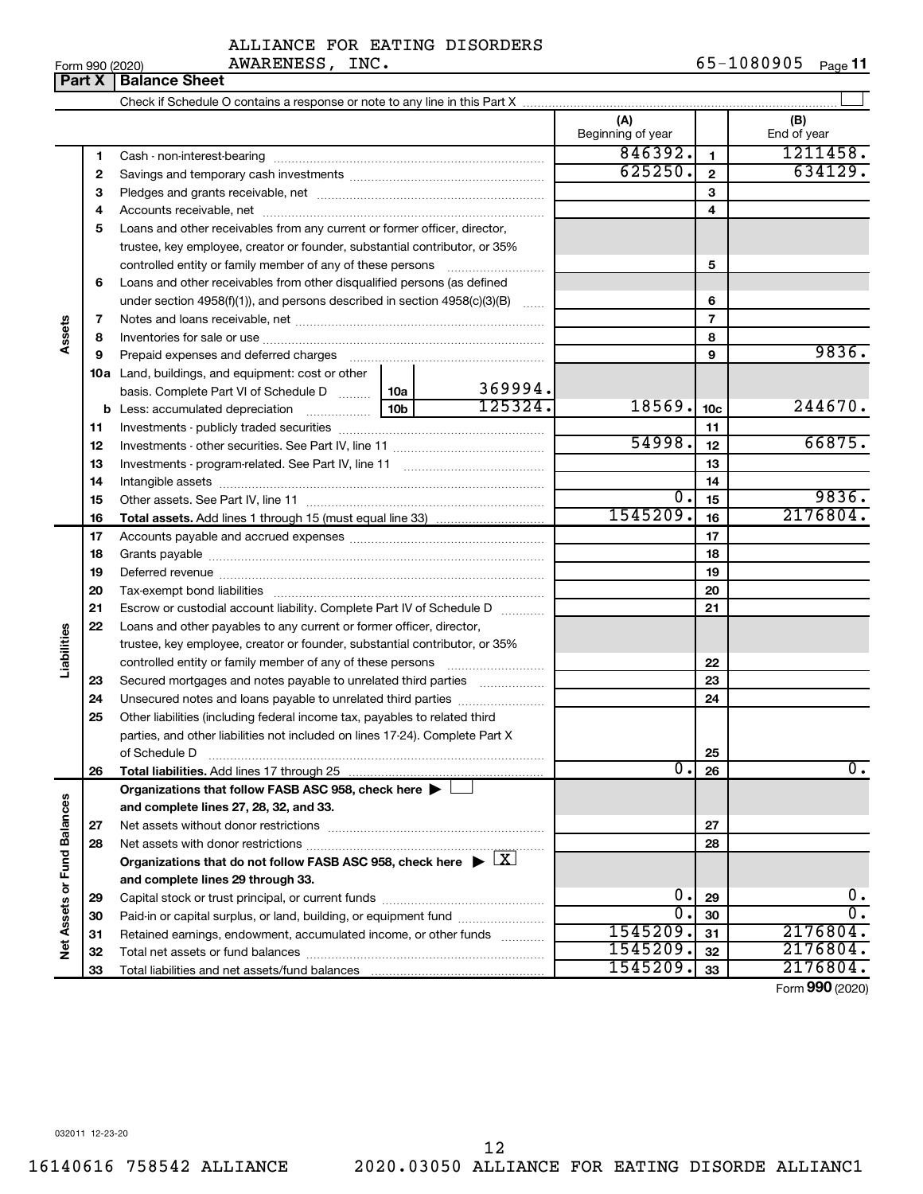ALLIANCE FOR EATING DISORDERS AWARENESS, INC.

Form 990 (2020) 65-1080905 Page 11

## Part X | Balance Sheet

Check if Schedule O contains a response or note to any line in this Part X ☐

| | | Description | | | (A) Beginning of year | | (B) End of year |
|---|---|---|---|---|---|---|---|
| Assets | 1 | Cash - non-interest-bearing | | | 846392. | 1 | 1211458. |
| | 2 | Savings and temporary cash investments | | | 625250. | 2 | 634129. |
| | 3 | Pledges and grants receivable, net | | | | 3 | |
| | 4 | Accounts receivable, net | | | | 4 | |
| | 5 | Loans and other receivables from any current or former officer, director, trustee, key employee, creator or founder, substantial contributor, or 35% controlled entity or family member of any of these persons | | | | 5 | |
| | 6 | Loans and other receivables from other disqualified persons (as defined under section 4958(f)(1)), and persons described in section 4958(c)(3)(B) | | | | 6 | |
| | 7 | Notes and loans receivable, net | | | | 7 | |
| | 8 | Inventories for sale or use | | | | 8 | |
| | 9 | Prepaid expenses and deferred charges | | | | 9 | 9836. |
| | 10a | Land, buildings, and equipment: cost or other basis. Complete Part VI of Schedule D | 10a | 369994. | | | |
| | b | Less: accumulated depreciation | 10b | 125324. | 18569. | 10c | 244670. |
| | 11 | Investments - publicly traded securities | | | | 11 | |
| | 12 | Investments - other securities. See Part IV, line 11 | | | 54998. | 12 | 66875. |
| | 13 | Investments - program-related. See Part IV, line 11 | | | | 13 | |
| | 14 | Intangible assets | | | | 14 | |
| | 15 | Other assets. See Part IV, line 11 | | | 0. | 15 | 9836. |
| | 16 | **Total assets.** Add lines 1 through 15 (must equal line 33) | | | 1545209. | 16 | 2176804. |
| Liabilities | 17 | Accounts payable and accrued expenses | | | | 17 | |
| | 18 | Grants payable | | | | 18 | |
| | 19 | Deferred revenue | | | | 19 | |
| | 20 | Tax-exempt bond liabilities | | | | 20 | |
| | 21 | Escrow or custodial account liability. Complete Part IV of Schedule D | | | | 21 | |
| | 22 | Loans and other payables to any current or former officer, director, trustee, key employee, creator or founder, substantial contributor, or 35% controlled entity or family member of any of these persons | | | | 22 | |
| | 23 | Secured mortgages and notes payable to unrelated third parties | | | | 23 | |
| | 24 | Unsecured notes and loans payable to unrelated third parties | | | | 24 | |
| | 25 | Other liabilities (including federal income tax, payables to related third parties, and other liabilities not included on lines 17-24). Complete Part X of Schedule D | | | | 25 | |
| | 26 | **Total liabilities.** Add lines 17 through 25 | | | 0. | 26 | 0. |
| Net Assets or Fund Balances | | **Organizations that follow FASB ASC 958, check here** ▶ ☐ **and complete lines 27, 28, 32, and 33.** | | | | | |
| | 27 | Net assets without donor restrictions | | | | 27 | |
| | 28 | Net assets with donor restrictions | | | | 28 | |
| | | **Organizations that do not follow FASB ASC 958, check here** ▶ ☒ **and complete lines 29 through 33.** | | | | | |
| | 29 | Capital stock or trust principal, or current funds | | | 0. | 29 | 0. |
| | 30 | Paid-in or capital surplus, or land, building, or equipment fund | | | 0. | 30 | 0. |
| | 31 | Retained earnings, endowment, accumulated income, or other funds | | | 1545209. | 31 | 2176804. |
| | 32 | Total net assets or fund balances | | | 1545209. | 32 | 2176804. |
| | 33 | Total liabilities and net assets/fund balances | | | 1545209. | 33 | 2176804. |

Form **990** (2020)

032011 12-23-20

16140616 758542 ALLIANCE 2020.03050 ALLIANCE FOR EATING DISORDE ALLIANC1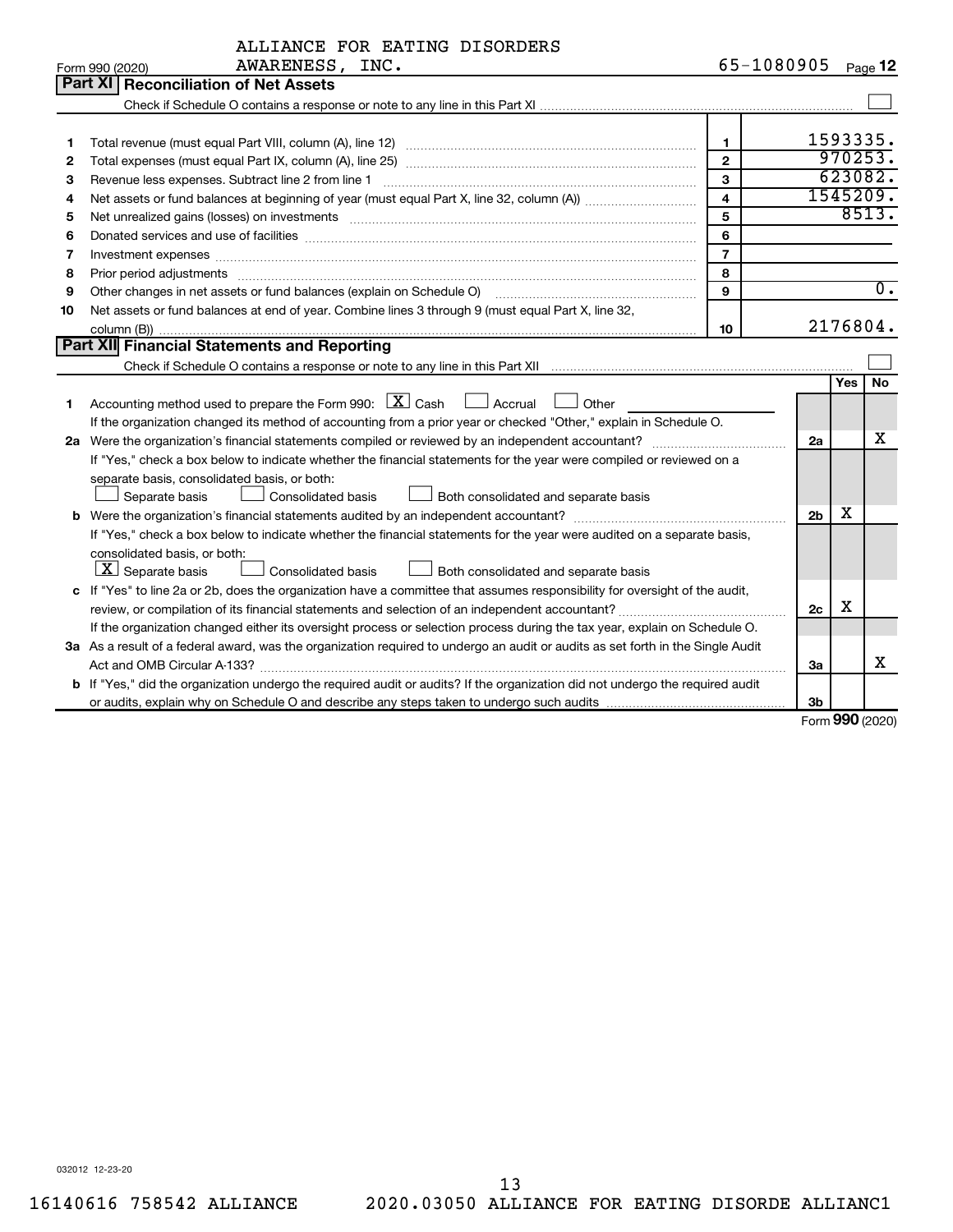ALLIANCE FOR EATING DISORDERS AWARENESS, INC.

Form 990 (2020) 65-1080905 Page 12

## Part XI Reconciliation of Net Assets

Check if Schedule O contains a response or note to any line in this Part XI ☐

| | | | |
|---|---|---|---|
| 1 | Total revenue (must equal Part VIII, column (A), line 12) | 1 | 1593335. |
| 2 | Total expenses (must equal Part IX, column (A), line 25) | 2 | 970253. |
| 3 | Revenue less expenses. Subtract line 2 from line 1 | 3 | 623082. |
| 4 | Net assets or fund balances at beginning of year (must equal Part X, line 32, column (A)) | 4 | 1545209. |
| 5 | Net unrealized gains (losses) on investments | 5 | 8513. |
| 6 | Donated services and use of facilities | 6 | |
| 7 | Investment expenses | 7 | |
| 8 | Prior period adjustments | 8 | |
| 9 | Other changes in net assets or fund balances (explain on Schedule O) | 9 | 0. |
| 10 | Net assets or fund balances at end of year. Combine lines 3 through 9 (must equal Part X, line 32, column (B)) | 10 | 2176804. |

## Part XII Financial Statements and Reporting

Check if Schedule O contains a response or note to any line in this Part XII ☐

| | | | Yes | No |
|---|---|---|---|---|
| 1 | Accounting method used to prepare the Form 990: ☒ Cash ☐ Accrual ☐ Other<br>If the organization changed its method of accounting from a prior year or checked "Other," explain in Schedule O. | | | |
| 2a | Were the organization's financial statements compiled or reviewed by an independent accountant?<br>If "Yes," check a box below to indicate whether the financial statements for the year were compiled or reviewed on a separate basis, consolidated basis, or both:<br>☐ Separate basis ☐ Consolidated basis ☐ Both consolidated and separate basis | 2a | | X |
| b | Were the organization's financial statements audited by an independent accountant?<br>If "Yes," check a box below to indicate whether the financial statements for the year were audited on a separate basis, consolidated basis, or both:<br>☒ Separate basis ☐ Consolidated basis ☐ Both consolidated and separate basis | 2b | X | |
| c | If "Yes" to line 2a or 2b, does the organization have a committee that assumes responsibility for oversight of the audit, review, or compilation of its financial statements and selection of an independent accountant?<br>If the organization changed either its oversight process or selection process during the tax year, explain on Schedule O. | 2c | X | |
| 3a | As a result of a federal award, was the organization required to undergo an audit or audits as set forth in the Single Audit Act and OMB Circular A-133? | 3a | | X |
| b | If "Yes," did the organization undergo the required audit or audits? If the organization did not undergo the required audit or audits, explain why on Schedule O and describe any steps taken to undergo such audits | 3b | | |

Form 990 (2020)

032012 12-23-20

16140616 758542 ALLIANCE 2020.03050 ALLIANCE FOR EATING DISORDE ALLIANC1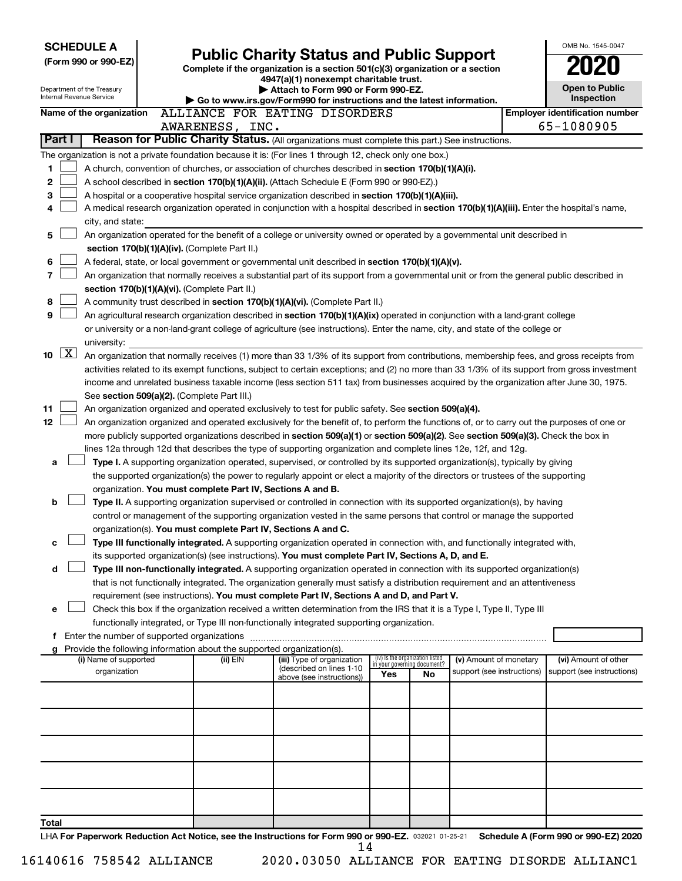**SCHEDULE A**
**(Form 990 or 990-EZ)**

Department of the Treasury
Internal Revenue Service

# Public Charity Status and Public Support

**Complete if the organization is a section 501(c)(3) organization or a section 4947(a)(1) nonexempt charitable trust.**
**▶ Attach to Form 990 or Form 990-EZ.**
**▶ Go to www.irs.gov/Form990 for instructions and the latest information.**

OMB No. 1545-0047

**2020**

**Open to Public Inspection**

**Name of the organization** ALLIANCE FOR EATING DISORDERS AWARENESS, INC.

**Employer identification number** 65-1080905

**Part I** **Reason for Public Charity Status.** (All organizations must complete this part.) See instructions.

The organization is not a private foundation because it is: (For lines 1 through 12, check only one box.)

1 ☐ A church, convention of churches, or association of churches described in **section 170(b)(1)(A)(i).**

2 ☐ A school described in **section 170(b)(1)(A)(ii).** (Attach Schedule E (Form 990 or 990-EZ).)

3 ☐ A hospital or a cooperative hospital service organization described in **section 170(b)(1)(A)(iii).**

4 ☐ A medical research organization operated in conjunction with a hospital described in **section 170(b)(1)(A)(iii).** Enter the hospital's name, city, and state:

5 ☐ An organization operated for the benefit of a college or university owned or operated by a governmental unit described in **section 170(b)(1)(A)(iv).** (Complete Part II.)

6 ☐ A federal, state, or local government or governmental unit described in **section 170(b)(1)(A)(v).**

7 ☐ An organization that normally receives a substantial part of its support from a governmental unit or from the general public described in **section 170(b)(1)(A)(vi).** (Complete Part II.)

8 ☐ A community trust described in **section 170(b)(1)(A)(vi).** (Complete Part II.)

9 ☐ An agricultural research organization described in **section 170(b)(1)(A)(ix)** operated in conjunction with a land-grant college or university or a non-land-grant college of agriculture (see instructions). Enter the name, city, and state of the college or university:

10 ☒ An organization that normally receives (1) more than 33 1/3% of its support from contributions, membership fees, and gross receipts from activities related to its exempt functions, subject to certain exceptions; and (2) no more than 33 1/3% of its support from gross investment income and unrelated business taxable income (less section 511 tax) from businesses acquired by the organization after June 30, 1975. See **section 509(a)(2).** (Complete Part III.)

11 ☐ An organization organized and operated exclusively to test for public safety. See **section 509(a)(4).**

12 ☐ An organization organized and operated exclusively for the benefit of, to perform the functions of, or to carry out the purposes of one or more publicly supported organizations described in **section 509(a)(1)** or **section 509(a)(2)**. See **section 509(a)(3).** Check the box in lines 12a through 12d that describes the type of supporting organization and complete lines 12e, 12f, and 12g.

a ☐ **Type I.** A supporting organization operated, supervised, or controlled by its supported organization(s), typically by giving the supported organization(s) the power to regularly appoint or elect a majority of the directors or trustees of the supporting organization. **You must complete Part IV, Sections A and B.**

b ☐ **Type II.** A supporting organization supervised or controlled in connection with its supported organization(s), by having control or management of the supporting organization vested in the same persons that control or manage the supported organization(s). **You must complete Part IV, Sections A and C.**

c ☐ **Type III functionally integrated.** A supporting organization operated in connection with, and functionally integrated with, its supported organization(s) (see instructions). **You must complete Part IV, Sections A, D, and E.**

d ☐ **Type III non-functionally integrated.** A supporting organization operated in connection with its supported organization(s) that is not functionally integrated. The organization generally must satisfy a distribution requirement and an attentiveness requirement (see instructions). **You must complete Part IV, Sections A and D, and Part V.**

e ☐ Check this box if the organization received a written determination from the IRS that it is a Type I, Type II, Type III functionally integrated, or Type III non-functionally integrated supporting organization.

f Enter the number of supported organizations

g Provide the following information about the supported organization(s).

| (i) Name of supported organization | (ii) EIN | (iii) Type of organization (described on lines 1-10 above (see instructions)) | (iv) Is the organization listed in your governing document? Yes | No | (v) Amount of monetary support (see instructions) | (vi) Amount of other support (see instructions) |
|---|---|---|---|---|---|---|
| | | | | | | |
| | | | | | | |
| | | | | | | |
| | | | | | | |
| | | | | | | |
| **Total** | | | | | | |

LHA **For Paperwork Reduction Act Notice, see the Instructions for Form 990 or 990-EZ.** 032021 01-25-21 **Schedule A (Form 990 or 990-EZ) 2020**

16140616 758542 ALLIANCE 2020.03050 ALLIANCE FOR EATING DISORDE ALLIANC1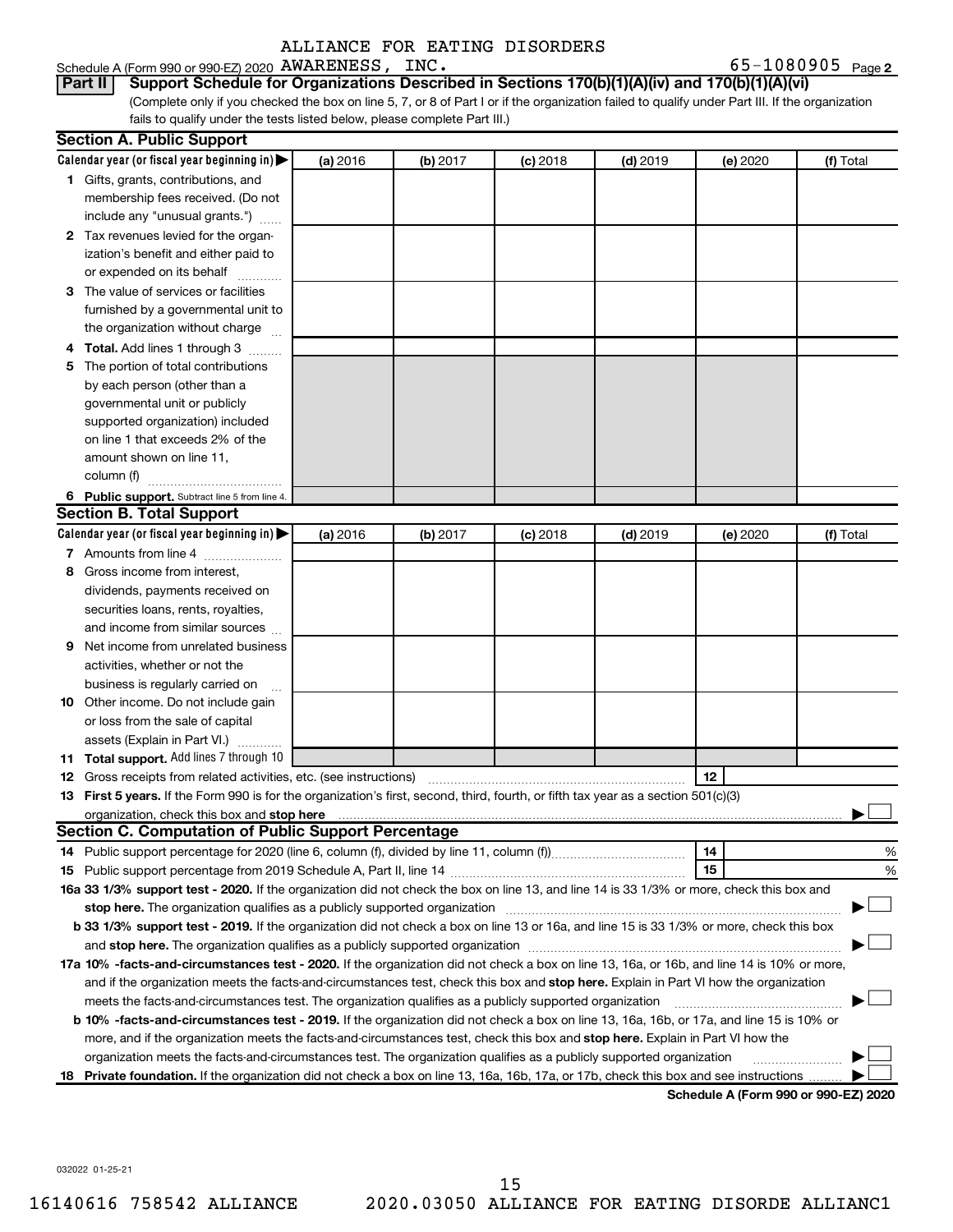ALLIANCE FOR EATING DISORDERS

Schedule A (Form 990 or 990-EZ) 2020 AWARENESS, INC. 65-1080905 Page 2

**Part II** **Support Schedule for Organizations Described in Sections 170(b)(1)(A)(iv) and 170(b)(1)(A)(vi)**

(Complete only if you checked the box on line 5, 7, or 8 of Part I or if the organization failed to qualify under Part III. If the organization fails to qualify under the tests listed below, please complete Part III.)

**Section A. Public Support**

| Calendar year (or fiscal year beginning in) ▶ | (a) 2016 | (b) 2017 | (c) 2018 | (d) 2019 | (e) 2020 | (f) Total |
|---|---|---|---|---|---|---|
| **1** Gifts, grants, contributions, and membership fees received. (Do not include any "unusual grants.") | | | | | | |
| **2** Tax revenues levied for the organization's benefit and either paid to or expended on its behalf | | | | | | |
| **3** The value of services or facilities furnished by a governmental unit to the organization without charge | | | | | | |
| **4 Total.** Add lines 1 through 3 | | | | | | |
| **5** The portion of total contributions by each person (other than a governmental unit or publicly supported organization) included on line 1 that exceeds 2% of the amount shown on line 11, column (f) | | | | | | |
| **6 Public support.** Subtract line 5 from line 4. | | | | | | |

**Section B. Total Support**

| Calendar year (or fiscal year beginning in) ▶ | (a) 2016 | (b) 2017 | (c) 2018 | (d) 2019 | (e) 2020 | (f) Total |
|---|---|---|---|---|---|---|
| **7** Amounts from line 4 | | | | | | |
| **8** Gross income from interest, dividends, payments received on securities loans, rents, royalties, and income from similar sources | | | | | | |
| **9** Net income from unrelated business activities, whether or not the business is regularly carried on | | | | | | |
| **10** Other income. Do not include gain or loss from the sale of capital assets (Explain in Part VI.) | | | | | | |
| **11 Total support.** Add lines 7 through 10 | | | | | | |

**12** Gross receipts from related activities, etc. (see instructions) **12**

**13 First 5 years.** If the Form 990 is for the organization's first, second, third, fourth, or fifth tax year as a section 501(c)(3) organization, check this box and **stop here** ▶ ☐

**Section C. Computation of Public Support Percentage**

**14** Public support percentage for 2020 (line 6, column (f), divided by line 11, column (f)) **14** %

**15** Public support percentage from 2019 Schedule A, Part II, line 14 **15** %

**16a 33 1/3% support test - 2020.** If the organization did not check the box on line 13, and line 14 is 33 1/3% or more, check this box and **stop here.** The organization qualifies as a publicly supported organization ▶ ☐

**b 33 1/3% support test - 2019.** If the organization did not check a box on line 13 or 16a, and line 15 is 33 1/3% or more, check this box and **stop here.** The organization qualifies as a publicly supported organization ▶ ☐

**17a 10% -facts-and-circumstances test - 2020.** If the organization did not check a box on line 13, 16a, or 16b, and line 14 is 10% or more, and if the organization meets the facts-and-circumstances test, check this box and **stop here.** Explain in Part VI how the organization meets the facts-and-circumstances test. The organization qualifies as a publicly supported organization ▶ ☐

**b 10% -facts-and-circumstances test - 2019.** If the organization did not check a box on line 13, 16a, 16b, or 17a, and line 15 is 10% or more, and if the organization meets the facts-and-circumstances test, check this box and **stop here.** Explain in Part VI how the organization meets the facts-and-circumstances test. The organization qualifies as a publicly supported organization ▶ ☐

**18 Private foundation.** If the organization did not check a box on line 13, 16a, 16b, 17a, or 17b, check this box and see instructions ▶ ☐

**Schedule A (Form 990 or 990-EZ) 2020**

032022 01-25-21

16140616 758542 ALLIANCE 2020.03050 ALLIANCE FOR EATING DISORDE ALLIANC1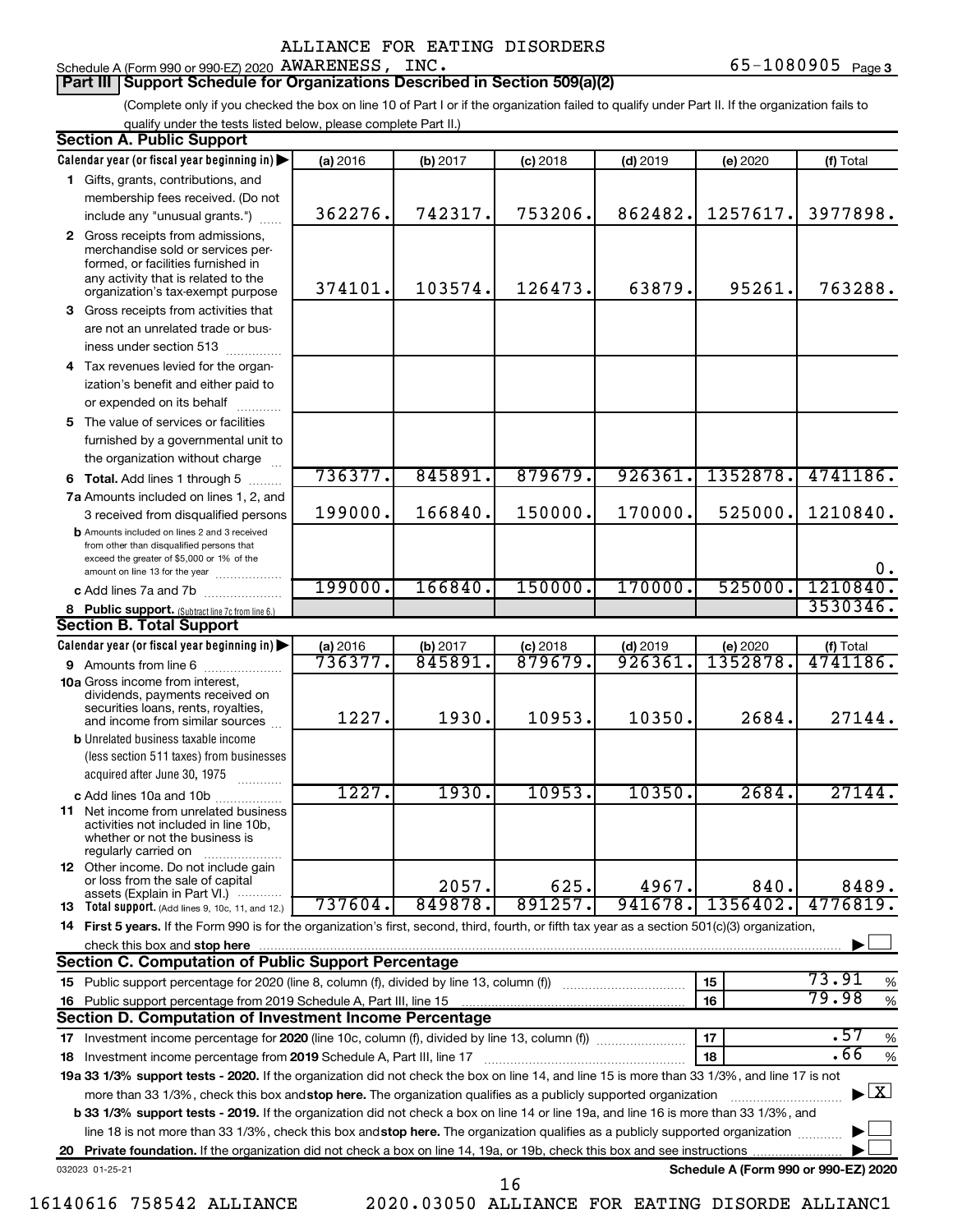ALLIANCE FOR EATING DISORDERS

Schedule A (Form 990 or 990-EZ) 2020 AWARENESS, INC. 65-1080905 Page 3

## Part III Support Schedule for Organizations Described in Section 509(a)(2)

(Complete only if you checked the box on line 10 of Part I or if the organization failed to qualify under Part II. If the organization fails to qualify under the tests listed below, please complete Part II.)

### Section A. Public Support

| Calendar year (or fiscal year beginning in) | (a) 2016 | (b) 2017 | (c) 2018 | (d) 2019 | (e) 2020 | (f) Total |
|---|---|---|---|---|---|---|
| 1 Gifts, grants, contributions, and membership fees received. (Do not include any "unusual grants.") | 362276. | 742317. | 753206. | 862482. | 1257617. | 3977898. |
| 2 Gross receipts from admissions, merchandise sold or services performed, or facilities furnished in any activity that is related to the organization's tax-exempt purpose | 374101. | 103574. | 126473. | 63879. | 95261. | 763288. |
| 3 Gross receipts from activities that are not an unrelated trade or business under section 513 | | | | | | |
| 4 Tax revenues levied for the organization's benefit and either paid to or expended on its behalf | | | | | | |
| 5 The value of services or facilities furnished by a governmental unit to the organization without charge | | | | | | |
| 6 **Total.** Add lines 1 through 5 | 736377. | 845891. | 879679. | 926361. | 1352878. | 4741186. |
| 7a Amounts included on lines 1, 2, and 3 received from disqualified persons | 199000. | 166840. | 150000. | 170000. | 525000. | 1210840. |
| b Amounts included on lines 2 and 3 received from other than disqualified persons that exceed the greater of $5,000 or 1% of the amount on line 13 for the year | | | | | | 0. |
| c Add lines 7a and 7b | 199000. | 166840. | 150000. | 170000. | 525000. | 1210840. |
| 8 **Public support.** (Subtract line 7c from line 6.) | | | | | | 3530346. |

### Section B. Total Support

| Calendar year (or fiscal year beginning in) | (a) 2016 | (b) 2017 | (c) 2018 | (d) 2019 | (e) 2020 | (f) Total |
|---|---|---|---|---|---|---|
| 9 Amounts from line 6 | 736377. | 845891. | 879679. | 926361. | 1352878. | 4741186. |
| 10a Gross income from interest, dividends, payments received on securities loans, rents, royalties, and income from similar sources | 1227. | 1930. | 10953. | 10350. | 2684. | 27144. |
| b Unrelated business taxable income (less section 511 taxes) from businesses acquired after June 30, 1975 | | | | | | |
| c Add lines 10a and 10b | 1227. | 1930. | 10953. | 10350. | 2684. | 27144. |
| 11 Net income from unrelated business activities not included in line 10b, whether or not the business is regularly carried on | | | | | | |
| 12 Other income. Do not include gain or loss from the sale of capital assets (Explain in Part VI.) | | 2057. | 625. | 4967. | 840. | 8489. |
| 13 **Total support.** (Add lines 9, 10c, 11, and 12.) | 737604. | 849878. | 891257. | 941678. | 1356402. | 4776819. |

14 **First 5 years.** If the Form 990 is for the organization's first, second, third, fourth, or fifth tax year as a section 501(c)(3) organization, check this box and **stop here** ☐

### Section C. Computation of Public Support Percentage

| | | | |
|---|---|---|---|
| 15 Public support percentage for 2020 (line 8, column (f), divided by line 13, column (f)) | 15 | 73.91 | % |
| 16 Public support percentage from 2019 Schedule A, Part III, line 15 | 16 | 79.98 | % |

### Section D. Computation of Investment Income Percentage

| | | | |
|---|---|---|---|
| 17 Investment income percentage for **2020** (line 10c, column (f), divided by line 13, column (f)) | 17 | .57 | % |
| 18 Investment income percentage from **2019** Schedule A, Part III, line 17 | 18 | .66 | % |

**19a 33 1/3% support tests - 2020.** If the organization did not check the box on line 14, and line 15 is more than 33 1/3%, and line 17 is not more than 33 1/3%, check this box and **stop here.** The organization qualifies as a publicly supported organization ☒

**b 33 1/3% support tests - 2019.** If the organization did not check a box on line 14 or line 19a, and line 16 is more than 33 1/3%, and line 18 is not more than 33 1/3%, check this box and **stop here.** The organization qualifies as a publicly supported organization ☐

**20 Private foundation.** If the organization did not check a box on line 14, 19a, or 19b, check this box and see instructions ☐

032023 01-25-21 **Schedule A (Form 990 or 990-EZ) 2020**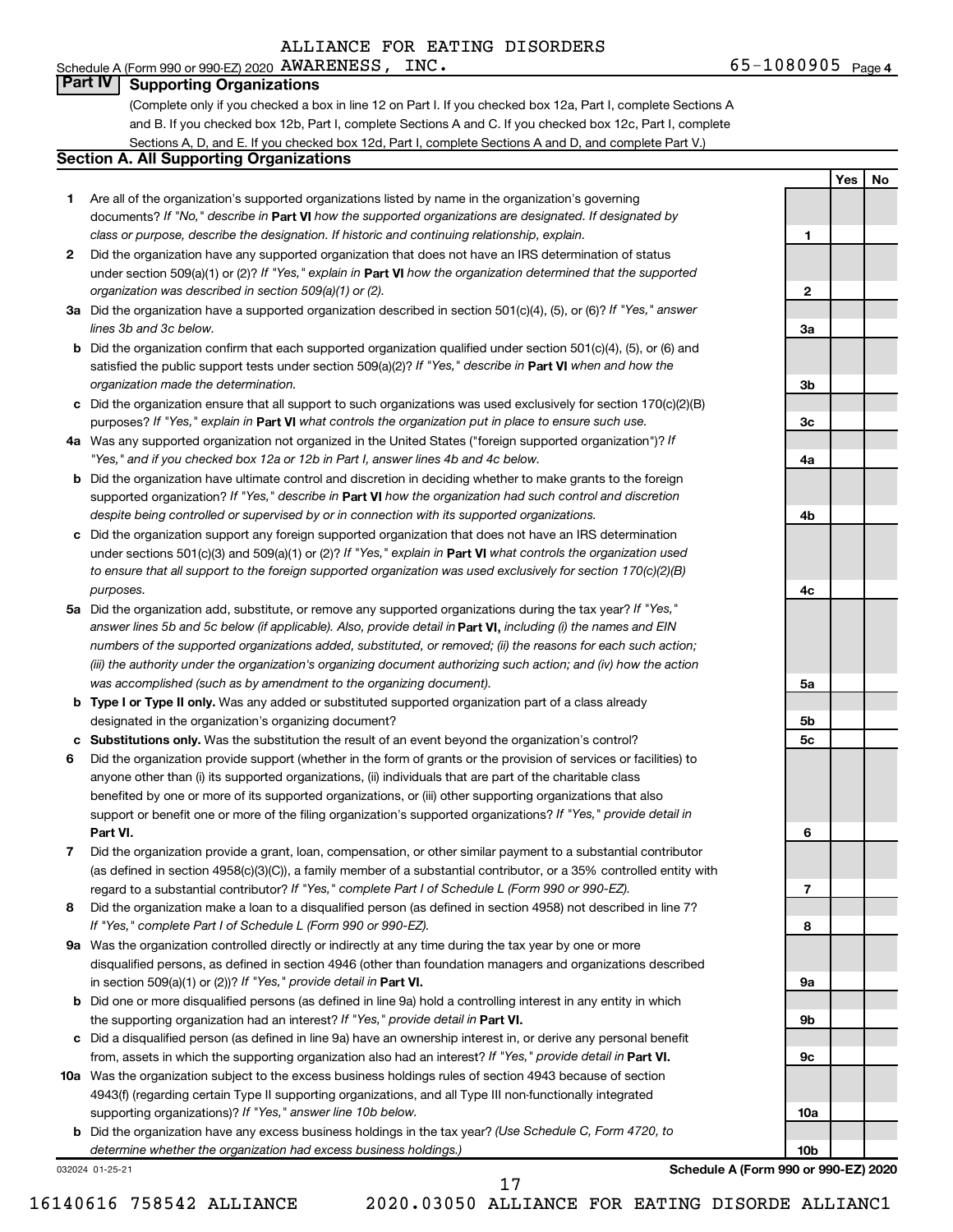Schedule A (Form 990 or 990-EZ) 2020 ALLIANCE FOR EATING DISORDERS AWARENESS, INC. 65-1080905 Page 4

## Part IV Supporting Organizations

(Complete only if you checked a box in line 12 on Part I. If you checked box 12a, Part I, complete Sections A and B. If you checked box 12b, Part I, complete Sections A and C. If you checked box 12c, Part I, complete Sections A, D, and E. If you checked box 12d, Part I, complete Sections A and D, and complete Part V.)

### Section A. All Supporting Organizations

| | | | Yes | No |
|---|---|---|---|---|
| **1** | Are all of the organization's supported organizations listed by name in the organization's governing documents? *If "No," describe in* **Part VI** *how the supported organizations are designated. If designated by class or purpose, describe the designation. If historic and continuing relationship, explain.* | 1 | | |
| **2** | Did the organization have any supported organization that does not have an IRS determination of status under section 509(a)(1) or (2)? *If "Yes," explain in* **Part VI** *how the organization determined that the supported organization was described in section 509(a)(1) or (2).* | 2 | | |
| **3a** | Did the organization have a supported organization described in section 501(c)(4), (5), or (6)? *If "Yes," answer lines 3b and 3c below.* | 3a | | |
| **b** | Did the organization confirm that each supported organization qualified under section 501(c)(4), (5), or (6) and satisfied the public support tests under section 509(a)(2)? *If "Yes," describe in* **Part VI** *when and how the organization made the determination.* | 3b | | |
| **c** | Did the organization ensure that all support to such organizations was used exclusively for section 170(c)(2)(B) purposes? *If "Yes," explain in* **Part VI** *what controls the organization put in place to ensure such use.* | 3c | | |
| **4a** | Was any supported organization not organized in the United States ("foreign supported organization")? *If "Yes," and if you checked box 12a or 12b in Part I, answer lines 4b and 4c below.* | 4a | | |
| **b** | Did the organization have ultimate control and discretion in deciding whether to make grants to the foreign supported organization? *If "Yes," describe in* **Part VI** *how the organization had such control and discretion despite being controlled or supervised by or in connection with its supported organizations.* | 4b | | |
| **c** | Did the organization support any foreign supported organization that does not have an IRS determination under sections 501(c)(3) and 509(a)(1) or (2)? *If "Yes," explain in* **Part VI** *what controls the organization used to ensure that all support to the foreign supported organization was used exclusively for section 170(c)(2)(B) purposes.* | 4c | | |
| **5a** | Did the organization add, substitute, or remove any supported organizations during the tax year? *If "Yes," answer lines 5b and 5c below (if applicable). Also, provide detail in* **Part VI,** *including (i) the names and EIN numbers of the supported organizations added, substituted, or removed; (ii) the reasons for each such action; (iii) the authority under the organization's organizing document authorizing such action; and (iv) how the action was accomplished (such as by amendment to the organizing document).* | 5a | | |
| **b** | **Type I or Type II only.** Was any added or substituted supported organization part of a class already designated in the organization's organizing document? | 5b | | |
| **c** | **Substitutions only.** Was the substitution the result of an event beyond the organization's control? | 5c | | |
| **6** | Did the organization provide support (whether in the form of grants or the provision of services or facilities) to anyone other than (i) its supported organizations, (ii) individuals that are part of the charitable class benefited by one or more of its supported organizations, or (iii) other supporting organizations that also support or benefit one or more of the filing organization's supported organizations? *If "Yes," provide detail in* **Part VI.** | 6 | | |
| **7** | Did the organization provide a grant, loan, compensation, or other similar payment to a substantial contributor (as defined in section 4958(c)(3)(C)), a family member of a substantial contributor, or a 35% controlled entity with regard to a substantial contributor? *If "Yes," complete Part I of Schedule L (Form 990 or 990-EZ).* | 7 | | |
| **8** | Did the organization make a loan to a disqualified person (as defined in section 4958) not described in line 7? *If "Yes," complete Part I of Schedule L (Form 990 or 990-EZ).* | 8 | | |
| **9a** | Was the organization controlled directly or indirectly at any time during the tax year by one or more disqualified persons, as defined in section 4946 (other than foundation managers and organizations described in section 509(a)(1) or (2))? *If "Yes," provide detail in* **Part VI.** | 9a | | |
| **b** | Did one or more disqualified persons (as defined in line 9a) hold a controlling interest in any entity in which the supporting organization had an interest? *If "Yes," provide detail in* **Part VI.** | 9b | | |
| **c** | Did a disqualified person (as defined in line 9a) have an ownership interest in, or derive any personal benefit from, assets in which the supporting organization also had an interest? *If "Yes," provide detail in* **Part VI.** | 9c | | |
| **10a** | Was the organization subject to the excess business holdings rules of section 4943 because of section 4943(f) (regarding certain Type II supporting organizations, and all Type III non-functionally integrated supporting organizations)? *If "Yes," answer line 10b below.* | 10a | | |
| **b** | Did the organization have any excess business holdings in the tax year? *(Use Schedule C, Form 4720, to determine whether the organization had excess business holdings.)* | 10b | | |

032024 01-25-21

**Schedule A (Form 990 or 990-EZ) 2020**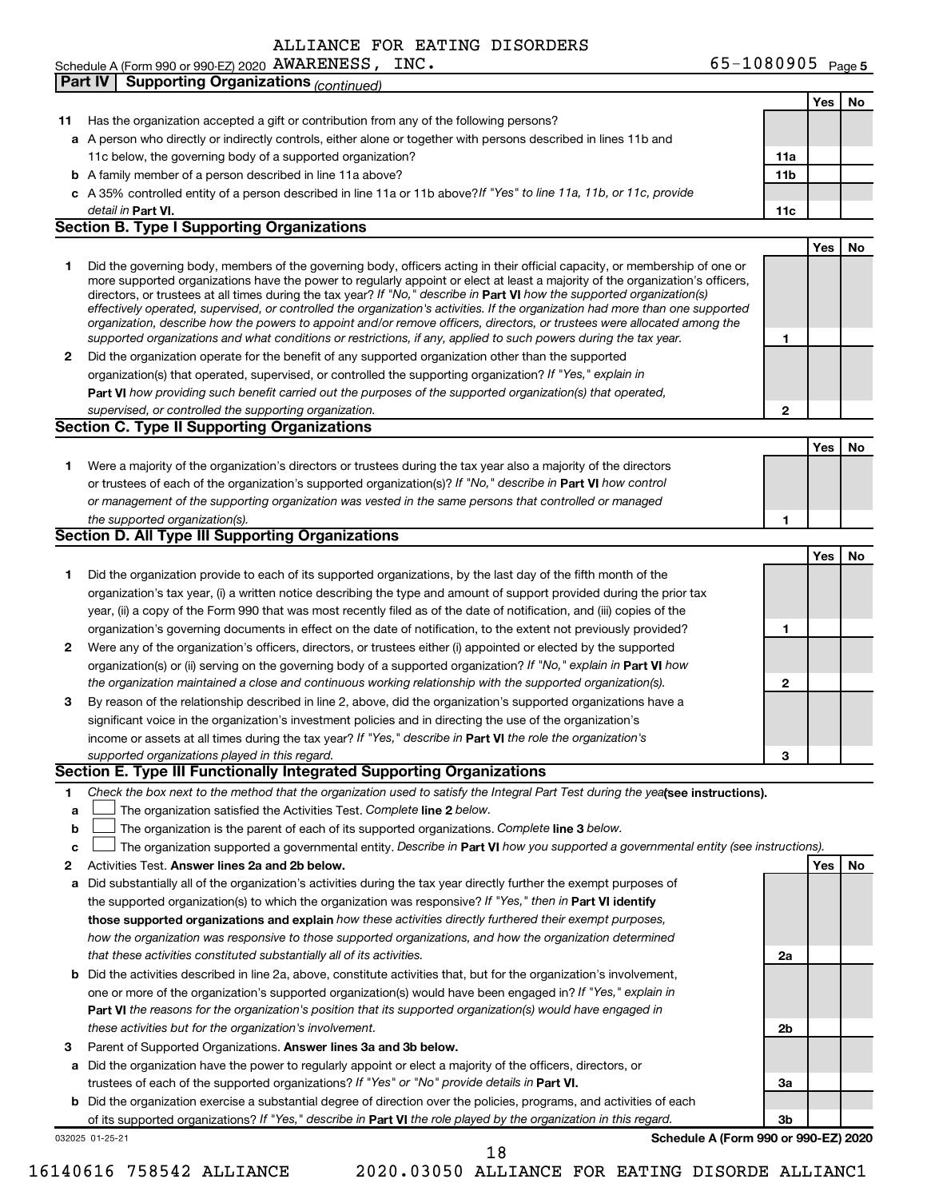ALLIANCE FOR EATING DISORDERS

Schedule A (Form 990 or 990-EZ) 2020 AWARENESS, INC. 65-1080905 Page 5

**Part IV Supporting Organizations** *(continued)*

| | | | Yes | No |
|---|---|---|---|---|
| **11** | Has the organization accepted a gift or contribution from any of the following persons? | | | |
| **a** | A person who directly or indirectly controls, either alone or together with persons described in lines 11b and 11c below, the governing body of a supported organization? | **11a** | | |
| **b** | A family member of a person described in line 11a above? | **11b** | | |
| **c** | A 35% controlled entity of a person described in line 11a or 11b above? *If "Yes" to line 11a, 11b, or 11c, provide detail in* **Part VI.** | **11c** | | |

## Section B. Type I Supporting Organizations

| | | | Yes | No |
|---|---|---|---|---|
| **1** | Did the governing body, members of the governing body, officers acting in their official capacity, or membership of one or more supported organizations have the power to regularly appoint or elect at least a majority of the organization's officers, directors, or trustees at all times during the tax year? *If "No," describe in* **Part VI** *how the supported organization(s) effectively operated, supervised, or controlled the organization's activities. If the organization had more than one supported organization, describe how the powers to appoint and/or remove officers, directors, or trustees were allocated among the supported organizations and what conditions or restrictions, if any, applied to such powers during the tax year.* | **1** | | |
| **2** | Did the organization operate for the benefit of any supported organization other than the supported organization(s) that operated, supervised, or controlled the supporting organization? *If "Yes," explain in* **Part VI** *how providing such benefit carried out the purposes of the supported organization(s) that operated, supervised, or controlled the supporting organization.* | **2** | | |

## Section C. Type II Supporting Organizations

| | | | Yes | No |
|---|---|---|---|---|
| **1** | Were a majority of the organization's directors or trustees during the tax year also a majority of the directors or trustees of each of the organization's supported organization(s)? *If "No," describe in* **Part VI** *how control or management of the supporting organization was vested in the same persons that controlled or managed the supported organization(s).* | **1** | | |

## Section D. All Type III Supporting Organizations

| | | | Yes | No |
|---|---|---|---|---|
| **1** | Did the organization provide to each of its supported organizations, by the last day of the fifth month of the organization's tax year, (i) a written notice describing the type and amount of support provided during the prior tax year, (ii) a copy of the Form 990 that was most recently filed as of the date of notification, and (iii) copies of the organization's governing documents in effect on the date of notification, to the extent not previously provided? | **1** | | |
| **2** | Were any of the organization's officers, directors, or trustees either (i) appointed or elected by the supported organization(s) or (ii) serving on the governing body of a supported organization? *If "No," explain in* **Part VI** *how the organization maintained a close and continuous working relationship with the supported organization(s).* | **2** | | |
| **3** | By reason of the relationship described in line 2, above, did the organization's supported organizations have a significant voice in the organization's investment policies and in directing the use of the organization's income or assets at all times during the tax year? *If "Yes," describe in* **Part VI** *the role the organization's supported organizations played in this regard.* | **3** | | |

## Section E. Type III Functionally Integrated Supporting Organizations

**1** *Check the box next to the method that the organization used to satisfy the Integral Part Test during the year* **(see instructions).**

**a** ☐ The organization satisfied the Activities Test. *Complete* **line 2** *below.*

**b** ☐ The organization is the parent of each of its supported organizations. *Complete* **line 3** *below.*

**c** ☐ The organization supported a governmental entity. *Describe in* **Part VI** *how you supported a governmental entity (see instructions).*

| | | | Yes | No |
|---|---|---|---|---|
| **2** | Activities Test. **Answer lines 2a and 2b below.** | | | |
| **a** | Did substantially all of the organization's activities during the tax year directly further the exempt purposes of the supported organization(s) to which the organization was responsive? *If "Yes," then in* **Part VI identify those supported organizations and explain** *how these activities directly furthered their exempt purposes, how the organization was responsive to those supported organizations, and how the organization determined that these activities constituted substantially all of its activities.* | **2a** | | |
| **b** | Did the activities described in line 2a, above, constitute activities that, but for the organization's involvement, one or more of the organization's supported organization(s) would have been engaged in? *If "Yes," explain in* **Part VI** *the reasons for the organization's position that its supported organization(s) would have engaged in these activities but for the organization's involvement.* | **2b** | | |
| **3** | Parent of Supported Organizations. **Answer lines 3a and 3b below.** | | | |
| **a** | Did the organization have the power to regularly appoint or elect a majority of the officers, directors, or trustees of each of the supported organizations? *If "Yes" or "No" provide details in* **Part VI.** | **3a** | | |
| **b** | Did the organization exercise a substantial degree of direction over the policies, programs, and activities of each of its supported organizations? *If "Yes," describe in* **Part VI** *the role played by the organization in this regard.* | **3b** | | |

032025 01-25-21 **Schedule A (Form 990 or 990-EZ) 2020**

16140616 758542 ALLIANCE 2020.03050 ALLIANCE FOR EATING DISORDE ALLIANC1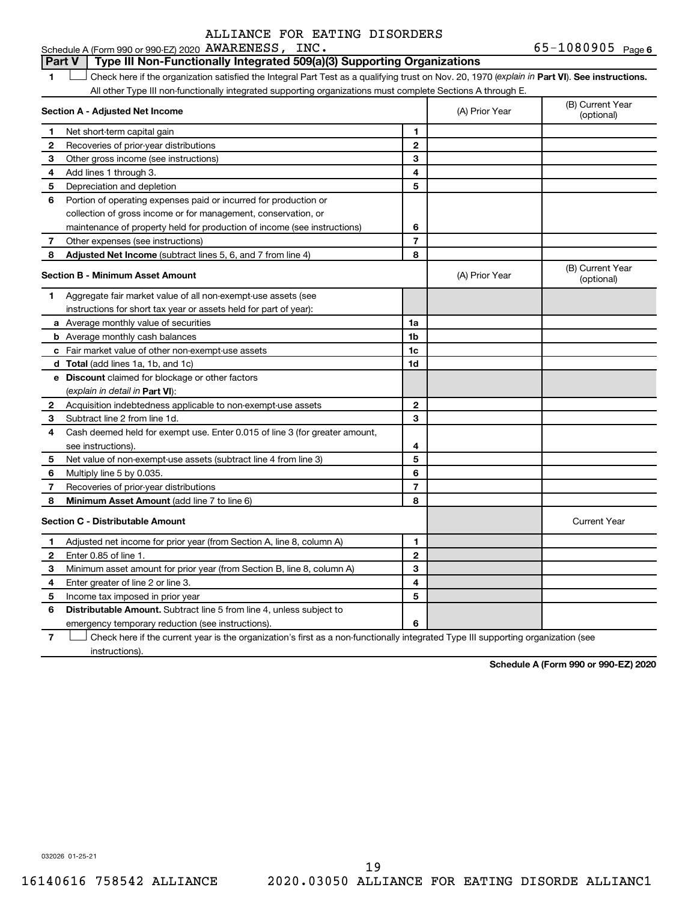Schedule A (Form 990 or 990-EZ) 2020 ALLIANCE FOR EATING DISORDERS AWARENESS, INC. 65-1080905 Page 6

**Part V | Type III Non-Functionally Integrated 509(a)(3) Supporting Organizations**

1 ☐ Check here if the organization satisfied the Integral Part Test as a qualifying trust on Nov. 20, 1970 (*explain in* **Part VI**). **See instructions.** All other Type III non-functionally integrated supporting organizations must complete Sections A through E.

| **Section A - Adjusted Net Income** | | | (A) Prior Year | (B) Current Year (optional) |
|---|---|---|---|---|
| 1 | Net short-term capital gain | 1 | | |
| 2 | Recoveries of prior-year distributions | 2 | | |
| 3 | Other gross income (see instructions) | 3 | | |
| 4 | Add lines 1 through 3. | 4 | | |
| 5 | Depreciation and depletion | 5 | | |
| 6 | Portion of operating expenses paid or incurred for production or collection of gross income or for management, conservation, or maintenance of property held for production of income (see instructions) | 6 | | |
| 7 | Other expenses (see instructions) | 7 | | |
| 8 | **Adjusted Net Income** (subtract lines 5, 6, and 7 from line 4) | 8 | | |

| **Section B - Minimum Asset Amount** | | | (A) Prior Year | (B) Current Year (optional) |
|---|---|---|---|---|
| 1 | Aggregate fair market value of all non-exempt-use assets (see instructions for short tax year or assets held for part of year): | | | |
| a | Average monthly value of securities | 1a | | |
| b | Average monthly cash balances | 1b | | |
| c | Fair market value of other non-exempt-use assets | 1c | | |
| d | **Total** (add lines 1a, 1b, and 1c) | 1d | | |
| e | **Discount** claimed for blockage or other factors (*explain in detail in* **Part VI**): | | | |
| 2 | Acquisition indebtedness applicable to non-exempt-use assets | 2 | | |
| 3 | Subtract line 2 from line 1d. | 3 | | |
| 4 | Cash deemed held for exempt use. Enter 0.015 of line 3 (for greater amount, see instructions). | 4 | | |
| 5 | Net value of non-exempt-use assets (subtract line 4 from line 3) | 5 | | |
| 6 | Multiply line 5 by 0.035. | 6 | | |
| 7 | Recoveries of prior-year distributions | 7 | | |
| 8 | **Minimum Asset Amount** (add line 7 to line 6) | 8 | | |

| **Section C - Distributable Amount** | | | | Current Year |
|---|---|---|---|---|
| 1 | Adjusted net income for prior year (from Section A, line 8, column A) | 1 | | |
| 2 | Enter 0.85 of line 1. | 2 | | |
| 3 | Minimum asset amount for prior year (from Section B, line 8, column A) | 3 | | |
| 4 | Enter greater of line 2 or line 3. | 4 | | |
| 5 | Income tax imposed in prior year | 5 | | |
| 6 | **Distributable Amount.** Subtract line 5 from line 4, unless subject to emergency temporary reduction (see instructions). | 6 | | |

7 ☐ Check here if the current year is the organization's first as a non-functionally integrated Type III supporting organization (see instructions).

**Schedule A (Form 990 or 990-EZ) 2020**

032026 01-25-21

16140616 758542 ALLIANCE 2020.03050 ALLIANCE FOR EATING DISORDE ALLIANC1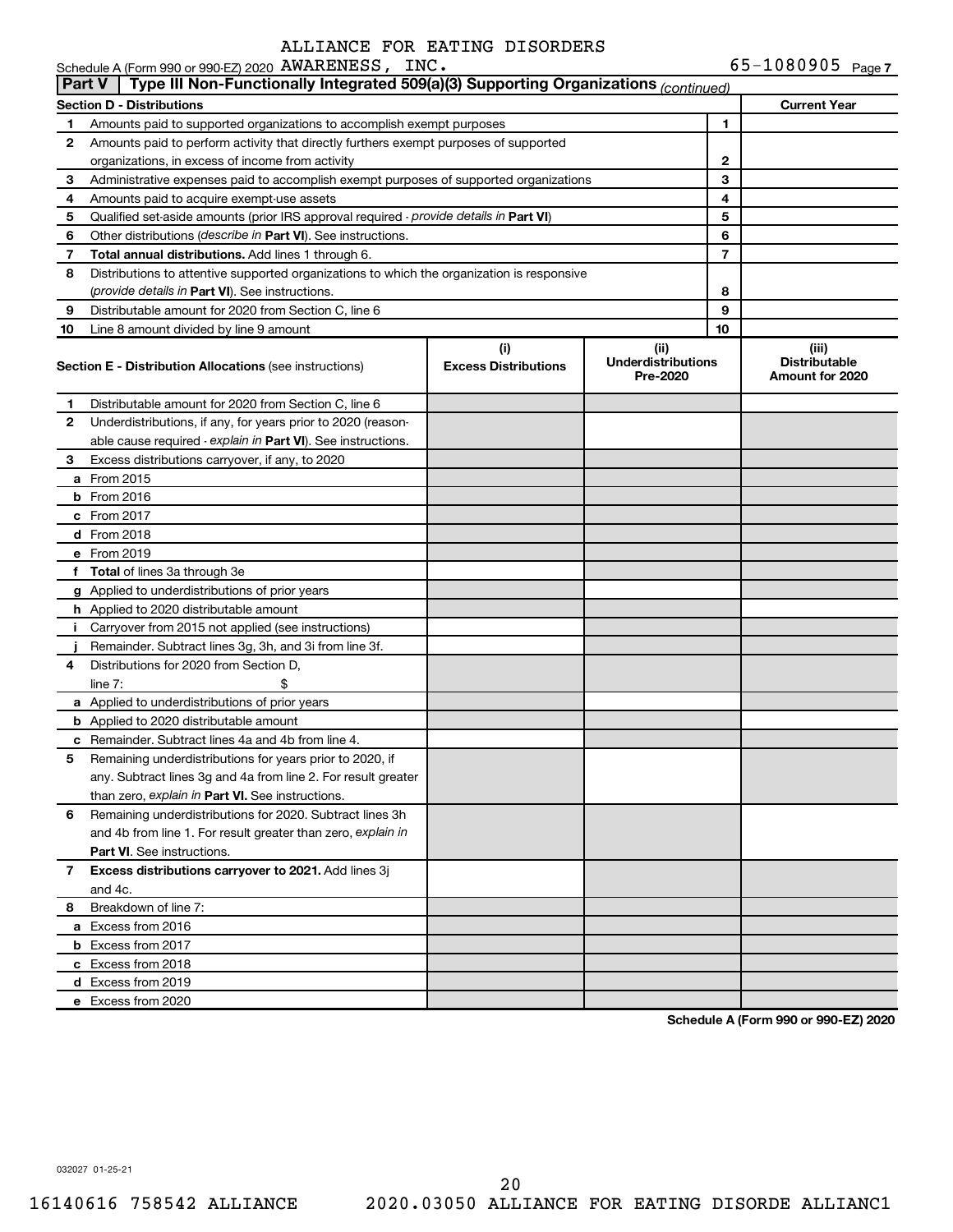ALLIANCE FOR EATING DISORDERS

Schedule A (Form 990 or 990-EZ) 2020 AWARENESS, INC. 65-1080905 Page 7

**Part V | Type III Non-Functionally Integrated 509(a)(3) Supporting Organizations** *(continued)*

| **Section D - Distributions** | | | **Current Year** |
|---|---|---|---|
| 1 | Amounts paid to supported organizations to accomplish exempt purposes | 1 | |
| 2 | Amounts paid to perform activity that directly furthers exempt purposes of supported organizations, in excess of income from activity | 2 | |
| 3 | Administrative expenses paid to accomplish exempt purposes of supported organizations | 3 | |
| 4 | Amounts paid to acquire exempt-use assets | 4 | |
| 5 | Qualified set-aside amounts (prior IRS approval required - *provide details in* **Part VI**) | 5 | |
| 6 | Other distributions (*describe in* **Part VI**). See instructions. | 6 | |
| 7 | **Total annual distributions.** Add lines 1 through 6. | 7 | |
| 8 | Distributions to attentive supported organizations to which the organization is responsive (*provide details in* **Part VI**). See instructions. | 8 | |
| 9 | Distributable amount for 2020 from Section C, line 6 | 9 | |
| 10 | Line 8 amount divided by line 9 amount | 10 | |

| | **Section E - Distribution Allocations** (see instructions) | **(i) Excess Distributions** | **(ii) Underdistributions Pre-2020** | **(iii) Distributable Amount for 2020** |
|---|---|---|---|---|
| 1 | Distributable amount for 2020 from Section C, line 6 | | | |
| 2 | Underdistributions, if any, for years prior to 2020 (reasonable cause required - *explain in* **Part VI**). See instructions. | | | |
| 3 | Excess distributions carryover, if any, to 2020 | | | |
| a | From 2015 | | | |
| b | From 2016 | | | |
| c | From 2017 | | | |
| d | From 2018 | | | |
| e | From 2019 | | | |
| f | **Total** of lines 3a through 3e | | | |
| g | Applied to underdistributions of prior years | | | |
| h | Applied to 2020 distributable amount | | | |
| i | Carryover from 2015 not applied (see instructions) | | | |
| j | Remainder. Subtract lines 3g, 3h, and 3i from line 3f. | | | |
| 4 | Distributions for 2020 from Section D, line 7: $ | | | |
| a | Applied to underdistributions of prior years | | | |
| b | Applied to 2020 distributable amount | | | |
| c | Remainder. Subtract lines 4a and 4b from line 4. | | | |
| 5 | Remaining underdistributions for years prior to 2020, if any. Subtract lines 3g and 4a from line 2. For result greater than zero, *explain in* **Part VI.** See instructions. | | | |
| 6 | Remaining underdistributions for 2020. Subtract lines 3h and 4b from line 1. For result greater than zero, *explain in* **Part VI**. See instructions. | | | |
| 7 | **Excess distributions carryover to 2021.** Add lines 3j and 4c. | | | |
| 8 | Breakdown of line 7: | | | |
| a | Excess from 2016 | | | |
| b | Excess from 2017 | | | |
| c | Excess from 2018 | | | |
| d | Excess from 2019 | | | |
| e | Excess from 2020 | | | |

**Schedule A (Form 990 or 990-EZ) 2020**

032027 01-25-21

16140616 758542 ALLIANCE 2020.03050 ALLIANCE FOR EATING DISORDE ALLIANC1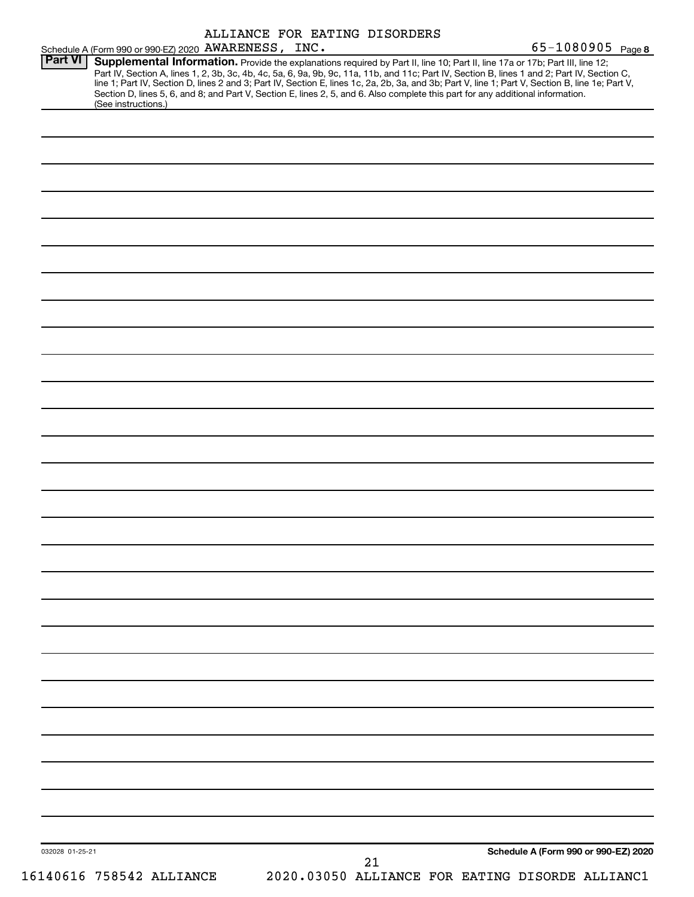Schedule A (Form 990 or 990-EZ) 2020 ALLIANCE FOR EATING DISORDERS AWARENESS, INC. 65-1080905 Page 8

**Part VI** **Supplemental Information.** Provide the explanations required by Part II, line 10; Part II, line 17a or 17b; Part III, line 12; Part IV, Section A, lines 1, 2, 3b, 3c, 4b, 4c, 5a, 6, 9a, 9b, 9c, 11a, 11b, and 11c; Part IV, Section B, lines 1 and 2; Part IV, Section C, line 1; Part IV, Section D, lines 2 and 3; Part IV, Section E, lines 1c, 2a, 2b, 3a, and 3b; Part V, line 1; Part V, Section B, line 1e; Part V, Section D, lines 5, 6, and 8; and Part V, Section E, lines 2, 5, and 6. Also complete this part for any additional information. (See instructions.)

032028 01-25-21

**Schedule A (Form 990 or 990-EZ) 2020**

16140616 758542 ALLIANCE 2020.03050 ALLIANCE FOR EATING DISORDE ALLIANC1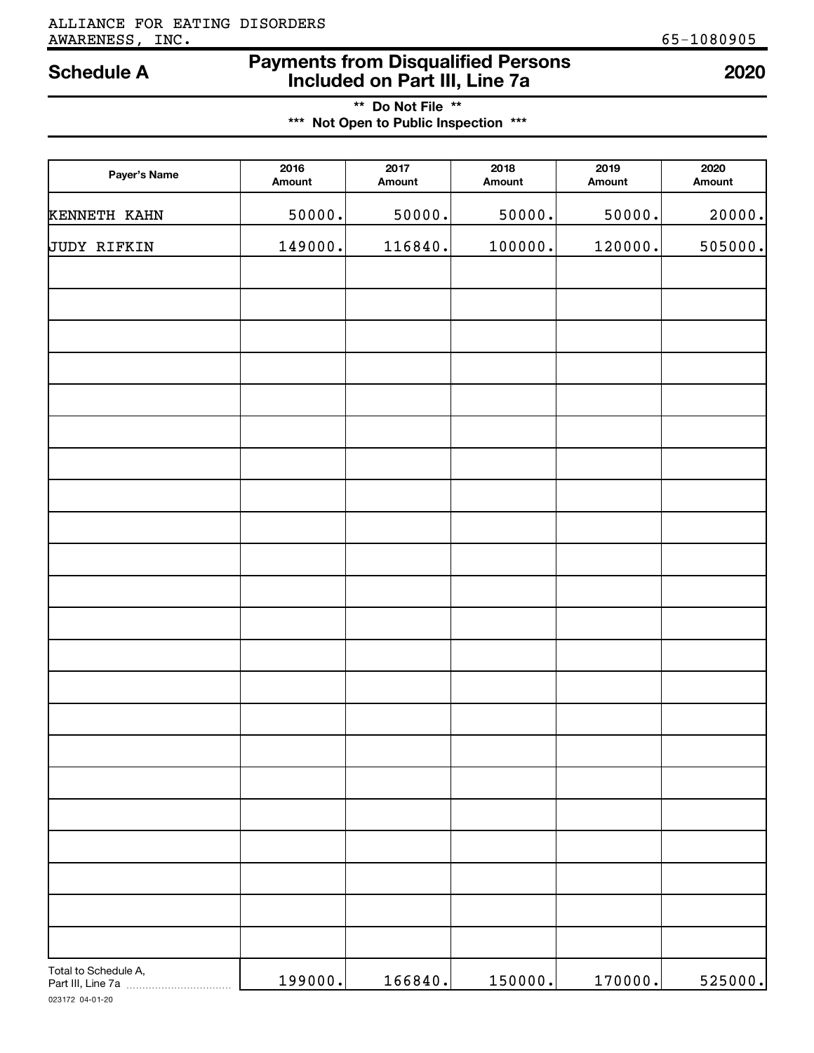ALLIANCE FOR EATING DISORDERS AWARENESS, INC.

65-1080905

# Schedule A

## Payments from Disqualified Persons Included on Part III, Line 7a

**2020**

**\*\* Do Not File \*\***

**\*\*\* Not Open to Public Inspection \*\*\***

| Payer's Name | 2016 Amount | 2017 Amount | 2018 Amount | 2019 Amount | 2020 Amount |
|---|---|---|---|---|---|
| KENNETH KAHN | 50000. | 50000. | 50000. | 50000. | 20000. |
| JUDY RIFKIN | 149000. | 116840. | 100000. | 120000. | 505000. |
| Total to Schedule A, Part III, Line 7a | 199000. | 166840. | 150000. | 170000. | 525000. |

023172 04-01-20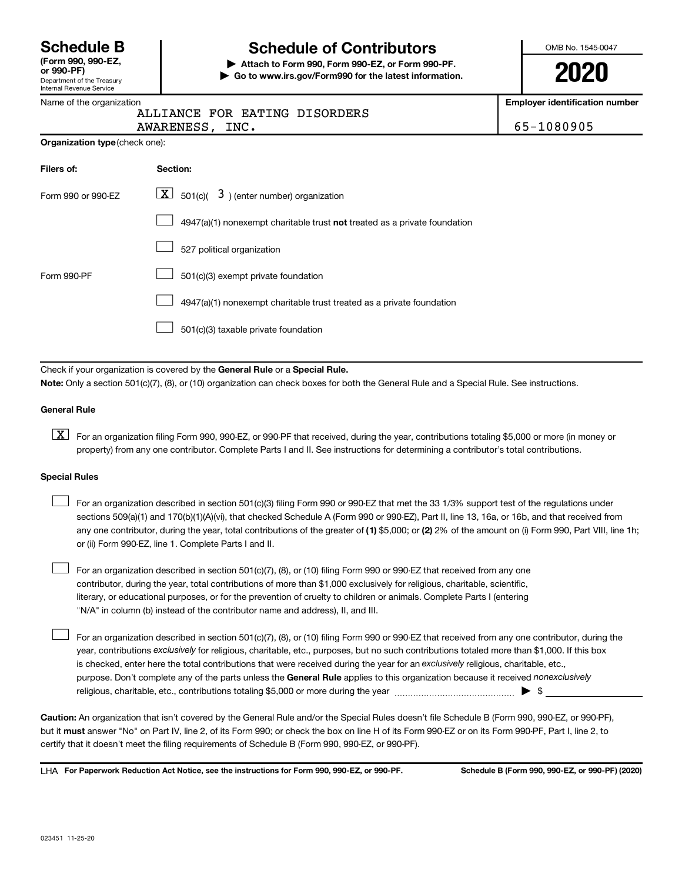# Schedule B (Form 990, 990-EZ, or 990-PF)

Department of the Treasury
Internal Revenue Service

## Schedule of Contributors

▶ Attach to Form 990, Form 990-EZ, or Form 990-PF.
▶ Go to www.irs.gov/Form990 for the latest information.

OMB No. 1545-0047

**2020**

| Name of the organization | Employer identification number |
|---|---|
| ALLIANCE FOR EATING DISORDERS AWARENESS, INC. | 65-1080905 |

**Organization type** (check one):

| Filers of: | Section: |
|---|---|
| Form 990 or 990-EZ | [X] 501(c)( 3 ) (enter number) organization |
| | [ ] 4947(a)(1) nonexempt charitable trust **not** treated as a private foundation |
| | [ ] 527 political organization |
| Form 990-PF | [ ] 501(c)(3) exempt private foundation |
| | [ ] 4947(a)(1) nonexempt charitable trust treated as a private foundation |
| | [ ] 501(c)(3) taxable private foundation |

Check if your organization is covered by the **General Rule** or a **Special Rule.**

**Note:** Only a section 501(c)(7), (8), or (10) organization can check boxes for both the General Rule and a Special Rule. See instructions.

### General Rule

[X] For an organization filing Form 990, 990-EZ, or 990-PF that received, during the year, contributions totaling $5,000 or more (in money or property) from any one contributor. Complete Parts I and II. See instructions for determining a contributor's total contributions.

### Special Rules

[ ] For an organization described in section 501(c)(3) filing Form 990 or 990-EZ that met the 33 1/3% support test of the regulations under sections 509(a)(1) and 170(b)(1)(A)(vi), that checked Schedule A (Form 990 or 990-EZ), Part II, line 13, 16a, or 16b, and that received from any one contributor, during the year, total contributions of the greater of **(1)** $5,000; or **(2)** 2% of the amount on (i) Form 990, Part VIII, line 1h; or (ii) Form 990-EZ, line 1. Complete Parts I and II.

[ ] For an organization described in section 501(c)(7), (8), or (10) filing Form 990 or 990-EZ that received from any one contributor, during the year, total contributions of more than $1,000 exclusively for religious, charitable, scientific, literary, or educational purposes, or for the prevention of cruelty to children or animals. Complete Parts I (entering "N/A" in column (b) instead of the contributor name and address), II, and III.

[ ] For an organization described in section 501(c)(7), (8), or (10) filing Form 990 or 990-EZ that received from any one contributor, during the year, contributions *exclusively* for religious, charitable, etc., purposes, but no such contributions totaled more than $1,000. If this box is checked, enter here the total contributions that were received during the year for an *exclusively* religious, charitable, etc., purpose. Don't complete any of the parts unless the **General Rule** applies to this organization because it received *nonexclusively* religious, charitable, etc., contributions totaling $5,000 or more during the year ▶ $ ____________

**Caution:** An organization that isn't covered by the General Rule and/or the Special Rules doesn't file Schedule B (Form 990, 990-EZ, or 990-PF), but it **must** answer "No" on Part IV, line 2, of its Form 990; or check the box on line H of its Form 990-EZ or on its Form 990-PF, Part I, line 2, to certify that it doesn't meet the filing requirements of Schedule B (Form 990, 990-EZ, or 990-PF).

LHA **For Paperwork Reduction Act Notice, see the instructions for Form 990, 990-EZ, or 990-PF.** **Schedule B (Form 990, 990-EZ, or 990-PF) (2020)**

023451 11-25-20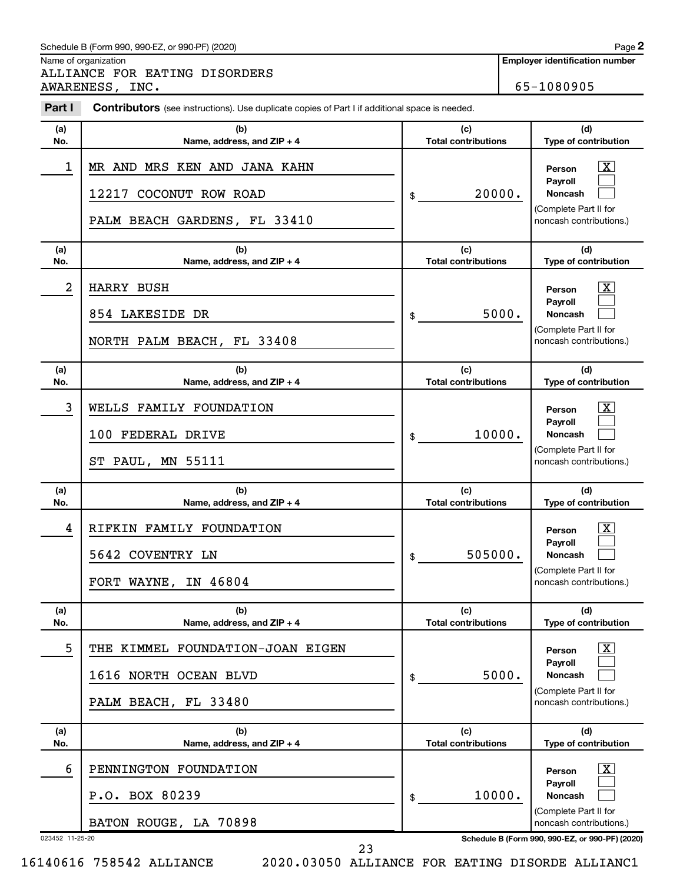Schedule B (Form 990, 990-EZ, or 990-PF) (2020)

Name of organization

ALLIANCE FOR EATING DISORDERS AWARENESS, INC.

**Employer identification number**

65-1080905

**Part I** **Contributors** (see instructions). Use duplicate copies of Part I if additional space is needed.

| (a) No. | (b) Name, address, and ZIP + 4 | (c) Total contributions | (d) Type of contribution |
|---|---|---|---|
| 1 | MR AND MRS KEN AND JANA KAHN<br>12217 COCONUT ROW ROAD<br>PALM BEACH GARDENS, FL 33410 | $ 20000. | Person [X]<br>Payroll [ ]<br>Noncash [ ]<br>(Complete Part II for noncash contributions.) |
| 2 | HARRY BUSH<br>854 LAKESIDE DR<br>NORTH PALM BEACH, FL 33408 | $ 5000. | Person [X]<br>Payroll [ ]<br>Noncash [ ]<br>(Complete Part II for noncash contributions.) |
| 3 | WELLS FAMILY FOUNDATION<br>100 FEDERAL DRIVE<br>ST PAUL, MN 55111 | $ 10000. | Person [X]<br>Payroll [ ]<br>Noncash [ ]<br>(Complete Part II for noncash contributions.) |
| 4 | RIFKIN FAMILY FOUNDATION<br>5642 COVENTRY LN<br>FORT WAYNE, IN 46804 | $ 505000. | Person [X]<br>Payroll [ ]<br>Noncash [ ]<br>(Complete Part II for noncash contributions.) |
| 5 | THE KIMMEL FOUNDATION-JOAN EIGEN<br>1616 NORTH OCEAN BLVD<br>PALM BEACH, FL 33480 | $ 5000. | Person [X]<br>Payroll [ ]<br>Noncash [ ]<br>(Complete Part II for noncash contributions.) |
| 6 | PENNINGTON FOUNDATION<br>P.O. BOX 80239<br>BATON ROUGE, LA 70898 | $ 10000. | Person [X]<br>Payroll [ ]<br>Noncash [ ]<br>(Complete Part II for noncash contributions.) |

023452 11-25-20 **Schedule B (Form 990, 990-EZ, or 990-PF) (2020)**

16140616 758542 ALLIANCE 2020.03050 ALLIANCE FOR EATING DISORDE ALLIANC1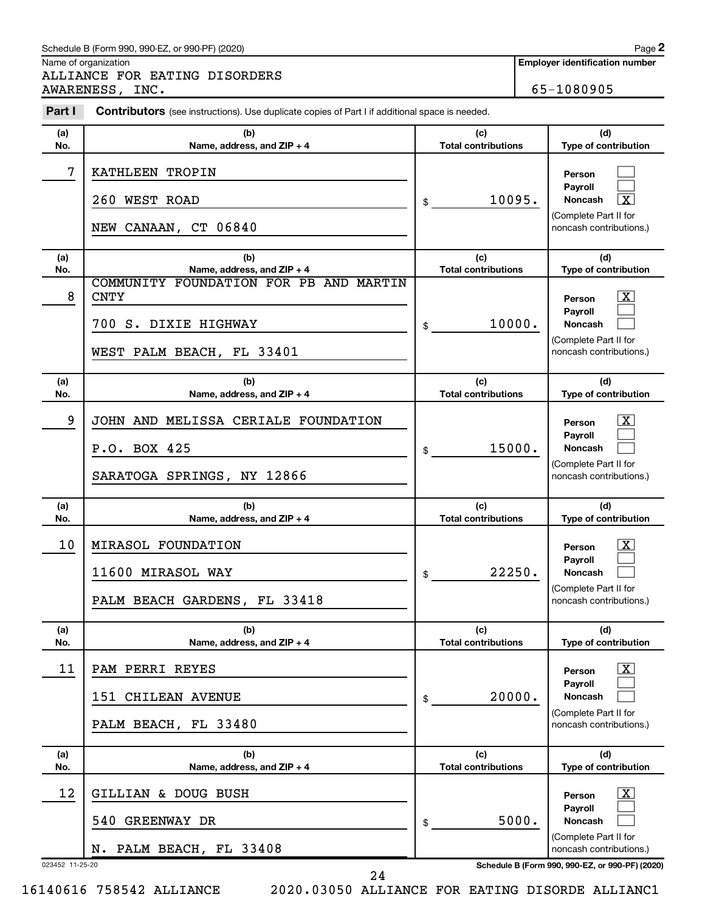Schedule B (Form 990, 990-EZ, or 990-PF) (2020)

Name of organization

ALLIANCE FOR EATING DISORDERS AWARENESS, INC.

**Employer identification number**

65-1080905

**Part I** **Contributors** (see instructions). Use duplicate copies of Part I if additional space is needed.

| (a) No. | (b) Name, address, and ZIP + 4 | (c) Total contributions | (d) Type of contribution |
|---|---|---|---|
| 7 | KATHLEEN TROPIN<br>260 WEST ROAD<br>NEW CANAAN, CT 06840 | $ 10095. | Person [ ]<br>Payroll [ ]<br>Noncash [X]<br>(Complete Part II for noncash contributions.) |
| 8 | COMMUNITY FOUNDATION FOR PB AND MARTIN CNTY<br>700 S. DIXIE HIGHWAY<br>WEST PALM BEACH, FL 33401 | $ 10000. | Person [X]<br>Payroll [ ]<br>Noncash [ ]<br>(Complete Part II for noncash contributions.) |
| 9 | JOHN AND MELISSA CERIALE FOUNDATION<br>P.O. BOX 425<br>SARATOGA SPRINGS, NY 12866 | $ 15000. | Person [X]<br>Payroll [ ]<br>Noncash [ ]<br>(Complete Part II for noncash contributions.) |
| 10 | MIRASOL FOUNDATION<br>11600 MIRASOL WAY<br>PALM BEACH GARDENS, FL 33418 | $ 22250. | Person [X]<br>Payroll [ ]<br>Noncash [ ]<br>(Complete Part II for noncash contributions.) |
| 11 | PAM PERRI REYES<br>151 CHILEAN AVENUE<br>PALM BEACH, FL 33480 | $ 20000. | Person [X]<br>Payroll [ ]<br>Noncash [ ]<br>(Complete Part II for noncash contributions.) |
| 12 | GILLIAN & DOUG BUSH<br>540 GREENWAY DR<br>N. PALM BEACH, FL 33408 | $ 5000. | Person [X]<br>Payroll [ ]<br>Noncash [ ]<br>(Complete Part II for noncash contributions.) |

023452 11-25-20

Schedule B (Form 990, 990-EZ, or 990-PF) (2020)

16140616 758542 ALLIANCE 2020.03050 ALLIANCE FOR EATING DISORDE ALLIANC1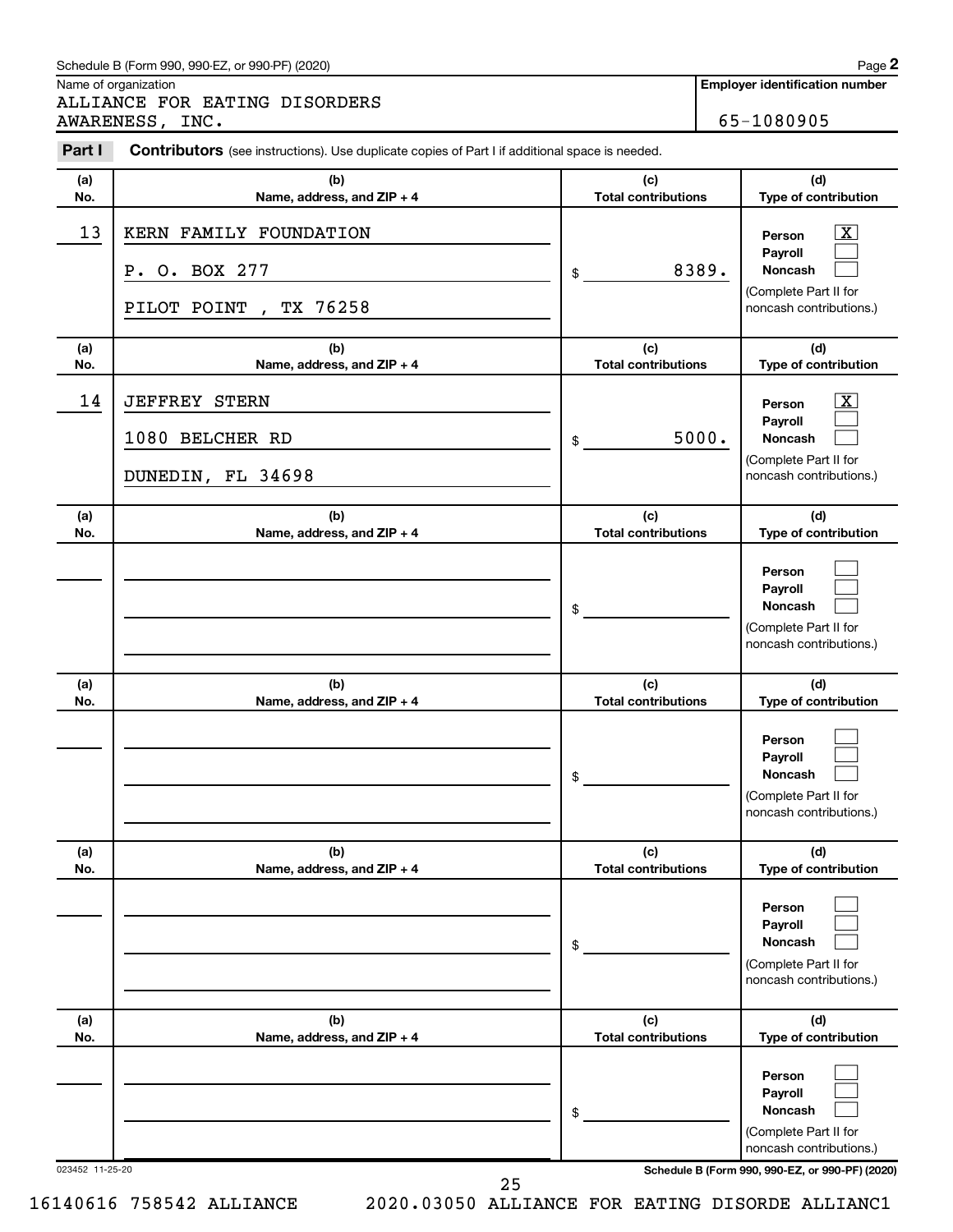Schedule B (Form 990, 990-EZ, or 990-PF) (2020) Page **2**

Name of organization

ALLIANCE FOR EATING DISORDERS AWARENESS, INC.

**Employer identification number**

65-1080905

**Part I** **Contributors** (see instructions). Use duplicate copies of Part I if additional space is needed.

| (a) No. | (b) Name, address, and ZIP + 4 | (c) Total contributions | (d) Type of contribution |
|---|---|---|---|
| 13 | KERN FAMILY FOUNDATION<br>P. O. BOX 277<br>PILOT POINT , TX 76258 | $ 8389. | Person [X]<br>Payroll [ ]<br>Noncash [ ]<br>(Complete Part II for noncash contributions.) |
| 14 | JEFFREY STERN<br>1080 BELCHER RD<br>DUNEDIN, FL 34698 | $ 5000. | Person [X]<br>Payroll [ ]<br>Noncash [ ]<br>(Complete Part II for noncash contributions.) |
| | | $ | Person [ ]<br>Payroll [ ]<br>Noncash [ ]<br>(Complete Part II for noncash contributions.) |
| | | $ | Person [ ]<br>Payroll [ ]<br>Noncash [ ]<br>(Complete Part II for noncash contributions.) |
| | | $ | Person [ ]<br>Payroll [ ]<br>Noncash [ ]<br>(Complete Part II for noncash contributions.) |
| | | $ | Person [ ]<br>Payroll [ ]<br>Noncash [ ]<br>(Complete Part II for noncash contributions.) |

023452 11-25-20 **Schedule B (Form 990, 990-EZ, or 990-PF) (2020)**

16140616 758542 ALLIANCE 2020.03050 ALLIANCE FOR EATING DISORDE ALLIANC1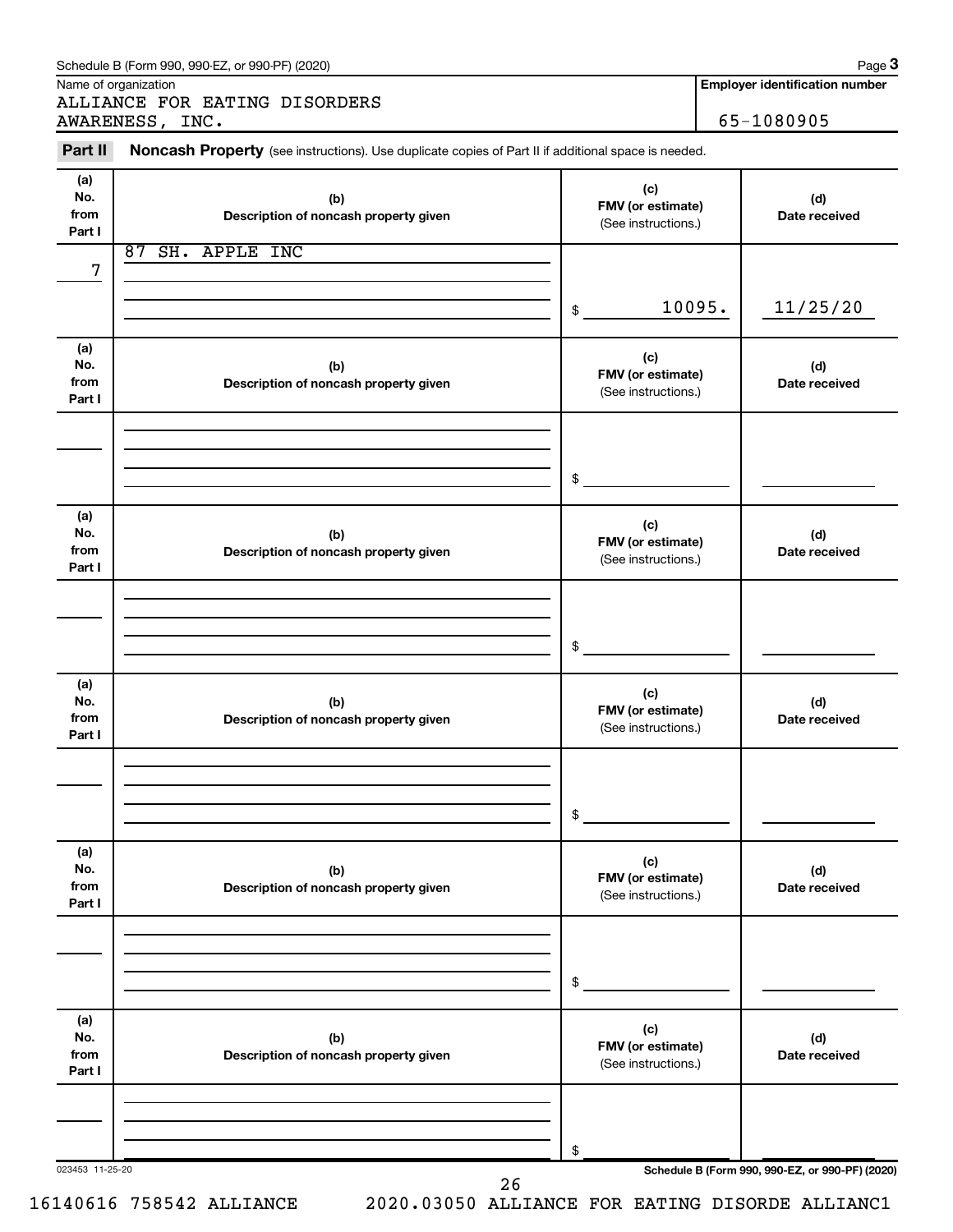Schedule B (Form 990, 990-EZ, or 990-PF) (2020) Page **3**

Name of organization

ALLIANCE FOR EATING DISORDERS AWARENESS, INC.

**Employer identification number**

65-1080905

**Part II** **Noncash Property** (see instructions). Use duplicate copies of Part II if additional space is needed.

| (a) No. from Part I | (b) Description of noncash property given | (c) FMV (or estimate) (See instructions.) | (d) Date received |
|---|---|---|---|
| 7 | 87 SH. APPLE INC | $ 10095. | 11/25/20 |
| | | $ | |
| | | $ | |
| | | $ | |
| | | $ | |
| | | $ | |

023453 11-25-20

**Schedule B (Form 990, 990-EZ, or 990-PF) (2020)**

16140616 758542 ALLIANCE 2020.03050 ALLIANCE FOR EATING DISORDE ALLIANC1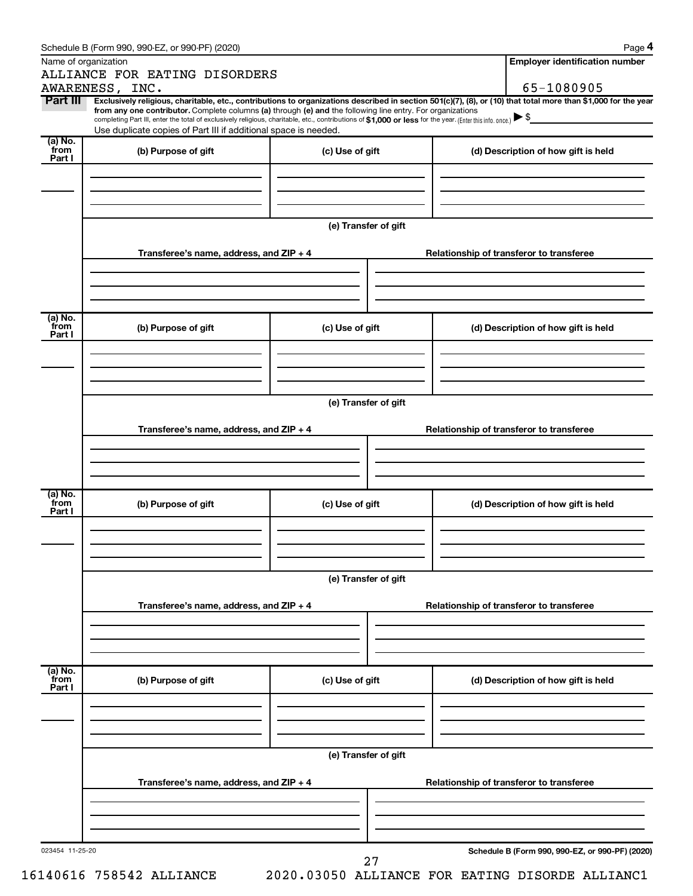Schedule B (Form 990, 990-EZ, or 990-PF) (2020)

Name of organization

ALLIANCE FOR EATING DISORDERS AWARENESS, INC.

**Employer identification number**

65-1080905

**Part III** **Exclusively religious, charitable, etc., contributions to organizations described in section 501(c)(7), (8), or (10) that total more than $1,000 for the year from any one contributor.** Complete columns **(a)** through **(e)** and the following line entry. For organizations completing Part III, enter the total of exclusively religious, charitable, etc., contributions of **$1,000 or less** for the year. (Enter this info. once.) ▶ $

Use duplicate copies of Part III if additional space is needed.

| (a) No. from Part I | (b) Purpose of gift | (c) Use of gift | (d) Description of how gift is held |
| --- | --- | --- | --- |
| | | | |

**(e) Transfer of gift**

| Transferee's name, address, and ZIP + 4 | Relationship of transferor to transferee |
| --- | --- |
| | |

| (a) No. from Part I | (b) Purpose of gift | (c) Use of gift | (d) Description of how gift is held |
| --- | --- | --- | --- |
| | | | |

**(e) Transfer of gift**

| Transferee's name, address, and ZIP + 4 | Relationship of transferor to transferee |
| --- | --- |
| | |

| (a) No. from Part I | (b) Purpose of gift | (c) Use of gift | (d) Description of how gift is held |
| --- | --- | --- | --- |
| | | | |

**(e) Transfer of gift**

| Transferee's name, address, and ZIP + 4 | Relationship of transferor to transferee |
| --- | --- |
| | |

| (a) No. from Part I | (b) Purpose of gift | (c) Use of gift | (d) Description of how gift is held |
| --- | --- | --- | --- |
| | | | |

**(e) Transfer of gift**

| Transferee's name, address, and ZIP + 4 | Relationship of transferor to transferee |
| --- | --- |
| | |

023454 11-25-20

**Schedule B (Form 990, 990-EZ, or 990-PF) (2020)**

16140616 758542 ALLIANCE 2020.03050 ALLIANCE FOR EATING DISORDE ALLIANC1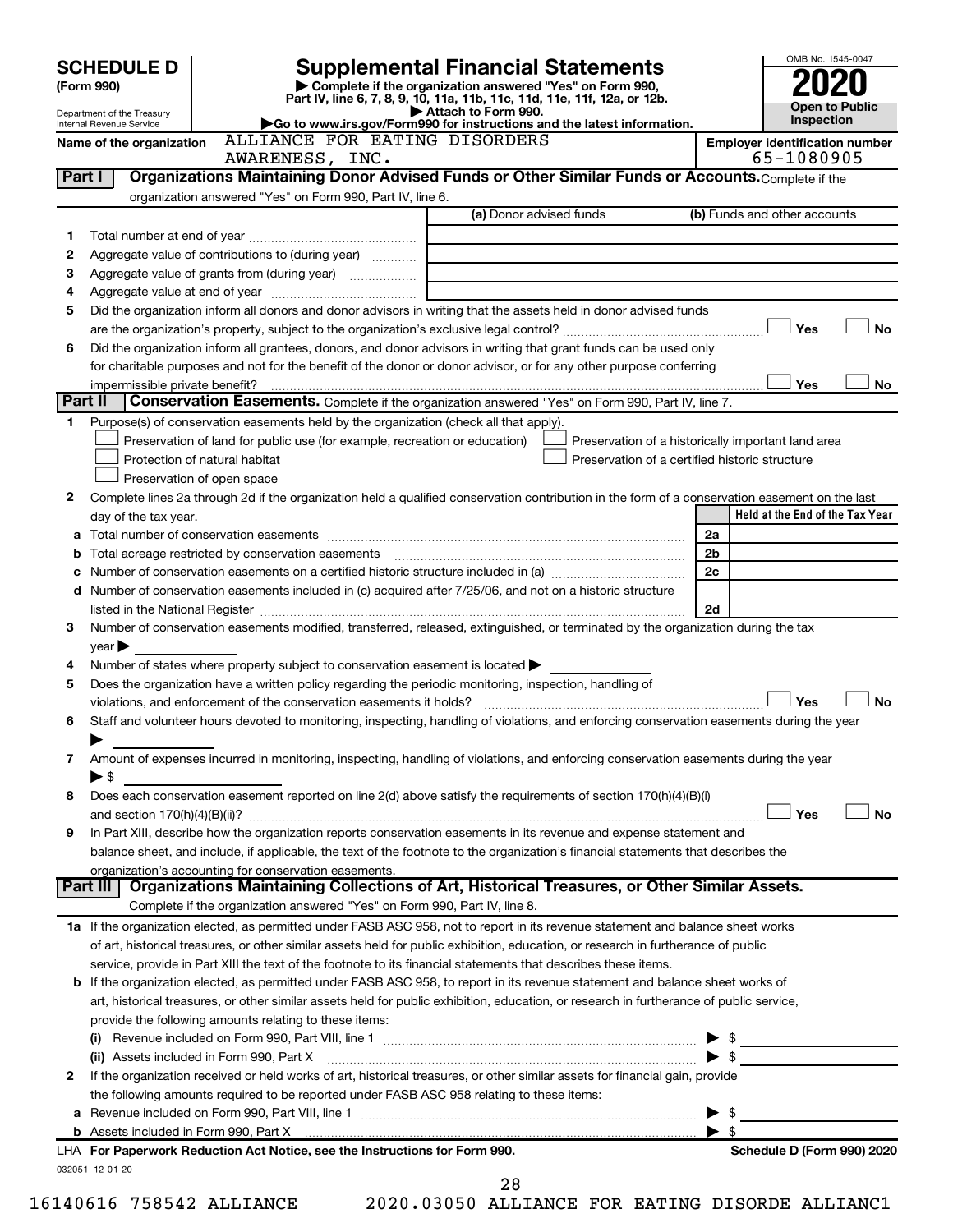# SCHEDULE D (Form 990)

Department of the Treasury
Internal Revenue Service

## Supplemental Financial Statements

▶ Complete if the organization answered "Yes" on Form 990, Part IV, line 6, 7, 8, 9, 10, 11a, 11b, 11c, 11d, 11e, 11f, 12a, or 12b.
▶ Attach to Form 990.
▶Go to www.irs.gov/Form990 for instructions and the latest information.

OMB No. 1545-0047
**2020**
**Open to Public Inspection**

Name of the organization: ALLIANCE FOR EATING DISORDERS AWARENESS, INC.

Employer identification number: 65-1080905

**Part I — Organizations Maintaining Donor Advised Funds or Other Similar Funds or Accounts.** Complete if the organization answered "Yes" on Form 990, Part IV, line 6.

| | | (a) Donor advised funds | (b) Funds and other accounts |
|---|---|---|---|
| 1 | Total number at end of year | | |
| 2 | Aggregate value of contributions to (during year) | | |
| 3 | Aggregate value of grants from (during year) | | |
| 4 | Aggregate value at end of year | | |

5 Did the organization inform all donors and donor advisors in writing that the assets held in donor advised funds are the organization's property, subject to the organization's exclusive legal control? ☐ Yes ☐ No

6 Did the organization inform all grantees, donors, and donor advisors in writing that grant funds can be used only for charitable purposes and not for the benefit of the donor or donor advisor, or for any other purpose conferring impermissible private benefit? ☐ Yes ☐ No

**Part II — Conservation Easements.** Complete if the organization answered "Yes" on Form 990, Part IV, line 7.

1 Purpose(s) of conservation easements held by the organization (check all that apply).

☐ Preservation of land for public use (for example, recreation or education)
☐ Preservation of a historically important land area
☐ Protection of natural habitat
☐ Preservation of a certified historic structure
☐ Preservation of open space

2 Complete lines 2a through 2d if the organization held a qualified conservation contribution in the form of a conservation easement on the last day of the tax year.

| | | | Held at the End of the Tax Year |
|---|---|---|---|
| a | Total number of conservation easements | 2a | |
| b | Total acreage restricted by conservation easements | 2b | |
| c | Number of conservation easements on a certified historic structure included in (a) | 2c | |
| d | Number of conservation easements included in (c) acquired after 7/25/06, and not on a historic structure listed in the National Register | 2d | |

3 Number of conservation easements modified, transferred, released, extinguished, or terminated by the organization during the tax year ▶

4 Number of states where property subject to conservation easement is located ▶

5 Does the organization have a written policy regarding the periodic monitoring, inspection, handling of violations, and enforcement of the conservation easements it holds? ☐ Yes ☐ No

6 Staff and volunteer hours devoted to monitoring, inspecting, handling of violations, and enforcing conservation easements during the year ▶

7 Amount of expenses incurred in monitoring, inspecting, handling of violations, and enforcing conservation easements during the year ▶ $

8 Does each conservation easement reported on line 2(d) above satisfy the requirements of section 170(h)(4)(B)(i) and section 170(h)(4)(B)(ii)? ☐ Yes ☐ No

9 In Part XIII, describe how the organization reports conservation easements in its revenue and expense statement and balance sheet, and include, if applicable, the text of the footnote to the organization's financial statements that describes the organization's accounting for conservation easements.

**Part III — Organizations Maintaining Collections of Art, Historical Treasures, or Other Similar Assets.** Complete if the organization answered "Yes" on Form 990, Part IV, line 8.

1a If the organization elected, as permitted under FASB ASC 958, not to report in its revenue statement and balance sheet works of art, historical treasures, or other similar assets held for public exhibition, education, or research in furtherance of public service, provide in Part XIII the text of the footnote to its financial statements that describes these items.

b If the organization elected, as permitted under FASB ASC 958, to report in its revenue statement and balance sheet works of art, historical treasures, or other similar assets held for public exhibition, education, or research in furtherance of public service, provide the following amounts relating to these items:

(i) Revenue included on Form 990, Part VIII, line 1 ▶ $

(ii) Assets included in Form 990, Part X ▶ $

2 If the organization received or held works of art, historical treasures, or other similar assets for financial gain, provide the following amounts required to be reported under FASB ASC 958 relating to these items:

a Revenue included on Form 990, Part VIII, line 1 ▶ $

b Assets included in Form 990, Part X ▶ $

LHA For Paperwork Reduction Act Notice, see the Instructions for Form 990. Schedule D (Form 990) 2020

032051 12-01-20

16140616 758542 ALLIANCE 2020.03050 ALLIANCE FOR EATING DISORDE ALLIANC1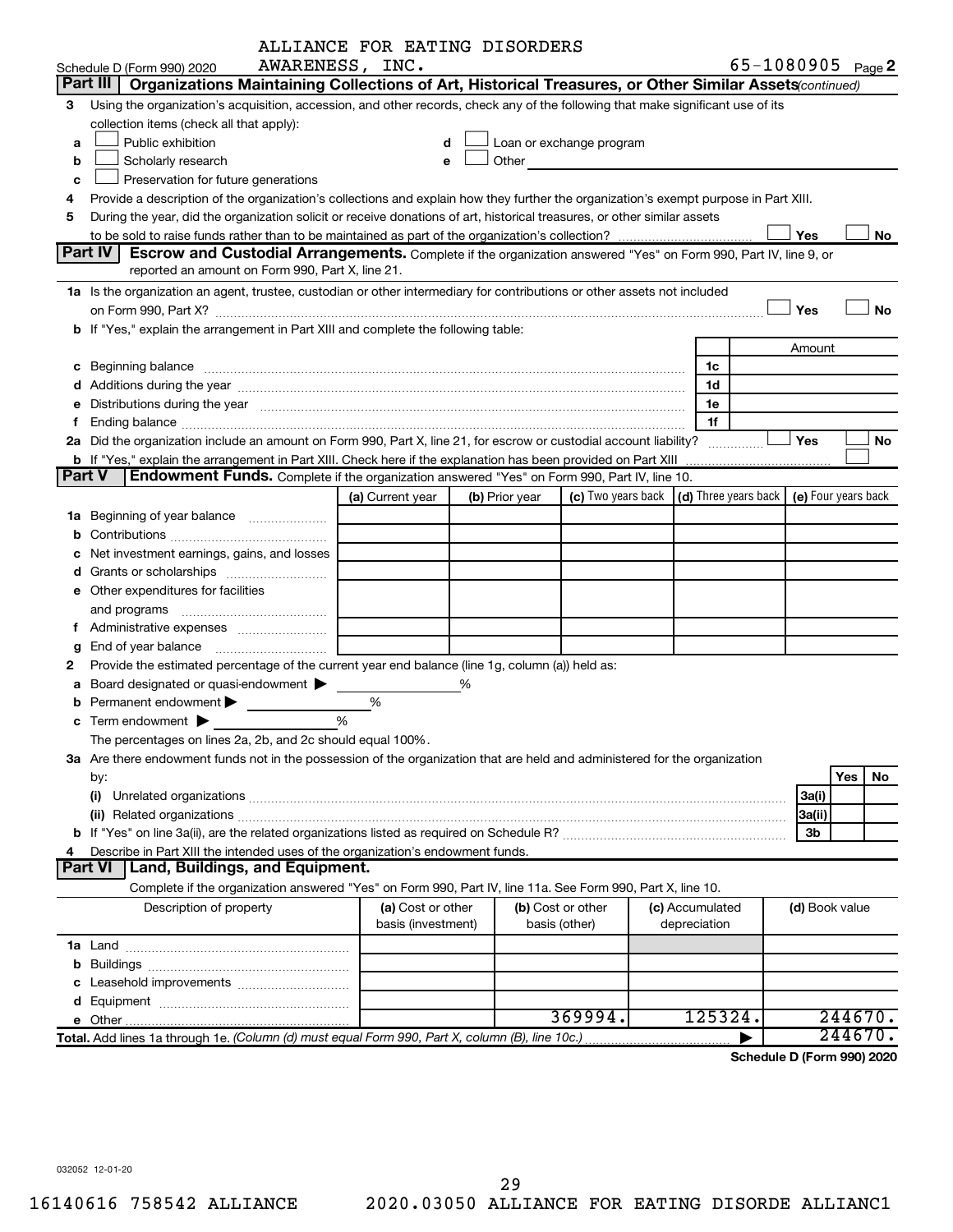ALLIANCE FOR EATING DISORDERS AWARENESS, INC.

Schedule D (Form 990) 2020 — 65-1080905 Page 2

## Part III Organizations Maintaining Collections of Art, Historical Treasures, or Other Similar Assets *(continued)*

3 Using the organization's acquisition, accession, and other records, check any of the following that make significant use of its collection items (check all that apply):

- a ☐ Public exhibition
- b ☐ Scholarly research
- c ☐ Preservation for future generations
- d ☐ Loan or exchange program
- e ☐ Other

4 Provide a description of the organization's collections and explain how they further the organization's exempt purpose in Part XIII.

5 During the year, did the organization solicit or receive donations of art, historical treasures, or other similar assets to be sold to raise funds rather than to be maintained as part of the organization's collection? ☐ Yes ☐ No

## Part IV Escrow and Custodial Arrangements.

Complete if the organization answered "Yes" on Form 990, Part IV, line 9, or reported an amount on Form 990, Part X, line 21.

1a Is the organization an agent, trustee, custodian or other intermediary for contributions or other assets not included on Form 990, Part X? ☐ Yes ☐ No

b If "Yes," explain the arrangement in Part XIII and complete the following table:

| | | Amount |
|---|---|---|
| c Beginning balance | 1c | |
| d Additions during the year | 1d | |
| e Distributions during the year | 1e | |
| f Ending balance | 1f | |

2a Did the organization include an amount on Form 990, Part X, line 21, for escrow or custodial account liability? ☐ Yes ☐ No

b If "Yes," explain the arrangement in Part XIII. Check here if the explanation has been provided on Part XIII ☐

## Part V Endowment Funds.

Complete if the organization answered "Yes" on Form 990, Part IV, line 10.

| | (a) Current year | (b) Prior year | (c) Two years back | (d) Three years back | (e) Four years back |
|---|---|---|---|---|---|
| 1a Beginning of year balance | | | | | |
| b Contributions | | | | | |
| c Net investment earnings, gains, and losses | | | | | |
| d Grants or scholarships | | | | | |
| e Other expenditures for facilities and programs | | | | | |
| f Administrative expenses | | | | | |
| g End of year balance | | | | | |

2 Provide the estimated percentage of the current year end balance (line 1g, column (a)) held as:

- a Board designated or quasi-endowment ▶ %
- b Permanent endowment ▶ %
- c Term endowment ▶ %

The percentages on lines 2a, 2b, and 2c should equal 100%.

3a Are there endowment funds not in the possession of the organization that are held and administered for the organization by:

| | | Yes | No |
|---|---|---|---|
| (i) Unrelated organizations | 3a(i) | | |
| (ii) Related organizations | 3a(ii) | | |
| b If "Yes" on line 3a(ii), are the related organizations listed as required on Schedule R? | 3b | | |

4 Describe in Part XIII the intended uses of the organization's endowment funds.

## Part VI Land, Buildings, and Equipment.

Complete if the organization answered "Yes" on Form 990, Part IV, line 11a. See Form 990, Part X, line 10.

| Description of property | (a) Cost or other basis (investment) | (b) Cost or other basis (other) | (c) Accumulated depreciation | (d) Book value |
|---|---|---|---|---|
| 1a Land | | | | |
| b Buildings | | | | |
| c Leasehold improvements | | | | |
| d Equipment | | | | |
| e Other | | 369994. | 125324. | 244670. |
| **Total.** Add lines 1a through 1e. *(Column (d) must equal Form 990, Part X, column (B), line 10c.)* | | | ▶ | 244670. |

**Schedule D (Form 990) 2020**

032052 12-01-20

16140616 758542 ALLIANCE 2020.03050 ALLIANCE FOR EATING DISORDE ALLIANC1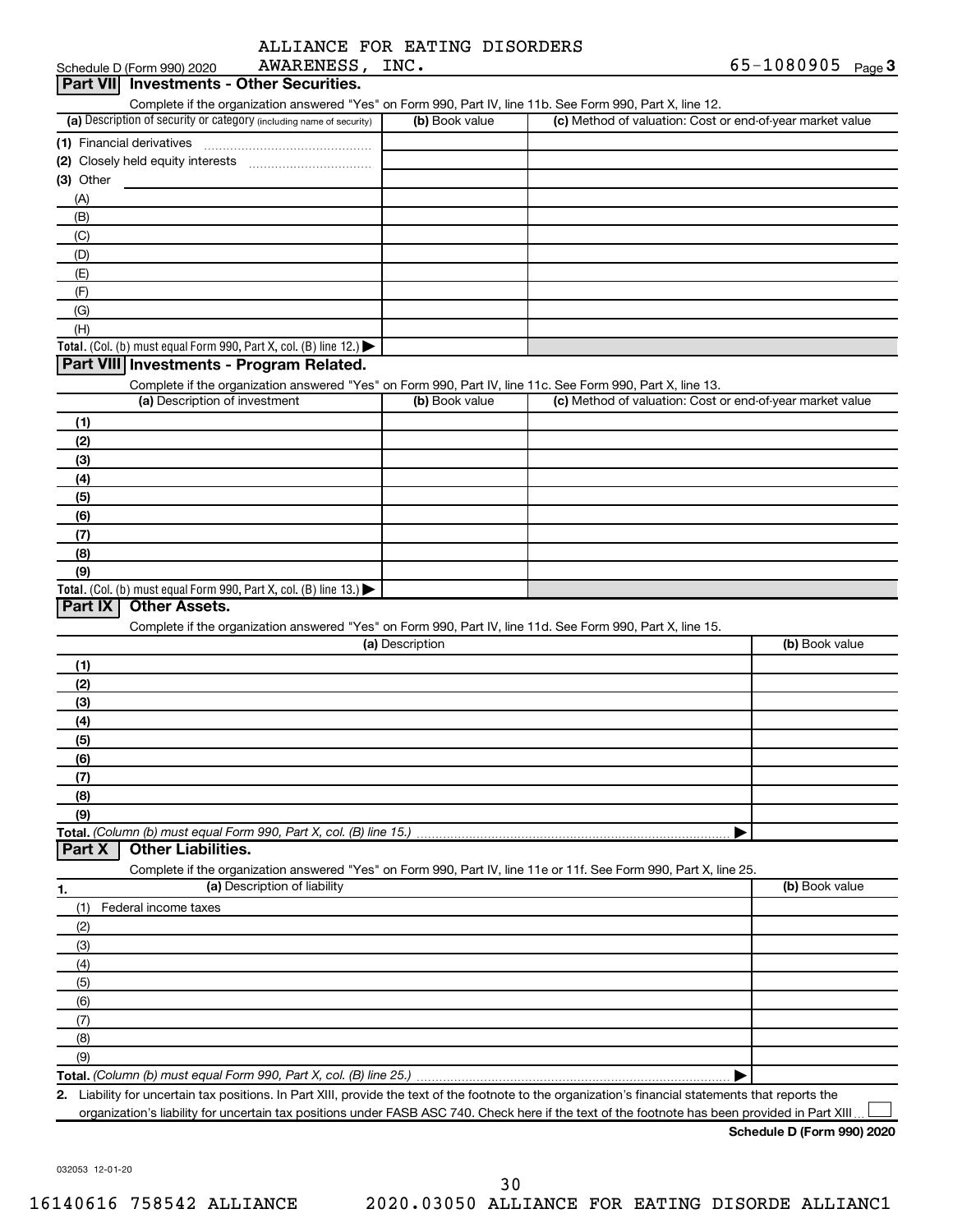Schedule D (Form 990) 2020 ALLIANCE FOR EATING DISORDERS AWARENESS, INC. 65-1080905 Page 3

## Part VII Investments - Other Securities.

Complete if the organization answered "Yes" on Form 990, Part IV, line 11b. See Form 990, Part X, line 12.

| (a) Description of security or category (including name of security) | (b) Book value | (c) Method of valuation: Cost or end-of-year market value |
|---|---|---|
| (1) Financial derivatives | | |
| (2) Closely held equity interests | | |
| (3) Other | | |
| (A) | | |
| (B) | | |
| (C) | | |
| (D) | | |
| (E) | | |
| (F) | | |
| (G) | | |
| (H) | | |
| **Total.** (Col. (b) must equal Form 990, Part X, col. (B) line 12.) ▶ | | |

## Part VIII Investments - Program Related.

Complete if the organization answered "Yes" on Form 990, Part IV, line 11c. See Form 990, Part X, line 13.

| (a) Description of investment | (b) Book value | (c) Method of valuation: Cost or end-of-year market value |
|---|---|---|
| (1) | | |
| (2) | | |
| (3) | | |
| (4) | | |
| (5) | | |
| (6) | | |
| (7) | | |
| (8) | | |
| (9) | | |
| **Total.** (Col. (b) must equal Form 990, Part X, col. (B) line 13.) ▶ | | |

## Part IX Other Assets.

Complete if the organization answered "Yes" on Form 990, Part IV, line 11d. See Form 990, Part X, line 15.

| (a) Description | (b) Book value |
|---|---|
| (1) | |
| (2) | |
| (3) | |
| (4) | |
| (5) | |
| (6) | |
| (7) | |
| (8) | |
| (9) | |
| **Total.** *(Column (b) must equal Form 990, Part X, col. (B) line 15.)* ▶ | |

## Part X Other Liabilities.

Complete if the organization answered "Yes" on Form 990, Part IV, line 11e or 11f. See Form 990, Part X, line 25.

| 1. (a) Description of liability | (b) Book value |
|---|---|
| (1) Federal income taxes | |
| (2) | |
| (3) | |
| (4) | |
| (5) | |
| (6) | |
| (7) | |
| (8) | |
| (9) | |
| **Total.** *(Column (b) must equal Form 990, Part X, col. (B) line 25.)* ▶ | |

**2.** Liability for uncertain tax positions. In Part XIII, provide the text of the footnote to the organization's financial statements that reports the organization's liability for uncertain tax positions under FASB ASC 740. Check here if the text of the footnote has been provided in Part XIII ☐

**Schedule D (Form 990) 2020**

032053 12-01-20

16140616 758542 ALLIANCE 2020.03050 ALLIANCE FOR EATING DISORDE ALLIANC1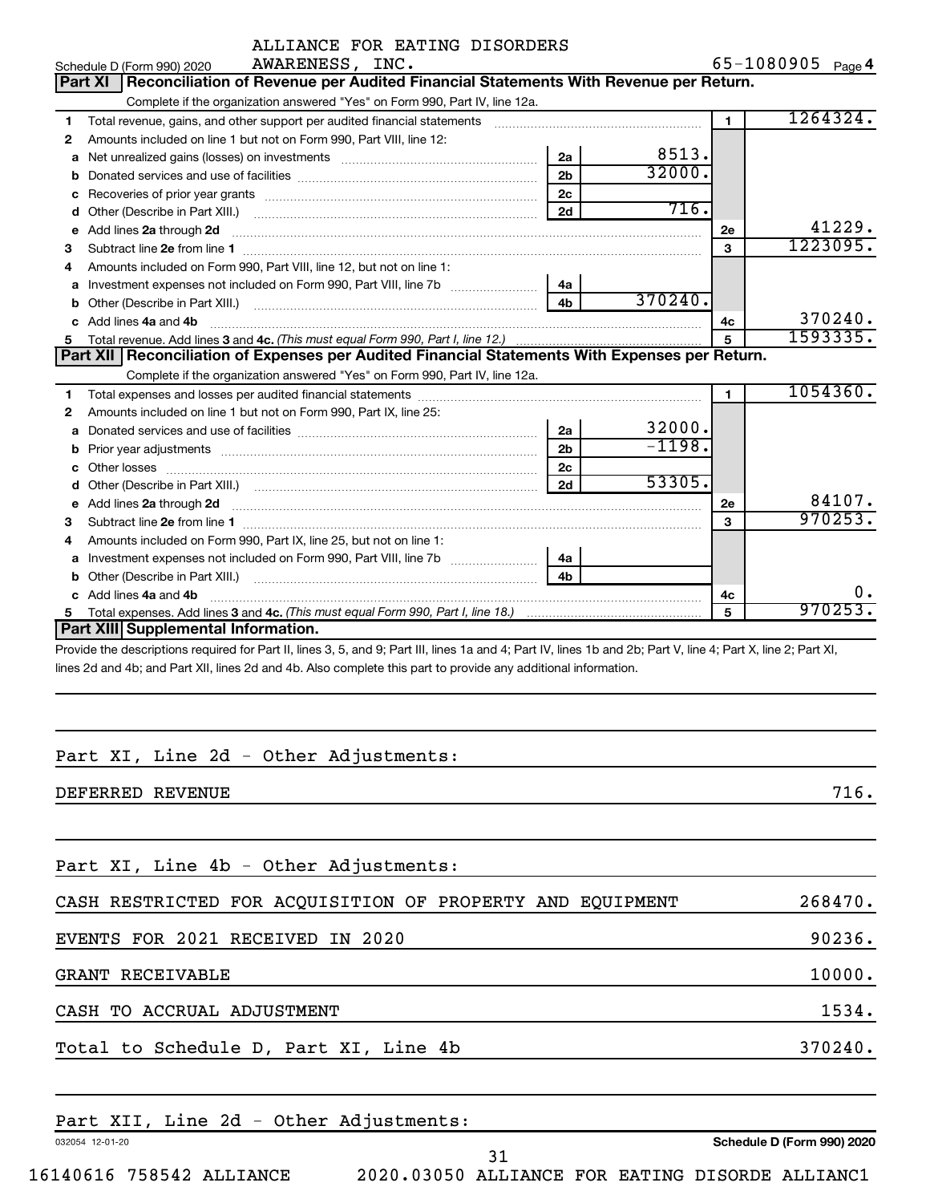ALLIANCE FOR EATING DISORDERS AWARENESS, INC.

Schedule D (Form 990) 2020 — 65-1080905 Page 4

## Part XI Reconciliation of Revenue per Audited Financial Statements With Revenue per Return.

Complete if the organization answered "Yes" on Form 990, Part IV, line 12a.

| | | | | | |
|---|---|---|---|---|---|
| 1 | Total revenue, gains, and other support per audited financial statements | | | 1 | 1264324. |
| 2 | Amounts included on line 1 but not on Form 990, Part VIII, line 12: | | | | |
| a | Net unrealized gains (losses) on investments | 2a | 8513. | | |
| b | Donated services and use of facilities | 2b | 32000. | | |
| c | Recoveries of prior year grants | 2c | | | |
| d | Other (Describe in Part XIII.) | 2d | 716. | | |
| e | Add lines 2a through 2d | | | 2e | 41229. |
| 3 | Subtract line 2e from line 1 | | | 3 | 1223095. |
| 4 | Amounts included on Form 990, Part VIII, line 12, but not on line 1: | | | | |
| a | Investment expenses not included on Form 990, Part VIII, line 7b | 4a | | | |
| b | Other (Describe in Part XIII.) | 4b | 370240. | | |
| c | Add lines 4a and 4b | | | 4c | 370240. |
| 5 | Total revenue. Add lines 3 and 4c. *(This must equal Form 990, Part I, line 12.)* | | | 5 | 1593335. |

## Part XII Reconciliation of Expenses per Audited Financial Statements With Expenses per Return.

Complete if the organization answered "Yes" on Form 990, Part IV, line 12a.

| | | | | | |
|---|---|---|---|---|---|
| 1 | Total expenses and losses per audited financial statements | | | 1 | 1054360. |
| 2 | Amounts included on line 1 but not on Form 990, Part IX, line 25: | | | | |
| a | Donated services and use of facilities | 2a | 32000. | | |
| b | Prior year adjustments | 2b | -1198. | | |
| c | Other losses | 2c | | | |
| d | Other (Describe in Part XIII.) | 2d | 53305. | | |
| e | Add lines 2a through 2d | | | 2e | 84107. |
| 3 | Subtract line 2e from line 1 | | | 3 | 970253. |
| 4 | Amounts included on Form 990, Part IX, line 25, but not on line 1: | | | | |
| a | Investment expenses not included on Form 990, Part VIII, line 7b | 4a | | | |
| b | Other (Describe in Part XIII.) | 4b | | | |
| c | Add lines 4a and 4b | | | 4c | 0. |
| 5 | Total expenses. Add lines 3 and 4c. *(This must equal Form 990, Part I, line 18.)* | | | 5 | 970253. |

## Part XIII Supplemental Information.

Provide the descriptions required for Part II, lines 3, 5, and 9; Part III, lines 1a and 4; Part IV, lines 1b and 2b; Part V, line 4; Part X, line 2; Part XI, lines 2d and 4b; and Part XII, lines 2d and 4b. Also complete this part to provide any additional information.

Part XI, Line 2d - Other Adjustments:

| | |
|---|---|
| DEFERRED REVENUE | 716. |

Part XI, Line 4b - Other Adjustments:

| | |
|---|---|
| CASH RESTRICTED FOR ACQUISITION OF PROPERTY AND EQUIPMENT | 268470. |
| EVENTS FOR 2021 RECEIVED IN 2020 | 90236. |
| GRANT RECEIVABLE | 10000. |
| CASH TO ACCRUAL ADJUSTMENT | 1534. |
| Total to Schedule D, Part XI, Line 4b | 370240. |

Part XII, Line 2d - Other Adjustments:

032054 12-01-20 Schedule D (Form 990) 2020

16140616 758542 ALLIANCE 2020.03050 ALLIANCE FOR EATING DISORDE ALLIANC1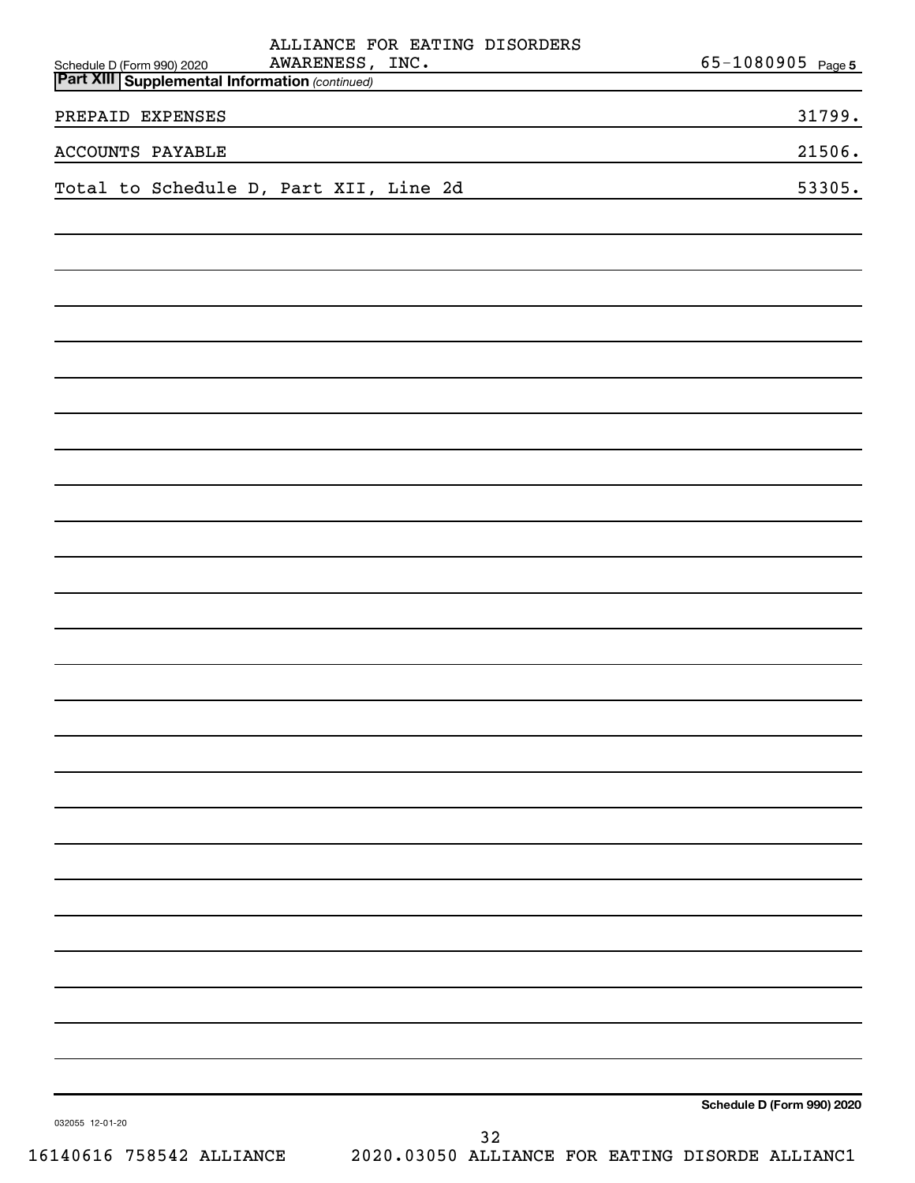Schedule D (Form 990) 2020 ALLIANCE FOR EATING DISORDERS AWARENESS, INC. 65-1080905 Page 5

**Part XIII Supplemental Information** *(continued)*

| | |
|---|---|
| PREPAID EXPENSES | 31799. |
| ACCOUNTS PAYABLE | 21506. |
| Total to Schedule D, Part XII, Line 2d | 53305. |

**Schedule D (Form 990) 2020**

032055 12-01-20

16140616 758542 ALLIANCE 2020.03050 ALLIANCE FOR EATING DISORDE ALLIANC1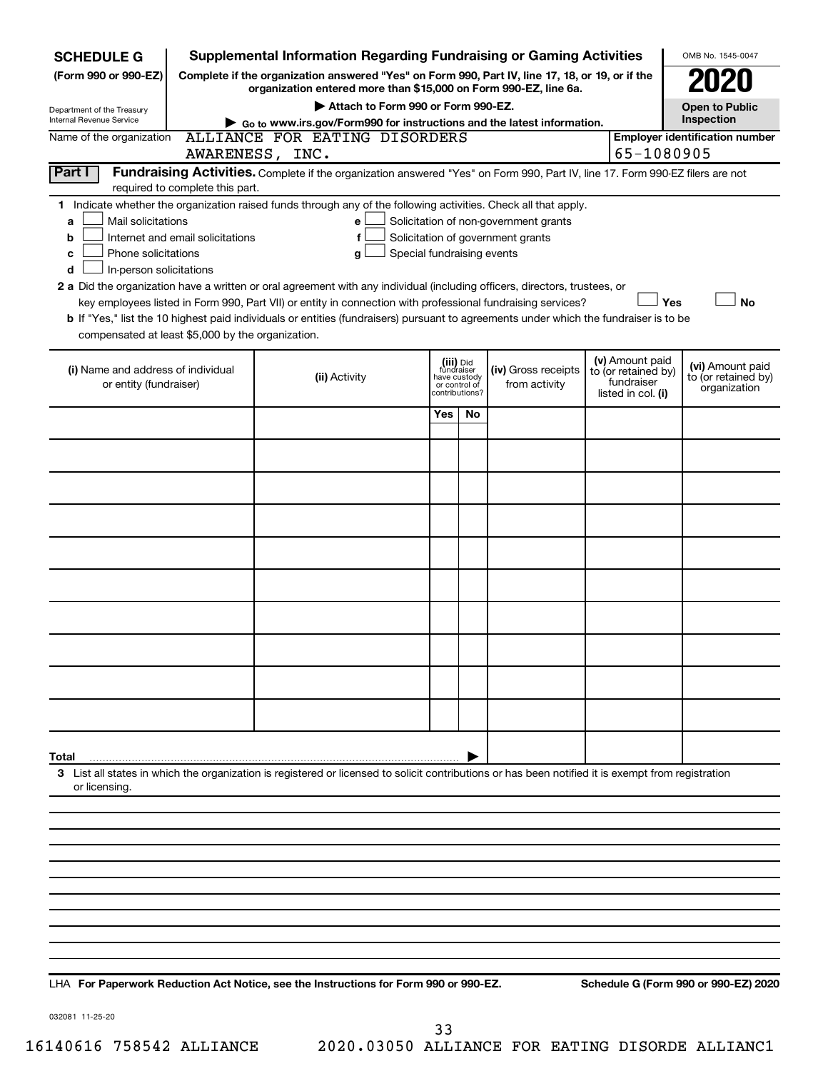**SCHEDULE G (Form 990 or 990-EZ)**

Department of the Treasury
Internal Revenue Service

# Supplemental Information Regarding Fundraising or Gaming Activities

**Complete if the organization answered "Yes" on Form 990, Part IV, line 17, 18, or 19, or if the organization entered more than $15,000 on Form 990-EZ, line 6a.**

▶ **Attach to Form 990 or Form 990-EZ.**

▶ **Go to www.irs.gov/Form990 for instructions and the latest information.**

OMB No. 1545-0047

**2020**

**Open to Public Inspection**

Name of the organization: ALLIANCE FOR EATING DISORDERS AWARENESS, INC.

**Employer identification number:** 65-1080905

## Part I Fundraising Activities.

Complete if the organization answered "Yes" on Form 990, Part IV, line 17. Form 990-EZ filers are not required to complete this part.

**1** Indicate whether the organization raised funds through any of the following activities. Check all that apply.

- **a** ☐ Mail solicitations
- **b** ☐ Internet and email solicitations
- **c** ☐ Phone solicitations
- **d** ☐ In-person solicitations
- **e** ☐ Solicitation of non-government grants
- **f** ☐ Solicitation of government grants
- **g** ☐ Special fundraising events

**2 a** Did the organization have a written or oral agreement with any individual (including officers, directors, trustees, or key employees listed in Form 990, Part VII) or entity in connection with professional fundraising services? ☐ Yes ☐ No

**b** If "Yes," list the 10 highest paid individuals or entities (fundraisers) pursuant to agreements under which the fundraiser is to be compensated at least $5,000 by the organization.

| (i) Name and address of individual or entity (fundraiser) | (ii) Activity | (iii) Did fundraiser have custody or control of contributions? Yes | No | (iv) Gross receipts from activity | (v) Amount paid to (or retained by) fundraiser listed in col. (i) | (vi) Amount paid to (or retained by) organization |
|---|---|---|---|---|---|---|
| | | | | | | |
| | | | | | | |
| | | | | | | |
| | | | | | | |
| | | | | | | |
| | | | | | | |
| | | | | | | |
| | | | | | | |
| | | | | | | |
| | | | | | | |
| **Total** | | | | | | |

**3** List all states in which the organization is registered or licensed to solicit contributions or has been notified it is exempt from registration or licensing.

LHA **For Paperwork Reduction Act Notice, see the Instructions for Form 990 or 990-EZ.** **Schedule G (Form 990 or 990-EZ) 2020**

032081 11-25-20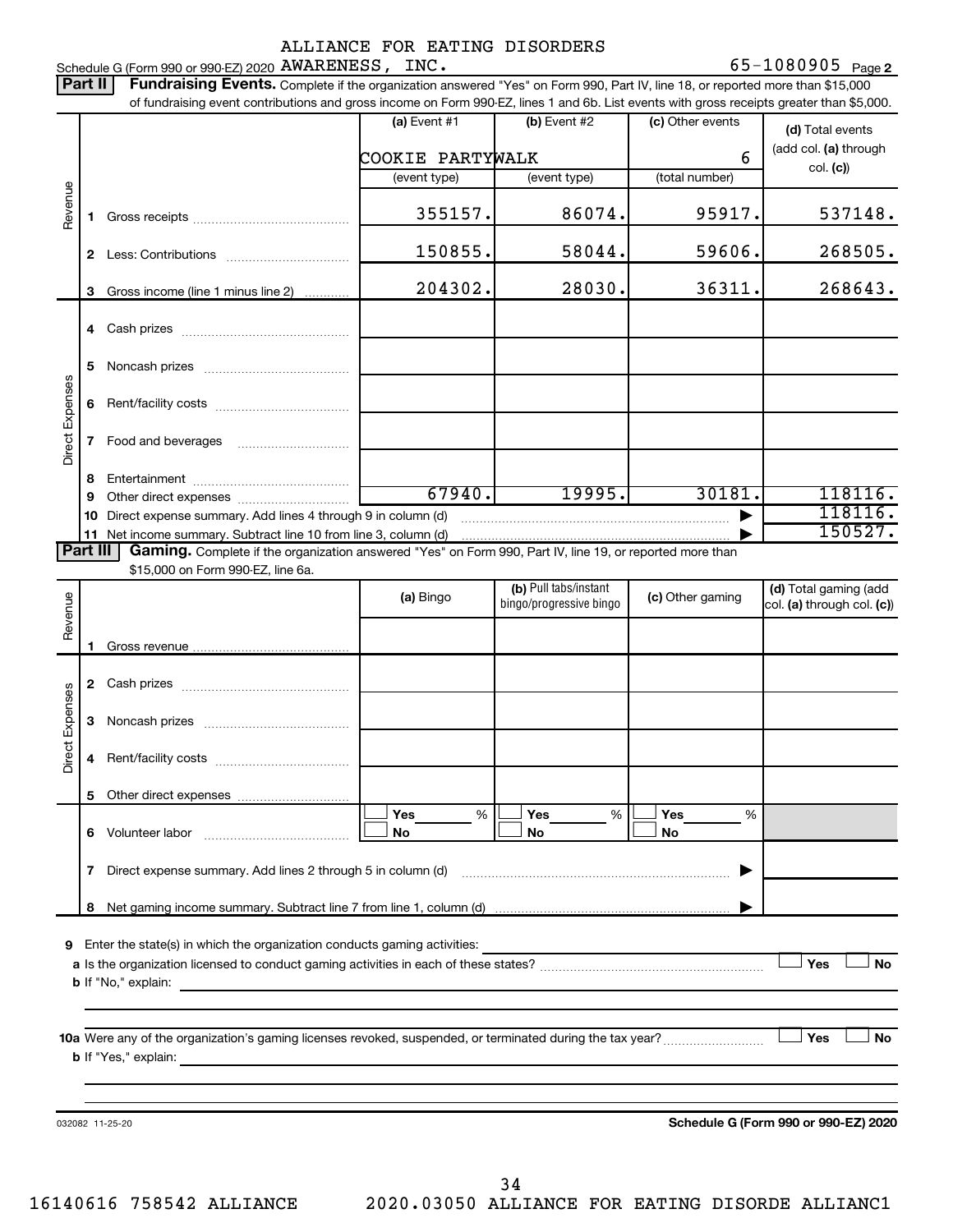Schedule G (Form 990 or 990-EZ) 2020 ALLIANCE FOR EATING DISORDERS AWARENESS, INC. 65-1080905 Page 2

**Part II Fundraising Events.** Complete if the organization answered "Yes" on Form 990, Part IV, line 18, or reported more than $15,000 of fundraising event contributions and gross income on Form 990-EZ, lines 1 and 6b. List events with gross receipts greater than $5,000.

| | | (a) Event #1 | (b) Event #2 | (c) Other events | (d) Total events (add col. (a) through col. (c)) |
|---|---|---|---|---|---|
| | | COOKIE PARTY | WALK | 6 | |
| | | (event type) | (event type) | (total number) | |
| Revenue | 1 Gross receipts | 355157. | 86074. | 95917. | 537148. |
| | 2 Less: Contributions | 150855. | 58044. | 59606. | 268505. |
| | 3 Gross income (line 1 minus line 2) | 204302. | 28030. | 36311. | 268643. |
| Direct Expenses | 4 Cash prizes | | | | |
| | 5 Noncash prizes | | | | |
| | 6 Rent/facility costs | | | | |
| | 7 Food and beverages | | | | |
| | 8 Entertainment | | | | |
| | 9 Other direct expenses | 67940. | 19995. | 30181. | 118116. |
| | 10 Direct expense summary. Add lines 4 through 9 in column (d) | | | | 118116. |
| | 11 Net income summary. Subtract line 10 from line 3, column (d) | | | | 150527. |

**Part III Gaming.** Complete if the organization answered "Yes" on Form 990, Part IV, line 19, or reported more than $15,000 on Form 990-EZ, line 6a.

| | | (a) Bingo | (b) Pull tabs/instant bingo/progressive bingo | (c) Other gaming | (d) Total gaming (add col. (a) through col. (c)) |
|---|---|---|---|---|---|
| Revenue | 1 Gross revenue | | | | |
| Direct Expenses | 2 Cash prizes | | | | |
| | 3 Noncash prizes | | | | |
| | 4 Rent/facility costs | | | | |
| | 5 Other direct expenses | | | | |
| | 6 Volunteer labor | ☐ Yes ___% ☐ No | ☐ Yes ___% ☐ No | ☐ Yes ___% ☐ No | |
| | 7 Direct expense summary. Add lines 2 through 5 in column (d) | | | | |
| | 8 Net gaming income summary. Subtract line 7 from line 1, column (d) | | | | |

9 Enter the state(s) in which the organization conducts gaming activities:

a Is the organization licensed to conduct gaming activities in each of these states? ☐ Yes ☐ No

b If "No," explain:

10a Were any of the organization's gaming licenses revoked, suspended, or terminated during the tax year? ☐ Yes ☐ No

b If "Yes," explain:

032082 11-25-20

**Schedule G (Form 990 or 990-EZ) 2020**

16140616 758542 ALLIANCE 2020.03050 ALLIANCE FOR EATING DISORDE ALLIANC1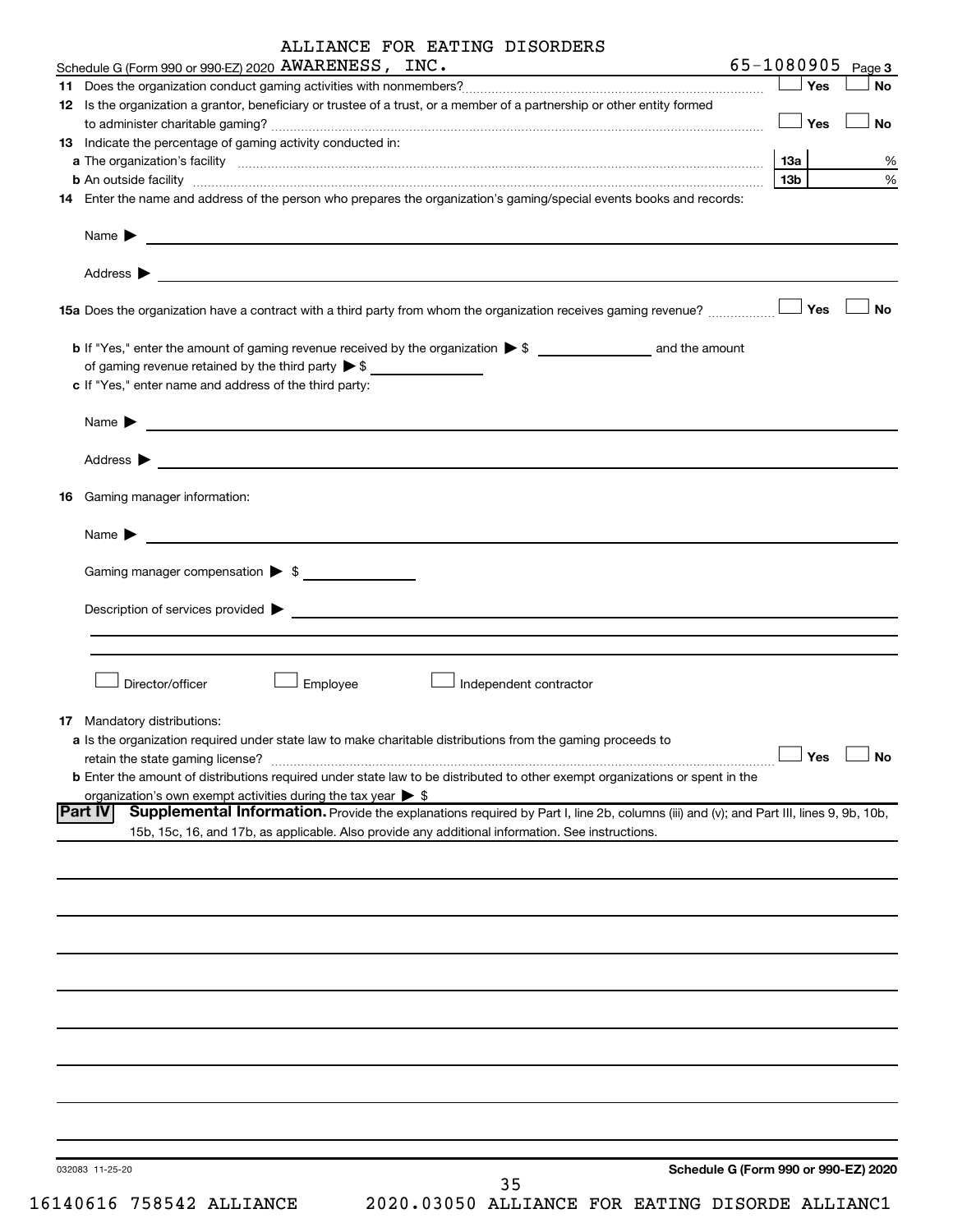ALLIANCE FOR EATING DISORDERS

Schedule G (Form 990 or 990-EZ) 2020 AWARENESS, INC. 65-1080905 Page 3

**11** Does the organization conduct gaming activities with nonmembers? ☐ Yes ☐ No

**12** Is the organization a grantor, beneficiary or trustee of a trust, or a member of a partnership or other entity formed to administer charitable gaming? ☐ Yes ☐ No

**13** Indicate the percentage of gaming activity conducted in:

**a** The organization's facility **13a** %

**b** An outside facility **13b** %

**14** Enter the name and address of the person who prepares the organization's gaming/special events books and records:

Name ▶

Address ▶

**15a** Does the organization have a contract with a third party from whom the organization receives gaming revenue? ☐ Yes ☐ No

**b** If "Yes," enter the amount of gaming revenue received by the organization ▶ $ ______ and the amount of gaming revenue retained by the third party ▶ $ ______

**c** If "Yes," enter name and address of the third party:

Name ▶

Address ▶

**16** Gaming manager information:

Name ▶

Gaming manager compensation ▶ $

Description of services provided ▶

☐ Director/officer ☐ Employee ☐ Independent contractor

**17** Mandatory distributions:

**a** Is the organization required under state law to make charitable distributions from the gaming proceeds to retain the state gaming license? ☐ Yes ☐ No

**b** Enter the amount of distributions required under state law to be distributed to other exempt organizations or spent in the organization's own exempt activities during the tax year ▶ $

## Part IV Supplemental Information.

Provide the explanations required by Part I, line 2b, columns (iii) and (v); and Part III, lines 9, 9b, 10b, 15b, 15c, 16, and 17b, as applicable. Also provide any additional information. See instructions.

032083 11-25-20

**Schedule G (Form 990 or 990-EZ) 2020**

16140616 758542 ALLIANCE 2020.03050 ALLIANCE FOR EATING DISORDE ALLIANC1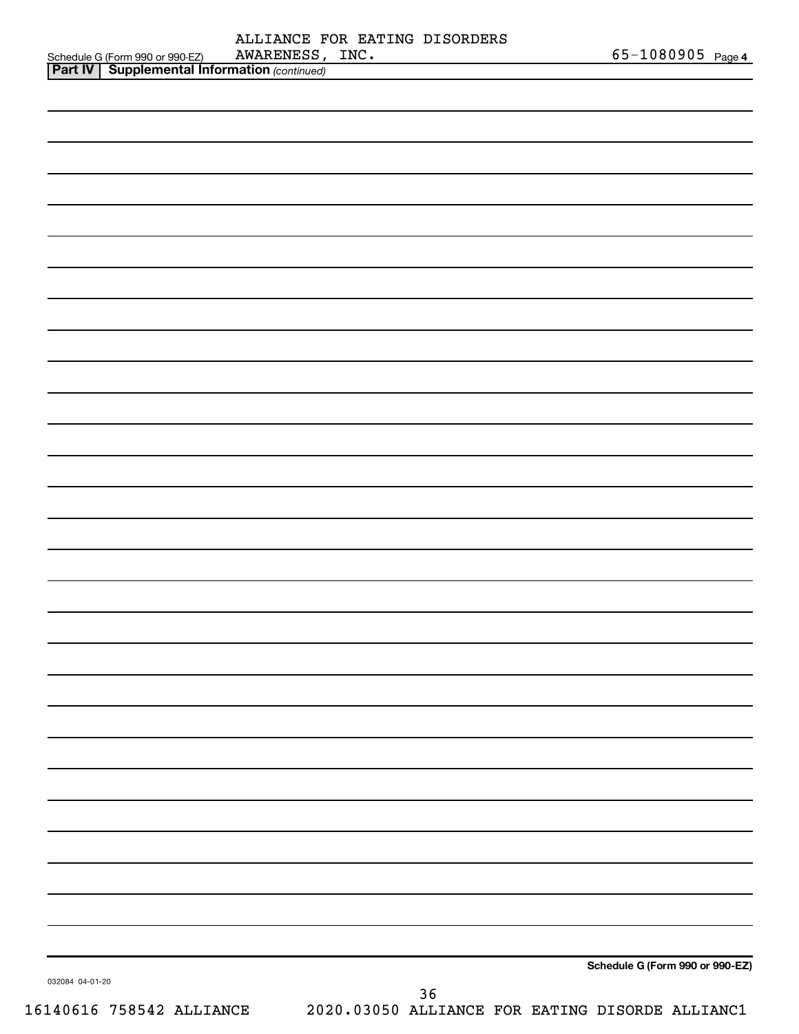**Schedule G (Form 990 or 990-EZ)** ALLIANCE FOR EATING DISORDERS AWARENESS, INC. 65-1080905 Page **4**

**Part IV | Supplemental Information** *(continued)*

**Schedule G (Form 990 or 990-EZ)**

032084 04-01-20

16140616 758542 ALLIANCE 2020.03050 ALLIANCE FOR EATING DISORDE ALLIANC1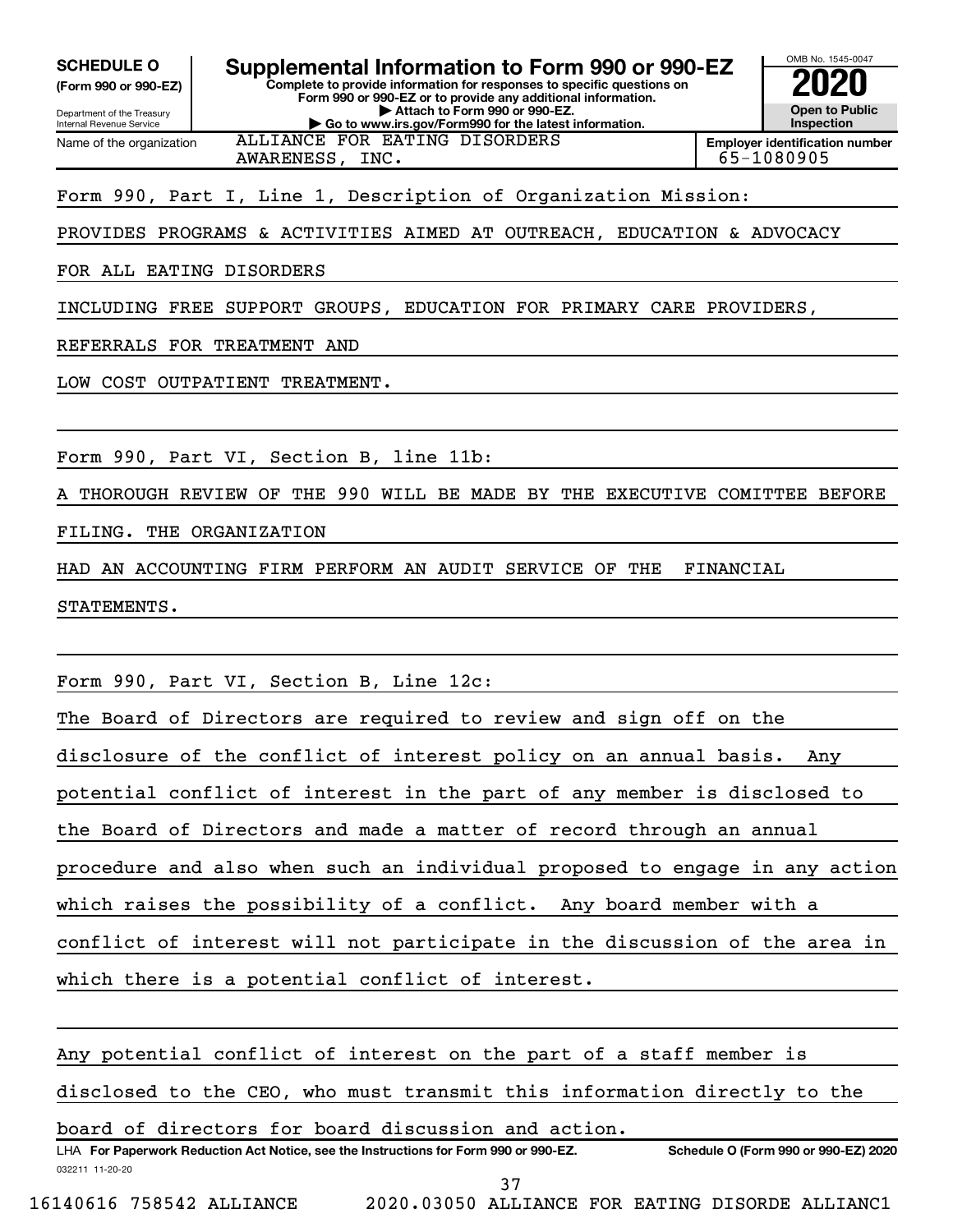**SCHEDULE O**
**(Form 990 or 990-EZ)**

Department of the Treasury
Internal Revenue Service

# Supplemental Information to Form 990 or 990-EZ

**Complete to provide information for responses to specific questions on Form 990 or 990-EZ or to provide any additional information.**
**▶ Attach to Form 990 or 990-EZ.**
**▶ Go to www.irs.gov/Form990 for the latest information.**

OMB No. 1545-0047
**2020**
**Open to Public Inspection**

| Name of the organization | Employer identification number |
|---|---|
| ALLIANCE FOR EATING DISORDERS AWARENESS, INC. | 65-1080905 |

Form 990, Part I, Line 1, Description of Organization Mission:

PROVIDES PROGRAMS & ACTIVITIES AIMED AT OUTREACH, EDUCATION & ADVOCACY FOR ALL EATING DISORDERS INCLUDING FREE SUPPORT GROUPS, EDUCATION FOR PRIMARY CARE PROVIDERS, REFERRALS FOR TREATMENT AND LOW COST OUTPATIENT TREATMENT.

Form 990, Part VI, Section B, line 11b:

A THOROUGH REVIEW OF THE 990 WILL BE MADE BY THE EXECUTIVE COMITTEE BEFORE FILING. THE ORGANIZATION HAD AN ACCOUNTING FIRM PERFORM AN AUDIT SERVICE OF THE FINANCIAL STATEMENTS.

Form 990, Part VI, Section B, Line 12c:

The Board of Directors are required to review and sign off on the disclosure of the conflict of interest policy on an annual basis. Any potential conflict of interest in the part of any member is disclosed to the Board of Directors and made a matter of record through an annual procedure and also when such an individual proposed to engage in any action which raises the possibility of a conflict. Any board member with a conflict of interest will not participate in the discussion of the area in which there is a potential conflict of interest.

Any potential conflict of interest on the part of a staff member is disclosed to the CEO, who must transmit this information directly to the board of directors for board discussion and action.

LHA **For Paperwork Reduction Act Notice, see the Instructions for Form 990 or 990-EZ.** **Schedule O (Form 990 or 990-EZ) 2020**

032211 11-20-20

16140616 758542 ALLIANCE 2020.03050 ALLIANCE FOR EATING DISORDE ALLIANC1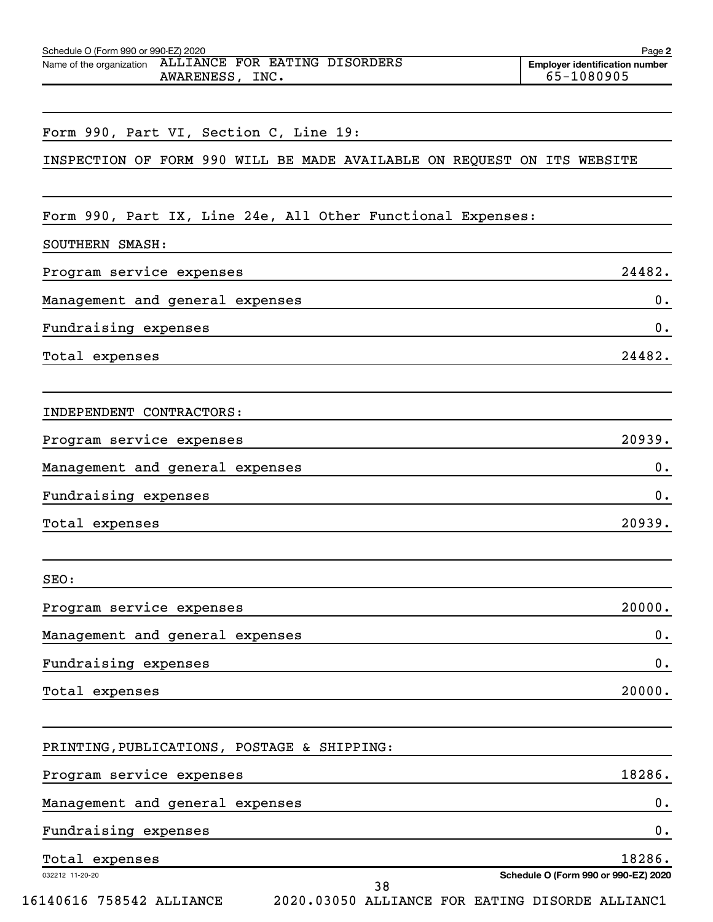Name of the organization: ALLIANCE FOR EATING DISORDERS AWARENESS, INC.

Employer identification number: 65-1080905

Form 990, Part VI, Section C, Line 19:

INSPECTION OF FORM 990 WILL BE MADE AVAILABLE ON REQUEST ON ITS WEBSITE

Form 990, Part IX, Line 24e, All Other Functional Expenses:

SOUTHERN SMASH:

| | |
|---|---|
| Program service expenses | 24482. |
| Management and general expenses | 0. |
| Fundraising expenses | 0. |
| Total expenses | 24482. |

INDEPENDENT CONTRACTORS:

| | |
|---|---|
| Program service expenses | 20939. |
| Management and general expenses | 0. |
| Fundraising expenses | 0. |
| Total expenses | 20939. |

SEO:

| | |
|---|---|
| Program service expenses | 20000. |
| Management and general expenses | 0. |
| Fundraising expenses | 0. |
| Total expenses | 20000. |

PRINTING,PUBLICATIONS, POSTAGE & SHIPPING:

| | |
|---|---|
| Program service expenses | 18286. |
| Management and general expenses | 0. |
| Fundraising expenses | 0. |
| Total expenses | 18286. |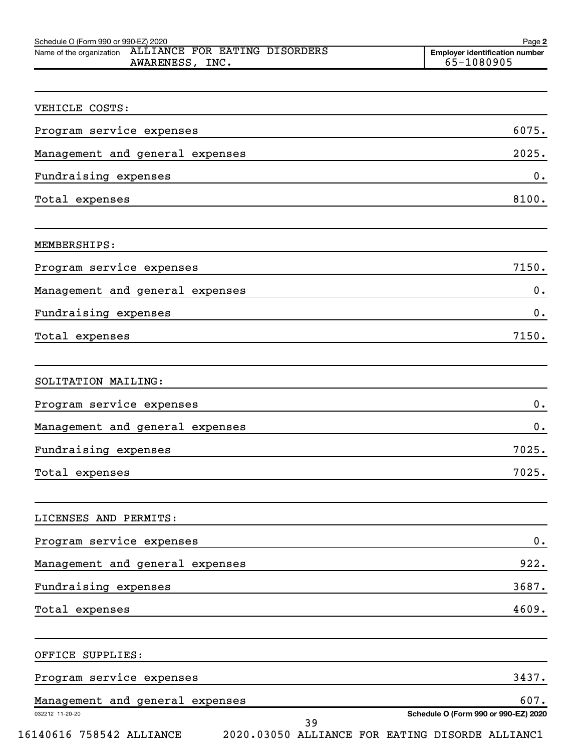Schedule O (Form 990 or 990-EZ) 2020

Name of the organization: ALLIANCE FOR EATING DISORDERS AWARENESS, INC.

Employer identification number: 65-1080905

VEHICLE COSTS:

| | |
|---|---|
| Program service expenses | 6075. |
| Management and general expenses | 2025. |
| Fundraising expenses | 0. |
| Total expenses | 8100. |

MEMBERSHIPS:

| | |
|---|---|
| Program service expenses | 7150. |
| Management and general expenses | 0. |
| Fundraising expenses | 0. |
| Total expenses | 7150. |

SOLITATION MAILING:

| | |
|---|---|
| Program service expenses | 0. |
| Management and general expenses | 0. |
| Fundraising expenses | 7025. |
| Total expenses | 7025. |

LICENSES AND PERMITS:

| | |
|---|---|
| Program service expenses | 0. |
| Management and general expenses | 922. |
| Fundraising expenses | 3687. |
| Total expenses | 4609. |

OFFICE SUPPLIES:

| | |
|---|---|
| Program service expenses | 3437. |
| Management and general expenses | 607. |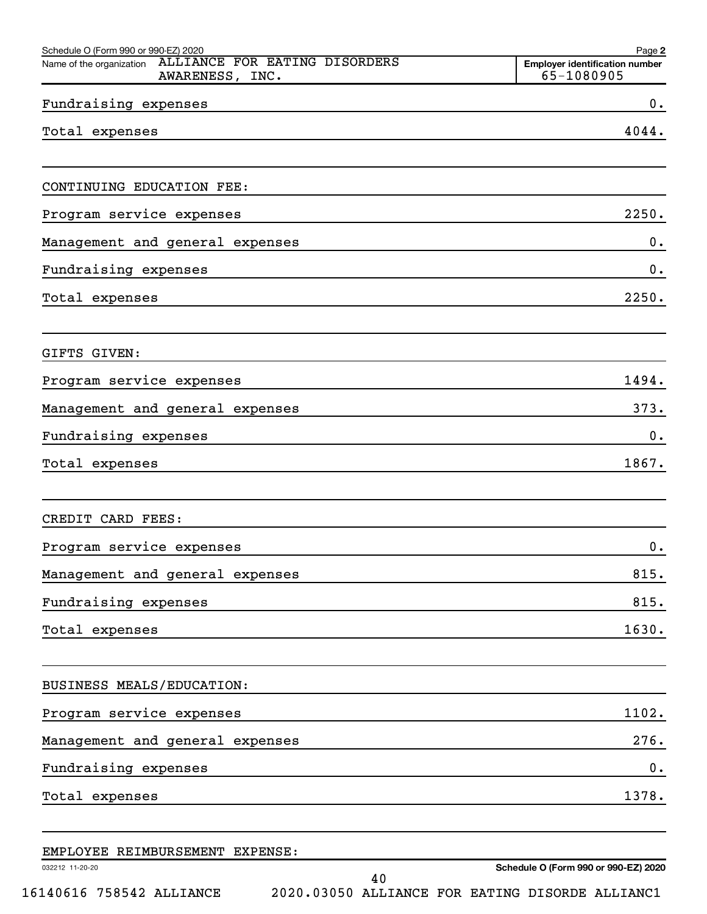Schedule O (Form 990 or 990-EZ) 2020

Name of the organization ALLIANCE FOR EATING DISORDERS AWARENESS, INC.

Employer identification number 65-1080905

| | |
|---|---|
| Fundraising expenses | 0. |
| Total expenses | 4044. |

CONTINUING EDUCATION FEE:

| | |
|---|---|
| Program service expenses | 2250. |
| Management and general expenses | 0. |
| Fundraising expenses | 0. |
| Total expenses | 2250. |

GIFTS GIVEN:

| | |
|---|---|
| Program service expenses | 1494. |
| Management and general expenses | 373. |
| Fundraising expenses | 0. |
| Total expenses | 1867. |

CREDIT CARD FEES:

| | |
|---|---|
| Program service expenses | 0. |
| Management and general expenses | 815. |
| Fundraising expenses | 815. |
| Total expenses | 1630. |

BUSINESS MEALS/EDUCATION:

| | |
|---|---|
| Program service expenses | 1102. |
| Management and general expenses | 276. |
| Fundraising expenses | 0. |
| Total expenses | 1378. |

EMPLOYEE REIMBURSEMENT EXPENSE: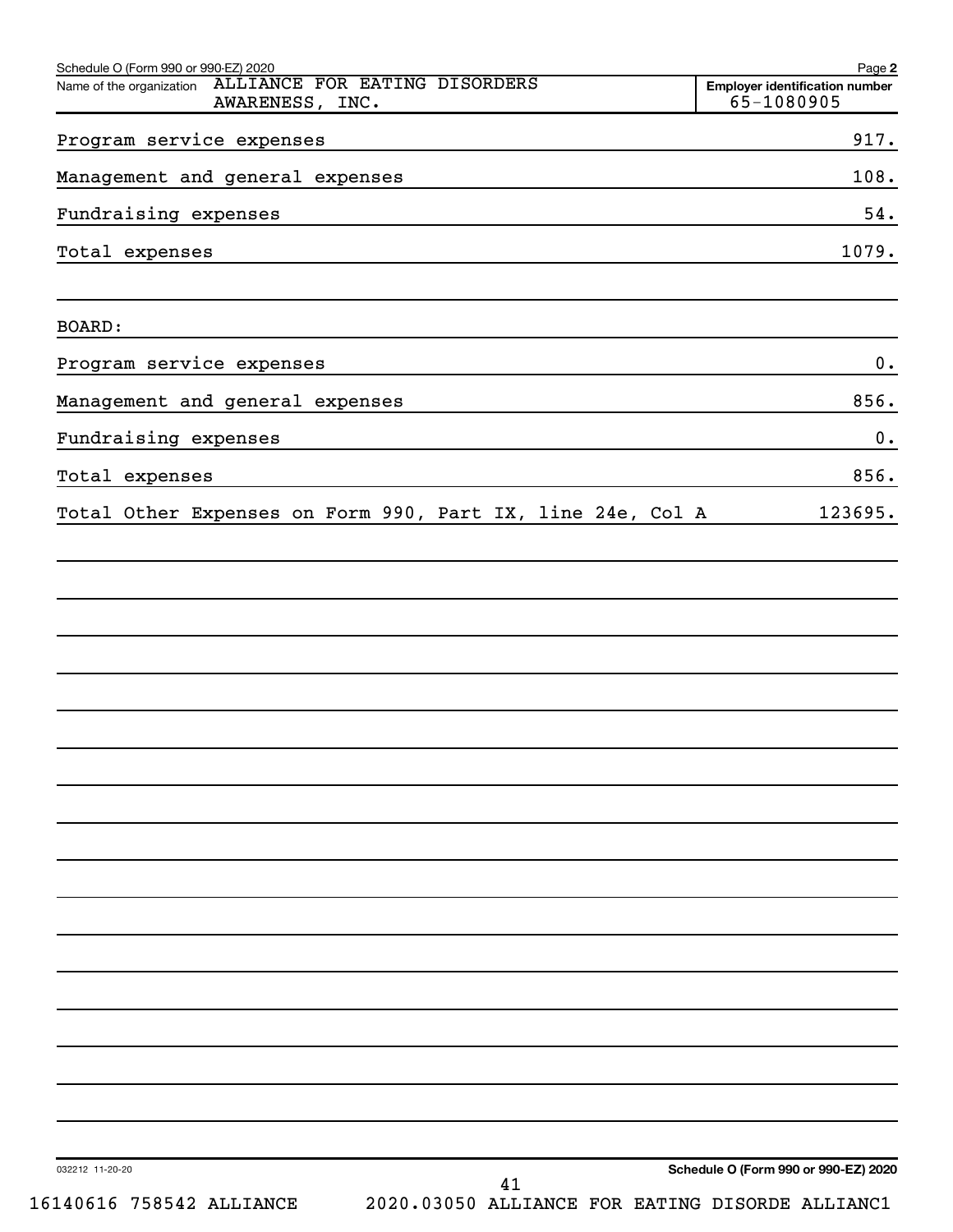Schedule O (Form 990 or 990-EZ) 2020

Name of the organization: ALLIANCE FOR EATING DISORDERS AWARENESS, INC.

Employer identification number: 65-1080905

| | |
|---|---|
| Program service expenses | 917. |
| Management and general expenses | 108. |
| Fundraising expenses | 54. |
| Total expenses | 1079. |

BOARD:

| | |
|---|---|
| Program service expenses | 0. |
| Management and general expenses | 856. |
| Fundraising expenses | 0. |
| Total expenses | 856. |
| Total Other Expenses on Form 990, Part IX, line 24e, Col A | 123695. |

032212 11-20-20

Schedule O (Form 990 or 990-EZ) 2020

16140616 758542 ALLIANCE 2020.03050 ALLIANCE FOR EATING DISORDE ALLIANC1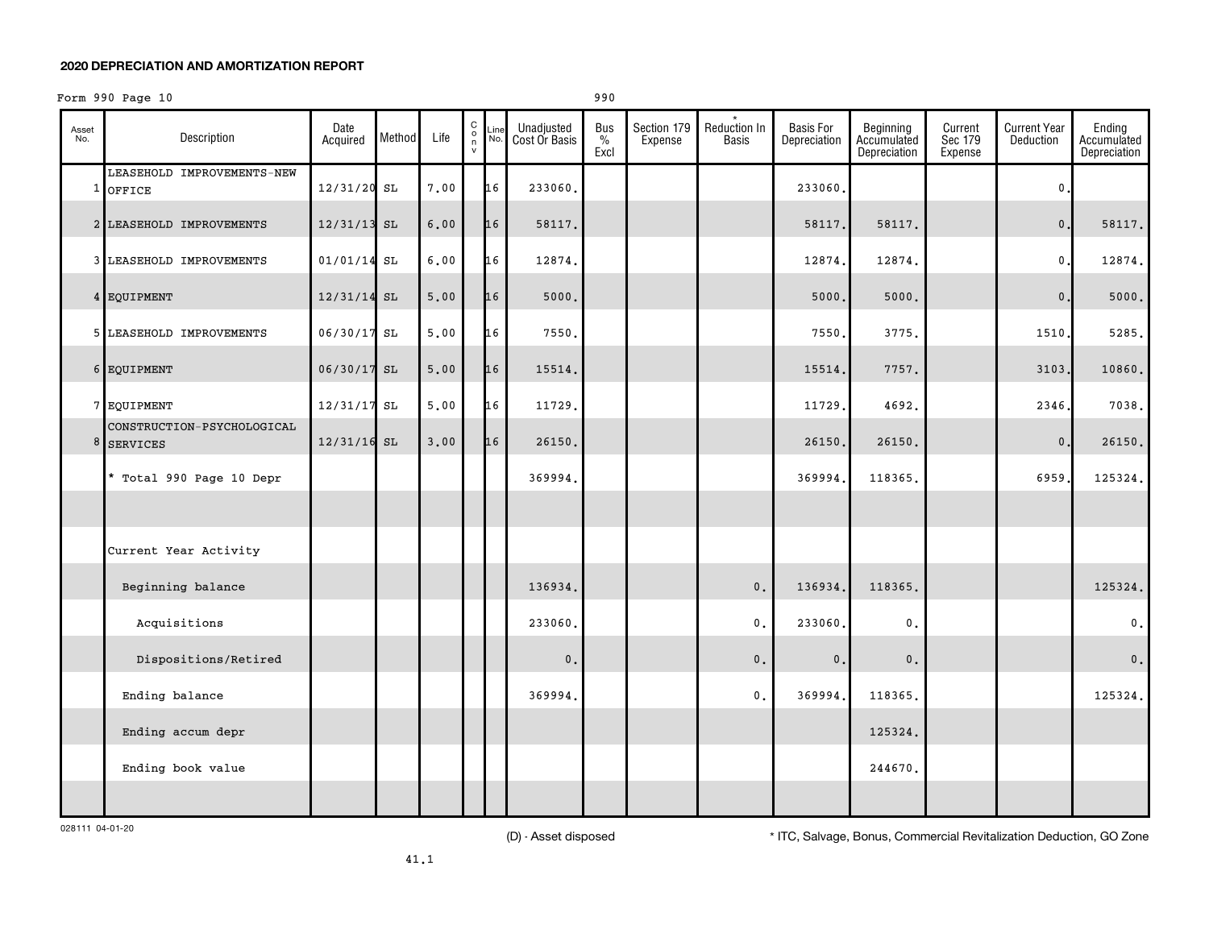**2020 DEPRECIATION AND AMORTIZATION REPORT**

Form 990 Page 10 990

| Asset No. | Description | Date Acquired | Method | Life | C o n v | Line No. | Unadjusted Cost Or Basis | Bus % Excl | Section 179 Expense | * Reduction In Basis | Basis For Depreciation | Beginning Accumulated Depreciation | Current Sec 179 Expense | Current Year Deduction | Ending Accumulated Depreciation |
|---|---|---|---|---|---|---|---|---|---|---|---|---|---|---|---|
| 1 | LEASEHOLD IMPROVEMENTS-NEW OFFICE | 12/31/20 | SL | 7.00 | | 16 | 233060. | | | | 233060. | | | 0. | |
| 2 | LEASEHOLD IMPROVEMENTS | 12/31/13 | SL | 6.00 | | 16 | 58117. | | | | 58117. | 58117. | | 0. | 58117. |
| 3 | LEASEHOLD IMPROVEMENTS | 01/01/14 | SL | 6.00 | | 16 | 12874. | | | | 12874. | 12874. | | 0. | 12874. |
| 4 | EQUIPMENT | 12/31/14 | SL | 5.00 | | 16 | 5000. | | | | 5000. | 5000. | | 0. | 5000. |
| 5 | LEASEHOLD IMPROVEMENTS | 06/30/17 | SL | 5.00 | | 16 | 7550. | | | | 7550. | 3775. | | 1510. | 5285. |
| 6 | EQUIPMENT | 06/30/17 | SL | 5.00 | | 16 | 15514. | | | | 15514. | 7757. | | 3103. | 10860. |
| 7 | EQUIPMENT | 12/31/17 | SL | 5.00 | | 16 | 11729. | | | | 11729. | 4692. | | 2346. | 7038. |
| 8 | CONSTRUCTION-PSYCHOLOGICAL SERVICES | 12/31/16 | SL | 3.00 | | 16 | 26150. | | | | 26150. | 26150. | | 0. | 26150. |
| | * Total 990 Page 10 Depr | | | | | | 369994. | | | | 369994. | 118365. | | 6959. | 125324. |
| | | | | | | | | | | | | | | | |
| | Current Year Activity | | | | | | | | | | | | | | |
| | Beginning balance | | | | | | 136934. | | | 0. | 136934. | 118365. | | | 125324. |
| | Acquisitions | | | | | | 233060. | | | 0. | 233060. | 0. | | | 0. |
| | Dispositions/Retired | | | | | | 0. | | | 0. | 0. | 0. | | | 0. |
| | Ending balance | | | | | | 369994. | | | 0. | 369994. | 118365. | | | 125324. |
| | Ending accum depr | | | | | | | | | | | 125324. | | | |
| | Ending book value | | | | | | | | | | | 244670. | | | |

028111 04-01-20

(D) - Asset disposed

* ITC, Salvage, Bonus, Commercial Revitalization Deduction, GO Zone

41.1